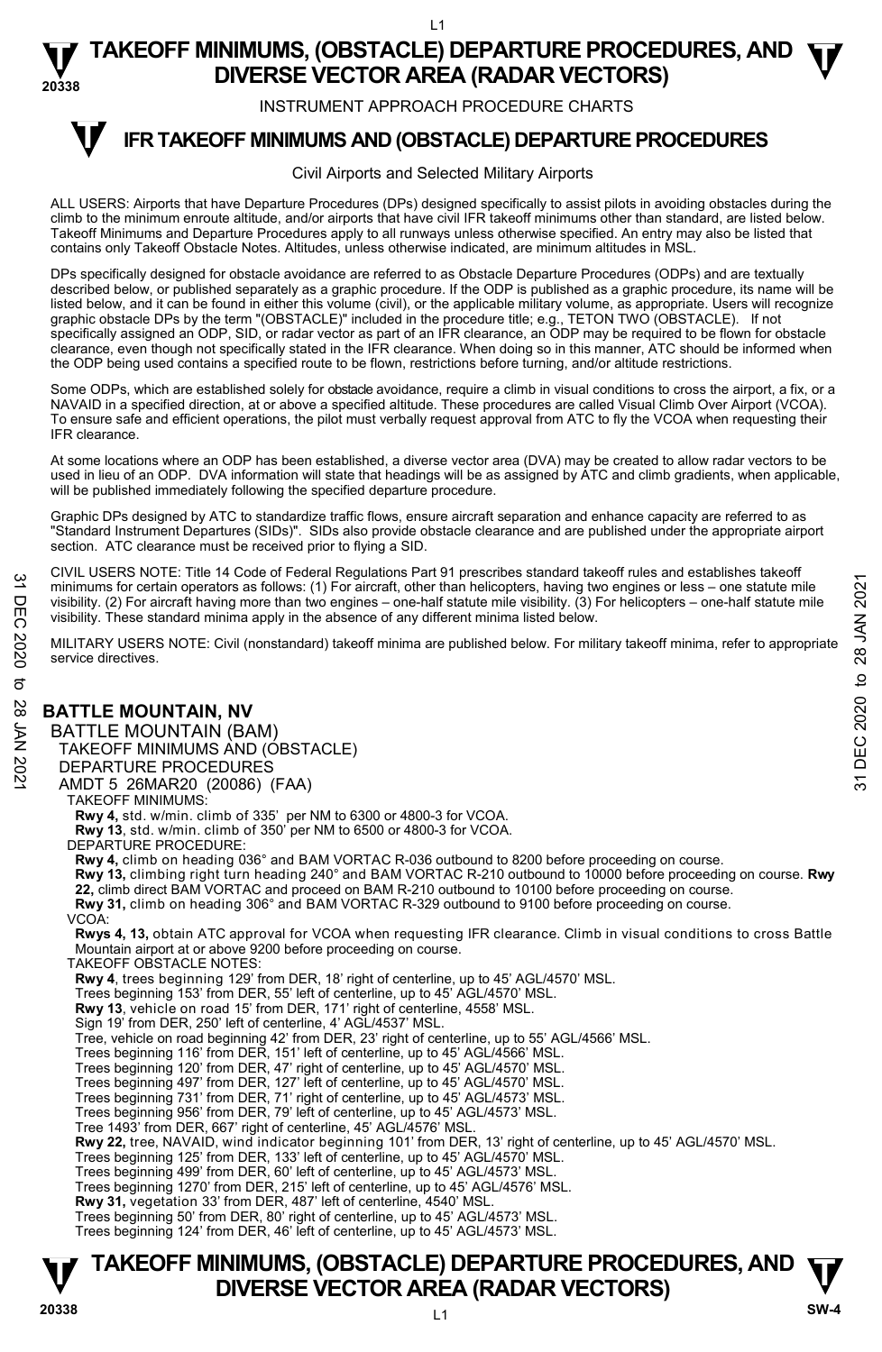# TAKEOFF MINIMUMS, (OBSTACLE) DEPARTURE PROCEDURES, AND DIVERSE VECTOR AREA (RADAR VECTORS)

INSTRUMENT APPROACH PROCEDURE CHARTS

## IFR TAKEOFF MINIMUMS AND (OBSTACLE) DEPARTURE PROCEDURES

Civil Airports and Selected Military Airports

ALL USERS: Airports that have Departure Procedures (DPs) designed specifically to assist pilots in avoiding obstacles during the climb to the minimum enroute altitude, and/or airports that have civil IFR takeoff minimums other than standard, are listed below. Takeoff Minimums and Departure Procedures apply to all runways unless otherwise specified. An entry may also be listed that contains only Takeoff Obstacle Notes. Altitudes, unless otherwise indicated, are minimum altitudes in MSL.

DPs specifically designed for obstacle avoidance are referred to as Obstacle Departure Procedures (ODPs) and are textually described below, or published separately as a graphic procedure. If the ODP is published as a graphic procedure, its name will be listed below, and it can be found in either this volume (civil), or the applicable military volume, as appropriate. Users will recognize graphic obstacle DPs by the term "(OBSTACLE)" included in the procedure title; e.g., TETON TWO (OBSTACLE). If not specifically assigned an ODP, SID, or radar vector as part of an IFR clearance, an ODP may be required to be flown for obstacle clearance, even though not specifically stated in the IFR clearance. When doing so in this manner, ATC should be informed when the ODP being used contains a specified route to be flown, restrictions before turning, and/or altitude restrictions.

Some ODPs, which are established solely for obstacle avoidance, require a climb in visual conditions to cross the airport, a fix, or a NAVAID in a specified direction, at or above a specified altitude. These procedures are called Visual Climb Over Airport (VCOA). To ensure safe and efficient operations, the pilot must verbally request approval from ATC to fly the VCOA when requesting their IFR clearance.

At some locations where an ODP has been established, a diverse vector area (DVA) may be created to allow radar vectors to be used in lieu of an ODP. DVA information will state that headings will be as assigned by ATC and climb gradients, when applicable, will be published immediately following the specified departure procedure.

Graphic DPs designed by ATC to standardize traffic flows, ensure aircraft separation and enhance capacity are referred to as "Standard Instrument Departures (SIDs)". SIDs also provide obstacle clearance and are published under the appropriate airport section. ATC clearance must be received prior to flying a SID.

CIVIL USERS NOTE: Title 14 Code of Federal Regulations Part 91 prescribes standard takeoff rules and establishes takeoff minimums for certain operators as follows: (1) For aircraft, other than helicopters, having two engines or less – one statute mile visibility. (2) For aircraft having more than two engines – one-half statute mile visibility. (3) For helicopters – one-half statute mile visibility. These standard minima apply in the absence of any different minima listed below.

MILITARY USERS NOTE: Civil (nonstandard) takeoff minima are published below. For military takeoff minima, refer to appropriate service directives.

### BATTLE MOUNTAIN, NV

BATTLE MOUNTAIN (BAM)
TAKEOFF MINIMUMS AND (OBSTACLE) DEPARTURE PROCEDURES
AMDT 5 26MAR20 (20086) (FAA)

TAKEOFF MINIMUMS:
**Rwy 4,** std. w/min. climb of 335' per NM to 6300 or 4800-3 for VCOA.
**Rwy 13**, std. w/min. climb of 350' per NM to 6500 or 4800-3 for VCOA.

DEPARTURE PROCEDURE:
**Rwy 4,** climb on heading 036° and BAM VORTAC R-036 outbound to 8200 before proceeding on course.
**Rwy 13,** climbing right turn heading 240° and BAM VORTAC R-210 outbound to 10000 before proceeding on course. **Rwy 22,** climb direct BAM VORTAC and proceed on BAM R-210 outbound to 10100 before proceeding on course.
**Rwy 31,** climb on heading 306° and BAM VORTAC R-329 outbound to 9100 before proceeding on course.

VCOA:
**Rwys 4, 13,** obtain ATC approval for VCOA when requesting IFR clearance. Climb in visual conditions to cross Battle Mountain airport at or above 9200 before proceeding on course.

TAKEOFF OBSTACLE NOTES:
**Rwy 4**, trees beginning 129' from DER, 18' right of centerline, up to 45' AGL/4570' MSL.
Trees beginning 153' from DER, 55' left of centerline, up to 45' AGL/4570' MSL.
**Rwy 13**, vehicle on road 15' from DER, 171' right of centerline, 4558' MSL.
Sign 19' from DER, 250' left of centerline, 4' AGL/4537' MSL.
Tree, vehicle on road beginning 42' from DER, 23' right of centerline, up to 55' AGL/4566' MSL.
Trees beginning 116' from DER, 151' left of centerline, up to 45' AGL/4566' MSL.
Trees beginning 120' from DER, 47' right of centerline, up to 45' AGL/4570' MSL.
Trees beginning 497' from DER, 127' left of centerline, up to 45' AGL/4570' MSL.
Trees beginning 731' from DER, 71' right of centerline, up to 45' AGL/4573' MSL.
Trees beginning 956' from DER, 79' left of centerline, up to 45' AGL/4573' MSL.
Tree 1493' from DER, 667' right of centerline, 45' AGL/4576' MSL.
**Rwy 22,** tree, NAVAID, wind indicator beginning 101' from DER, 13' right of centerline, up to 45' AGL/4570' MSL.
Trees beginning 125' from DER, 133' left of centerline, up to 45' AGL/4570' MSL.
Trees beginning 499' from DER, 60' left of centerline, up to 45' AGL/4573' MSL.
Trees beginning 1270' from DER, 215' left of centerline, up to 45' AGL/4576' MSL.
**Rwy 31,** vegetation 33' from DER, 487' left of centerline, 4540' MSL.
Trees beginning 50' from DER, 80' right of centerline, up to 45' AGL/4573' MSL.
Trees beginning 124' from DER, 46' left of centerline, up to 45' AGL/4573' MSL.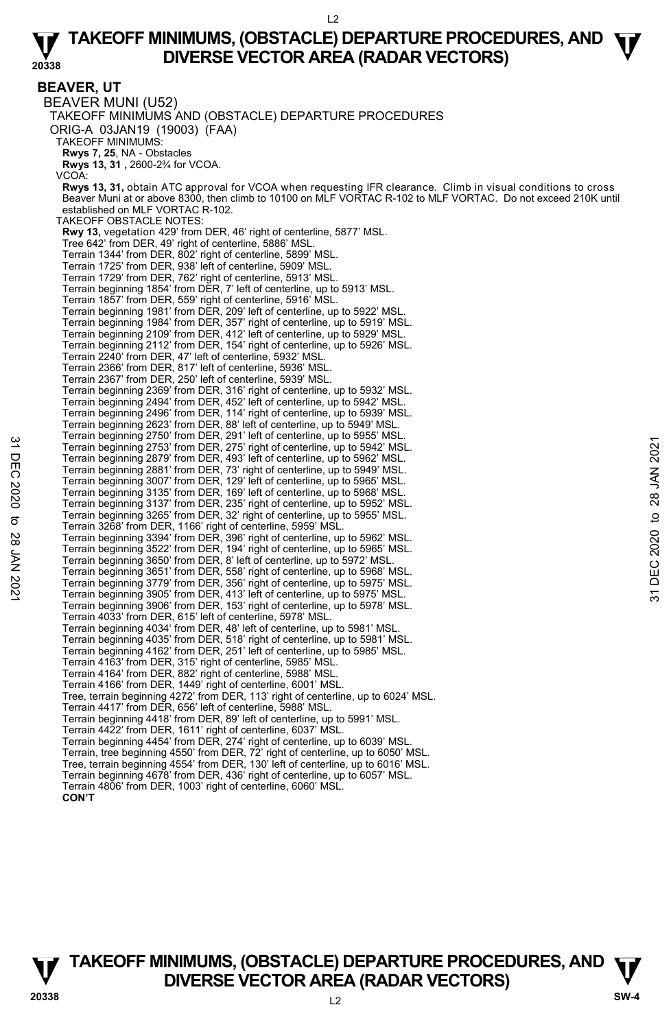# BEAVER, UT

## BEAVER MUNI (U52)

TAKEOFF MINIMUMS AND (OBSTACLE) DEPARTURE PROCEDURES

ORIG-A 03JAN19 (19003) (FAA)

TAKEOFF MINIMUMS:

**Rwys 7, 25**, NA - Obstacles

**Rwys 13, 31 ,** 2600-2¾ for VCOA.

VCOA:

**Rwys 13, 31,** obtain ATC approval for VCOA when requesting IFR clearance. Climb in visual conditions to cross Beaver Muni at or above 8300, then climb to 10100 on MLF VORTAC R-102 to MLF VORTAC. Do not exceed 210K until established on MLF VORTAC R-102.

TAKEOFF OBSTACLE NOTES:

**Rwy 13,** vegetation 429' from DER, 46' right of centerline, 5877' MSL.
Tree 642' from DER, 49' right of centerline, 5886' MSL.
Terrain 1344' from DER, 802' right of centerline, 5899' MSL.
Terrain 1725' from DER, 938' left of centerline, 5909' MSL.
Terrain 1729' from DER, 762' right of centerline, 5913' MSL.
Terrain beginning 1854' from DER, 7' left of centerline, up to 5913' MSL.
Terrain 1857' from DER, 559' right of centerline, 5916' MSL.
Terrain beginning 1981' from DER, 209' left of centerline, up to 5922' MSL.
Terrain beginning 1984' from DER, 357' right of centerline, up to 5919' MSL.
Terrain beginning 2109' from DER, 412' left of centerline, up to 5929' MSL.
Terrain beginning 2112' from DER, 154' right of centerline, up to 5926' MSL.
Terrain 2240' from DER, 47' left of centerline, 5932' MSL.
Terrain 2366' from DER, 817' left of centerline, 5936' MSL.
Terrain 2367' from DER, 250' left of centerline, 5939' MSL.
Terrain beginning 2369' from DER, 316' right of centerline, up to 5932' MSL.
Terrain beginning 2494' from DER, 452' left of centerline, up to 5942' MSL.
Terrain beginning 2496' from DER, 114' right of centerline, up to 5939' MSL.
Terrain beginning 2623' from DER, 88' left of centerline, up to 5949' MSL.
Terrain beginning 2750' from DER, 291' left of centerline, up to 5955' MSL.
Terrain beginning 2753' from DER, 275' right of centerline, up to 5942' MSL.
Terrain beginning 2879' from DER, 493' left of centerline, up to 5962' MSL.
Terrain beginning 2881' from DER, 73' right of centerline, up to 5949' MSL.
Terrain beginning 3007' from DER, 129' left of centerline, up to 5965' MSL.
Terrain beginning 3135' from DER, 169' left of centerline, up to 5968' MSL.
Terrain beginning 3137' from DER, 235' right of centerline, up to 5952' MSL.
Terrain beginning 3265' from DER, 32' right of centerline, up to 5955' MSL.
Terrain 3268' from DER, 1166' right of centerline, 5959' MSL.
Terrain beginning 3394' from DER, 396' right of centerline, up to 5962' MSL.
Terrain beginning 3522' from DER, 194' right of centerline, up to 5965' MSL.
Terrain beginning 3650' from DER, 8' left of centerline, up to 5972' MSL.
Terrain beginning 3651' from DER, 558' right of centerline, up to 5968' MSL.
Terrain beginning 3779' from DER, 356' right of centerline, up to 5975' MSL.
Terrain beginning 3905' from DER, 413' left of centerline, up to 5975' MSL.
Terrain beginning 3906' from DER, 153' right of centerline, up to 5978' MSL.
Terrain 4033' from DER, 615' left of centerline, 5978' MSL.
Terrain beginning 4034' from DER, 48' left of centerline, up to 5981' MSL.
Terrain beginning 4035' from DER, 518' right of centerline, up to 5981' MSL.
Terrain beginning 4162' from DER, 251' left of centerline, up to 5985' MSL.
Terrain 4163' from DER, 315' right of centerline, 5985' MSL.
Terrain 4164' from DER, 882' right of centerline, 5988' MSL.
Terrain 4166' from DER, 1449' right of centerline, 6001' MSL.
Tree, terrain beginning 4272' from DER, 113' right of centerline, up to 6024' MSL.
Terrain 4417' from DER, 656' left of centerline, 5988' MSL.
Terrain beginning 4418' from DER, 89' left of centerline, up to 5991' MSL.
Terrain 4422' from DER, 1611' right of centerline, 6037' MSL.
Terrain beginning 4454' from DER, 274' right of centerline, up to 6039' MSL.
Terrain, tree beginning 4550' from DER, 72' right of centerline, up to 6050' MSL.
Tree, terrain beginning 4554' from DER, 130' left of centerline, up to 6016' MSL.
Terrain beginning 4678' from DER, 436' right of centerline, up to 6057' MSL.
Terrain 4806' from DER, 1003' right of centerline, 6060' MSL.

**CON'T**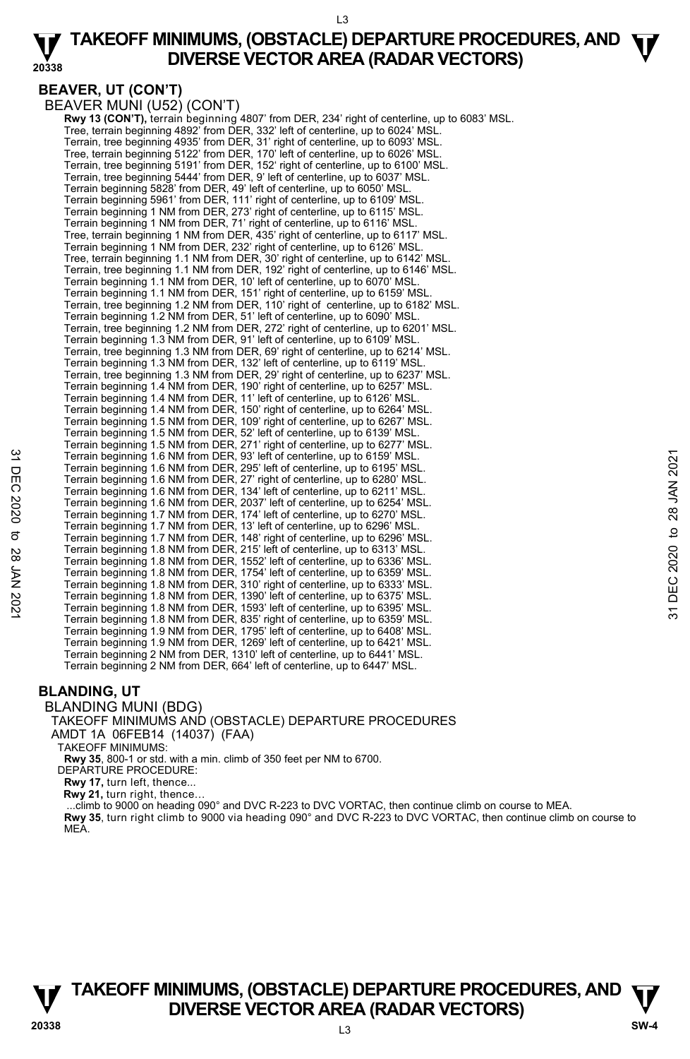## BEAVER, UT (CON'T)

BEAVER MUNI (U52) (CON'T)

**Rwy 13 (CON'T),** terrain beginning 4807' from DER, 234' right of centerline, up to 6083' MSL.
Tree, terrain beginning 4892' from DER, 332' left of centerline, up to 6024' MSL.
Terrain, tree beginning 4935' from DER, 31' right of centerline, up to 6093' MSL.
Tree, terrain beginning 5122' from DER, 170' left of centerline, up to 6026' MSL.
Terrain, tree beginning 5191' from DER, 152' right of centerline, up to 6100' MSL.
Terrain, tree beginning 5444' from DER, 9' left of centerline, up to 6037' MSL.
Terrain beginning 5828' from DER, 49' left of centerline, up to 6050' MSL.
Terrain beginning 5961' from DER, 111' right of centerline, up to 6109' MSL.
Terrain beginning 1 NM from DER, 273' right of centerline, up to 6115' MSL.
Terrain beginning 1 NM from DER, 71' right of centerline, up to 6116' MSL.
Tree, terrain beginning 1 NM from DER, 435' right of centerline, up to 6117' MSL.
Terrain beginning 1 NM from DER, 232' right of centerline, up to 6126' MSL.
Tree, terrain beginning 1.1 NM from DER, 30' right of centerline, up to 6142' MSL.
Terrain, tree beginning 1.1 NM from DER, 192' right of centerline, up to 6146' MSL.
Terrain beginning 1.1 NM from DER, 10' left of centerline, up to 6070' MSL.
Terrain beginning 1.1 NM from DER, 151' right of centerline, up to 6159' MSL.
Terrain, tree beginning 1.2 NM from DER, 110' right of centerline, up to 6182' MSL.
Terrain beginning 1.2 NM from DER, 51' left of centerline, up to 6090' MSL.
Terrain, tree beginning 1.2 NM from DER, 272' right of centerline, up to 6201' MSL.
Terrain beginning 1.3 NM from DER, 91' left of centerline, up to 6109' MSL.
Terrain, tree beginning 1.3 NM from DER, 69' right of centerline, up to 6214' MSL.
Terrain beginning 1.3 NM from DER, 132' left of centerline, up to 6119' MSL.
Terrain, tree beginning 1.3 NM from DER, 29' right of centerline, up to 6237' MSL.
Terrain beginning 1.4 NM from DER, 190' right of centerline, up to 6257' MSL.
Terrain beginning 1.4 NM from DER, 11' left of centerline, up to 6126' MSL.
Terrain beginning 1.4 NM from DER, 150' right of centerline, up to 6264' MSL.
Terrain beginning 1.5 NM from DER, 109' right of centerline, up to 6267' MSL.
Terrain beginning 1.5 NM from DER, 52' left of centerline, up to 6139' MSL.
Terrain beginning 1.5 NM from DER, 271' right of centerline, up to 6277' MSL.
Terrain beginning 1.6 NM from DER, 93' left of centerline, up to 6159' MSL.
Terrain beginning 1.6 NM from DER, 295' left of centerline, up to 6195' MSL.
Terrain beginning 1.6 NM from DER, 27' right of centerline, up to 6280' MSL.
Terrain beginning 1.6 NM from DER, 134' left of centerline, up to 6211' MSL.
Terrain beginning 1.6 NM from DER, 2037' left of centerline, up to 6254' MSL.
Terrain beginning 1.7 NM from DER, 174' left of centerline, up to 6270' MSL.
Terrain beginning 1.7 NM from DER, 13' left of centerline, up to 6296' MSL.
Terrain beginning 1.7 NM from DER, 148' right of centerline, up to 6296' MSL.
Terrain beginning 1.8 NM from DER, 215' left of centerline, up to 6313' MSL.
Terrain beginning 1.8 NM from DER, 1552' left of centerline, up to 6336' MSL.
Terrain beginning 1.8 NM from DER, 1754' left of centerline, up to 6359' MSL.
Terrain beginning 1.8 NM from DER, 310' right of centerline, up to 6333' MSL.
Terrain beginning 1.8 NM from DER, 1390' left of centerline, up to 6375' MSL.
Terrain beginning 1.8 NM from DER, 1593' left of centerline, up to 6395' MSL.
Terrain beginning 1.8 NM from DER, 835' right of centerline, up to 6359' MSL.
Terrain beginning 1.9 NM from DER, 1795' left of centerline, up to 6408' MSL.
Terrain beginning 1.9 NM from DER, 1269' left of centerline, up to 6421' MSL.
Terrain beginning 2 NM from DER, 1310' left of centerline, up to 6441' MSL.
Terrain beginning 2 NM from DER, 664' left of centerline, up to 6447' MSL.

## BLANDING, UT

BLANDING MUNI (BDG)
TAKEOFF MINIMUMS AND (OBSTACLE) DEPARTURE PROCEDURES
AMDT 1A 06FEB14 (14037) (FAA)

TAKEOFF MINIMUMS:
**Rwy 35**, 800-1 or std. with a min. climb of 350 feet per NM to 6700.

DEPARTURE PROCEDURE:
**Rwy 17,** turn left, thence...
**Rwy 21,** turn right, thence...
...climb to 9000 on heading 090° and DVC R-223 to DVC VORTAC, then continue climb on course to MEA.
**Rwy 35**, turn right climb to 9000 via heading 090° and DVC R-223 to DVC VORTAC, then continue climb on course to MEA.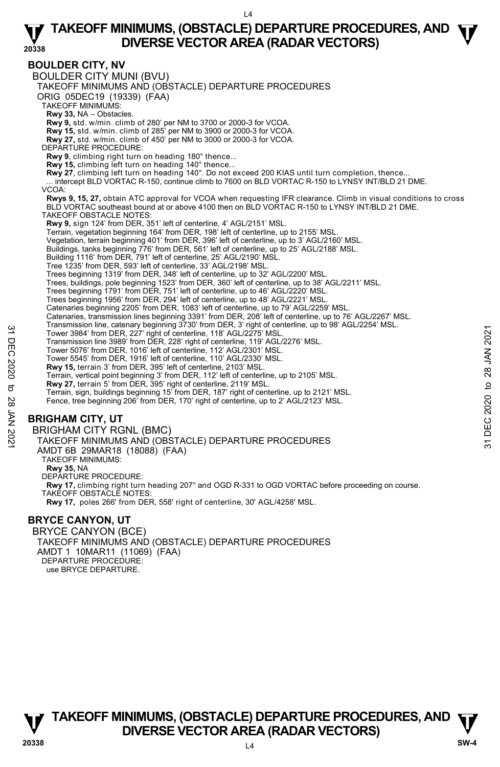## BOULDER CITY, NV

BOULDER CITY MUNI (BVU)

TAKEOFF MINIMUMS AND (OBSTACLE) DEPARTURE PROCEDURES

ORIG 05DEC19 (19339) (FAA)

TAKEOFF MINIMUMS:

**Rwy 33,** NA – Obstacles.

**Rwy 9,** std. w/min. climb of 280' per NM to 3700 or 2000-3 for VCOA.

**Rwy 15,** std. w/min. climb of 285' per NM to 3900 or 2000-3 for VCOA.

**Rwy 27,** std. w/min. climb of 450' per NM to 3000 or 2000-3 for VCOA.

DEPARTURE PROCEDURE:

**Rwy 9**, climbing right turn on heading 180° thence...

**Rwy 15,** climbing left turn on heading 140° thence...

**Rwy 27**, climbing left turn on heading 140°. Do not exceed 200 KIAS until turn completion, thence...

... intercept BLD VORTAC R-150, continue climb to 7600 on BLD VORTAC R-150 to LYNSY INT/BLD 21 DME.

VCOA:

**Rwys 9, 15, 27,** obtain ATC approval for VCOA when requesting IFR clearance. Climb in visual conditions to cross BLD VORTAC southeast bound at or above 4100 then on BLD VORTAC R-150 to LYNSY INT/BLD 21 DME.

TAKEOFF OBSTACLE NOTES:

**Rwy 9,** sign 124' from DER, 351' left of centerline, 4' AGL/2151' MSL.

Terrain, vegetation beginning 164' from DER, 198' left of centerline, up to 2155' MSL.

Vegetation, terrain beginning 401' from DER, 396' left of centerline, up to 3' AGL/2160' MSL.

Buildings, tanks beginning 776' from DER, 561' left of centerline, up to 25' AGL/2188' MSL.

Building 1116' from DER, 791' left of centerline, 25' AGL/2190' MSL.

Tree 1235' from DER, 593' left of centerline, 33' AGL/2198' MSL.

Trees beginning 1319' from DER, 348' left of centerline, up to 32' AGL/2200' MSL.

Trees, buildings, pole beginning 1523' from DER, 360' left of centerline, up to 38' AGL/2211' MSL.

Trees beginning 1791' from DER, 751' left of centerline, up to 46' AGL/2220' MSL.

Trees beginning 1956' from DER, 294' left of centerline, up to 48' AGL/2221' MSL.

Catenaries beginning 2205' from DER, 1083' left of centerline, up to 79' AGL/2259' MSL.

Catenaries, transmission lines beginning 3391' from DER, 208' left of centerline, up to 76' AGL/2267' MSL.

Transmission line, catenary beginning 3730' from DER, 3' right of centerline, up to 98' AGL/2254' MSL.

Tower 3984' from DER, 227' right of centerline, 118' AGL/2275' MSL.

Transmission line 3989' from DER, 228' right of centerline, 119' AGL/2276' MSL.

Tower 5076' from DER, 1016' left of centerline, 112' AGL/2301' MSL.

Tower 5545' from DER, 1916' left of centerline, 110' AGL/2330' MSL.

**Rwy 15,** terrain 3' from DER, 395' left of centerline, 2103' MSL.

Terrain, vertical point beginning 3' from DER, 112' left of centerline, up to 2105' MSL.

**Rwy 27,** terrain 5' from DER, 395' right of centerline, 2119' MSL.

Terrain, sign, buildings beginning 15' from DER, 187' right of centerline, up to 2121' MSL.

Fence, tree beginning 206' from DER, 170' right of centerline, up to 2' AGL/2123' MSL.

## BRIGHAM CITY, UT

BRIGHAM CITY RGNL (BMC)

TAKEOFF MINIMUMS AND (OBSTACLE) DEPARTURE PROCEDURES

AMDT 6B 29MAR18 (18088) (FAA)

TAKEOFF MINIMUMS:

**Rwy 35,** NA

DEPARTURE PROCEDURE:

**Rwy 17,** climbing right turn heading 207° and OGD R-331 to OGD VORTAC before proceeding on course.

TAKEOFF OBSTACLE NOTES:

**Rwy 17,** poles 266' from DER, 558' right of centerline, 30' AGL/4258' MSL.

## BRYCE CANYON, UT

BRYCE CANYON (BCE)

TAKEOFF MINIMUMS AND (OBSTACLE) DEPARTURE PROCEDURES

AMDT 1 10MAR11 (11069) (FAA)

DEPARTURE PROCEDURE:

use BRYCE DEPARTURE.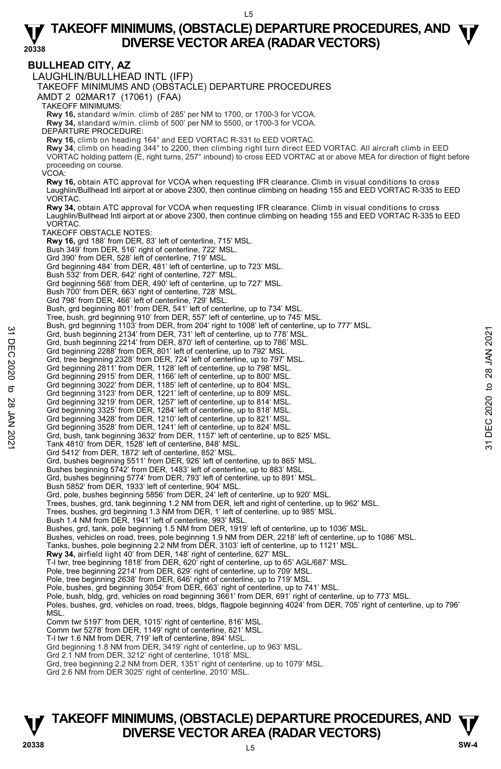# TAKEOFF MINIMUMS, (OBSTACLE) DEPARTURE PROCEDURES, AND DIVERSE VECTOR AREA (RADAR VECTORS)

## BULLHEAD CITY, AZ

LAUGHLIN/BULLHEAD INTL (IFP)

TAKEOFF MINIMUMS AND (OBSTACLE) DEPARTURE PROCEDURES

AMDT 2 02MAR17 (17061) (FAA)

TAKEOFF MINIMUMS:

**Rwy 16,** standard w/min. climb of 285' per NM to 1700, or 1700-3 for VCOA.

**Rwy 34,** standard w/min. climb of 500' per NM to 5500, or 1700-3 for VCOA.

DEPARTURE PROCEDURE:

**Rwy 16,** climb on heading 164° and EED VORTAC R-331 to EED VORTAC.

**Rwy 34**, climb on heading 344° to 2200, then climbing right turn direct EED VORTAC. All aircraft climb in EED VORTAC holding pattern (E, right turns, 257° inbound) to cross EED VORTAC at or above MEA for direction of flight before proceeding on course.

VCOA:

**Rwy 16,** obtain ATC approval for VCOA when requesting IFR clearance. Climb in visual conditions to cross Laughlin/Bullhead Intl airport at or above 2300, then continue climbing on heading 155 and EED VORTAC R-335 to EED VORTAC.

**Rwy 34,** obtain ATC approval for VCOA when requesting IFR clearance. Climb in visual conditions to cross Laughlin/Bullhead Intl airport at or above 2300, then continue climbing on heading 155 and EED VORTAC R-335 to EED VORTAC.

TAKEOFF OBSTACLE NOTES:

**Rwy 16,** grd 188' from DER, 83' left of centerline, 715' MSL.
Bush 349' from DER, 516' right of centerline, 722' MSL.
Grd 390' from DER, 528' left of centerline, 719' MSL.
Grd beginning 484' from DER, 481' left of centerline, up to 723' MSL.
Bush 532' from DER, 642' right of centerline, 727' MSL.
Grd beginning 568' from DER, 490' left of centerline, up to 727' MSL.
Bush 700' from DER, 663' right of centerline, 728' MSL.
Grd 798' from DER, 466' left of centerline, 729' MSL.
Bush, grd beginning 801' from DER, 541' left of centerline, up to 734' MSL.
Tree, bush, grd beginning 910' from DER, 557' left of centerline, up to 745' MSL.
Bush, grd beginning 1103' from DER, from 204' right to 1008' left of centerline, up to 777' MSL.
Grd, bush beginning 2134' from DER, 731' left of centerline, up to 778' MSL.
Grd, bush beginning 2214' from DER, 870' left of centerline, up to 786' MSL.
Grd beginning 2288' from DER, 801' left of centerline, up to 792' MSL.
Grd, tree beginning 2328' from DER, 724' left of centerline, up to 797' MSL.
Grd beginning 2811' from DER, 1128' left of centerline, up to 798' MSL.
Grd beginning 2915' from DER, 1166' left of centerline, up to 800' MSL.
Grd beginning 3022' from DER, 1185' left of centerline, up to 804' MSL.
Grd beginning 3123' from DER, 1221' left of centerline, up to 809' MSL.
Grd beginning 3219' from DER, 1257' left of centerline, up to 814' MSL.
Grd beginning 3325' from DER, 1284' left of centerline, up to 818' MSL.
Grd beginning 3428' from DER, 1210' left of centerline, up to 821' MSL.
Grd beginning 3528' from DER, 1241' left of centerline, up to 824' MSL.
Grd, bush, tank beginning 3632' from DER, 1157' left of centerline, up to 825' MSL.
Tank 4810' from DER, 1528' left of centerline, 848' MSL.
Grd 5412' from DER, 1872' left of centerline, 852' MSL.
Grd, bushes beginning 5511' from DER, 926' left of centerline, up to 865' MSL.
Bushes beginning 5742' from DER, 1483' left of centerline, up to 883' MSL.
Grd, bushes beginning 5774' from DER, 793' left of centerline, up to 891' MSL.
Bush 5852' from DER, 1933' left of centerline, 904' MSL.
Grd, pole, bushes beginning 5856' from DER, 24' left of centerline, up to 920' MSL.
Trees, bushes, grd, tank beginning 1.2 NM from DER, left and right of centerline, up to 962' MSL.
Trees, bushes, grd beginning 1.3 NM from DER, 1' left of centerline, up to 985' MSL.
Bush 1.4 NM from DER, 1941' left of centerline, 993' MSL.
Bushes, grd, tank, pole beginning 1.5 NM from DER, 1919' left of centerline, up to 1036' MSL.
Bushes, vehicles on road, trees, pole beginning 1.9 NM from DER, 2218' left of centerline, up to 1086' MSL.
Tanks, bushes, pole beginning 2.2 NM from DER, 3103' left of centerline, up to 1121' MSL.

**Rwy 34,** airfield light 40' from DER, 148' right of centerline, 627' MSL.
T-l twr, tree beginning 1818' from DER, 620' right of centerline, up to 65' AGL/687' MSL.
Pole, tree beginning 2214' from DER, 629' right of centerline, up to 709' MSL.
Pole, tree beginning 2638' from DER, 646' right of centerline, up to 719' MSL.
Pole, bushes, grd beginning 3054' from DER, 663' right of centerline, up to 741' MSL.
Pole, bush, bldg, grd, vehicles on road beginning 3661' from DER, 691' right of centerline, up to 773' MSL.
Poles, bushes, grd, vehicles on road, trees, bldgs, flagpole beginning 4024' from DER, 705' right of centerline, up to 796' MSL.
Comm twr 5197' from DER, 1015' right of centerline, 816' MSL.
Comm twr 5278' from DER, 1149' right of centerline, 821' MSL.
T-l twr 1.6 NM from DER, 719' left of centerline, 894' MSL.
Grd beginning 1.8 NM from DER, 3419' right of centerline, up to 963' MSL.
Grd 2.1 NM from DER, 3212' right of centerline, 1018' MSL.
Grd, tree beginning 2.2 NM from DER, 1351' right of centerline, up to 1079' MSL.
Grd 2.6 NM from DER 3025' right of centerline, 2010' MSL.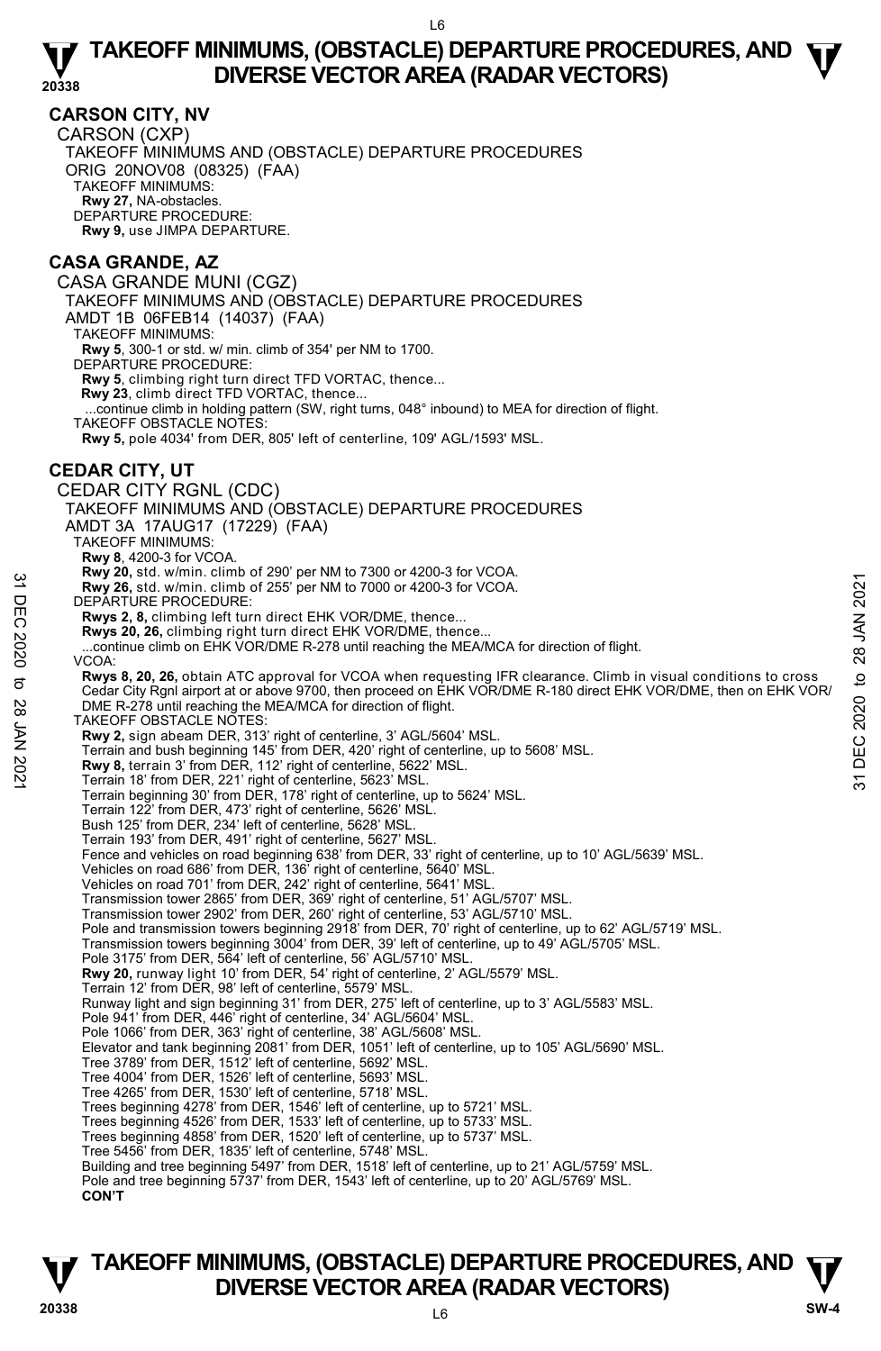## CARSON CITY, NV

CARSON (CXP)

TAKEOFF MINIMUMS AND (OBSTACLE) DEPARTURE PROCEDURES

ORIG 20NOV08 (08325) (FAA)

TAKEOFF MINIMUMS:

**Rwy 27,** NA-obstacles.

DEPARTURE PROCEDURE:

**Rwy 9,** use JIMPA DEPARTURE.

## CASA GRANDE, AZ

CASA GRANDE MUNI (CGZ)

TAKEOFF MINIMUMS AND (OBSTACLE) DEPARTURE PROCEDURES

AMDT 1B 06FEB14 (14037) (FAA)

TAKEOFF MINIMUMS:

**Rwy 5**, 300-1 or std. w/ min. climb of 354' per NM to 1700.

DEPARTURE PROCEDURE:

**Rwy 5**, climbing right turn direct TFD VORTAC, thence...

**Rwy 23**, climb direct TFD VORTAC, thence...

...continue climb in holding pattern (SW, right turns, 048° inbound) to MEA for direction of flight.

TAKEOFF OBSTACLE NOTES:

**Rwy 5,** pole 4034' from DER, 805' left of centerline, 109' AGL/1593' MSL.

## CEDAR CITY, UT

CEDAR CITY RGNL (CDC)

TAKEOFF MINIMUMS AND (OBSTACLE) DEPARTURE PROCEDURES

AMDT 3A 17AUG17 (17229) (FAA)

TAKEOFF MINIMUMS:

**Rwy 8**, 4200-3 for VCOA.

**Rwy 20,** std. w/min. climb of 290' per NM to 7300 or 4200-3 for VCOA.

**Rwy 26,** std. w/min. climb of 255' per NM to 7000 or 4200-3 for VCOA.

DEPARTURE PROCEDURE:

**Rwys 2, 8,** climbing left turn direct EHK VOR/DME, thence...

**Rwys 20, 26,** climbing right turn direct EHK VOR/DME, thence...

...continue climb on EHK VOR/DME R-278 until reaching the MEA/MCA for direction of flight.

VCOA:

**Rwys 8, 20, 26,** obtain ATC approval for VCOA when requesting IFR clearance. Climb in visual conditions to cross Cedar City Rgnl airport at or above 9700, then proceed on EHK VOR/DME R-180 direct EHK VOR/DME, then on EHK VOR/DME R-278 until reaching the MEA/MCA for direction of flight.

TAKEOFF OBSTACLE NOTES:

**Rwy 2,** sign abeam DER, 313' right of centerline, 3' AGL/5604' MSL.
Terrain and bush beginning 145' from DER, 420' right of centerline, up to 5608' MSL.

**Rwy 8,** terrain 3' from DER, 112' right of centerline, 5622' MSL.
Terrain 18' from DER, 221' right of centerline, 5623' MSL.
Terrain beginning 30' from DER, 178' right of centerline, up to 5624' MSL.
Terrain 122' from DER, 473' right of centerline, 5626' MSL.
Bush 125' from DER, 234' left of centerline, 5628' MSL.
Terrain 193' from DER, 491' right of centerline, 5627' MSL.
Fence and vehicles on road beginning 638' from DER, 33' right of centerline, up to 10' AGL/5639' MSL.
Vehicles on road 686' from DER, 136' right of centerline, 5640' MSL.
Vehicles on road 701' from DER, 242' right of centerline, 5641' MSL.
Transmission tower 2865' from DER, 369' right of centerline, 51' AGL/5707' MSL.
Transmission tower 2902' from DER, 260' right of centerline, 53' AGL/5710' MSL.
Pole and transmission towers beginning 2918' from DER, 70' right of centerline, up to 62' AGL/5719' MSL.
Transmission towers beginning 3004' from DER, 39' left of centerline, up to 49' AGL/5705' MSL.
Pole 3175' from DER, 564' left of centerline, 56' AGL/5710' MSL.

**Rwy 20,** runway light 10' from DER, 54' right of centerline, 2' AGL/5579' MSL.
Terrain 12' from DER, 98' left of centerline, 5579' MSL.
Runway light and sign beginning 31' from DER, 275' left of centerline, up to 3' AGL/5583' MSL.
Pole 941' from DER, 446' right of centerline, 34' AGL/5604' MSL.
Pole 1066' from DER, 363' right of centerline, 38' AGL/5608' MSL.
Elevator and tank beginning 2081' from DER, 1051' left of centerline, up to 105' AGL/5690' MSL.
Tree 3789' from DER, 1512' left of centerline, 5692' MSL.
Tree 4004' from DER, 1526' left of centerline, 5693' MSL.
Tree 4265' from DER, 1530' left of centerline, 5718' MSL.
Trees beginning 4278' from DER, 1546' left of centerline, up to 5721' MSL.
Trees beginning 4526' from DER, 1533' left of centerline, up to 5733' MSL.
Trees beginning 4858' from DER, 1520' left of centerline, up to 5737' MSL.
Tree 5456' from DER, 1835' left of centerline, 5748' MSL.
Building and tree beginning 5497' from DER, 1518' left of centerline, up to 21' AGL/5759' MSL.
Pole and tree beginning 5737' from DER, 1543' left of centerline, up to 20' AGL/5769' MSL.

**CON'T**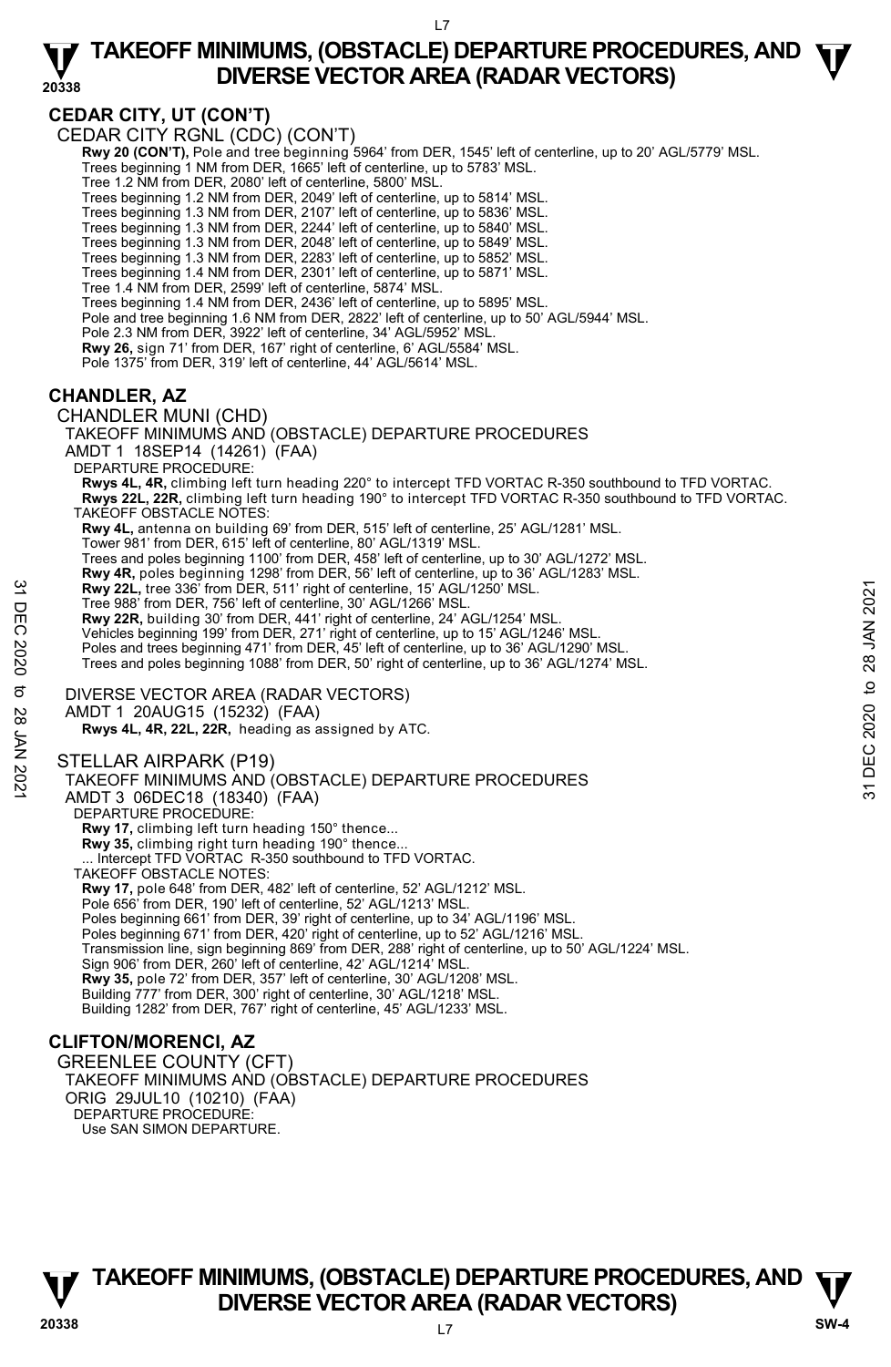## CEDAR CITY, UT (CON'T)

CEDAR CITY RGNL (CDC) (CON'T)

**Rwy 20 (CON'T),** Pole and tree beginning 5964' from DER, 1545' left of centerline, up to 20' AGL/5779' MSL.
Trees beginning 1 NM from DER, 1665' left of centerline, up to 5783' MSL.
Tree 1.2 NM from DER, 2080' left of centerline, 5800' MSL.
Trees beginning 1.2 NM from DER, 2049' left of centerline, up to 5814' MSL.
Trees beginning 1.3 NM from DER, 2107' left of centerline, up to 5836' MSL.
Trees beginning 1.3 NM from DER, 2244' left of centerline, up to 5840' MSL.
Trees beginning 1.3 NM from DER, 2048' left of centerline, up to 5849' MSL.
Trees beginning 1.3 NM from DER, 2283' left of centerline, up to 5852' MSL.
Trees beginning 1.4 NM from DER, 2301' left of centerline, up to 5871' MSL.
Tree 1.4 NM from DER, 2599' left of centerline, 5874' MSL.
Trees beginning 1.4 NM from DER, 2436' left of centerline, up to 5895' MSL.
Pole and tree beginning 1.6 NM from DER, 2822' left of centerline, up to 50' AGL/5944' MSL.
Pole 2.3 NM from DER, 3922' left of centerline, 34' AGL/5952' MSL.
**Rwy 26,** sign 71' from DER, 167' right of centerline, 6' AGL/5584' MSL.
Pole 1375' from DER, 319' left of centerline, 44' AGL/5614' MSL.

## CHANDLER, AZ

CHANDLER MUNI (CHD)
TAKEOFF MINIMUMS AND (OBSTACLE) DEPARTURE PROCEDURES
AMDT 1 18SEP14 (14261) (FAA)
DEPARTURE PROCEDURE:
**Rwys 4L, 4R,** climbing left turn heading 220° to intercept TFD VORTAC R-350 southbound to TFD VORTAC.
**Rwys 22L, 22R,** climbing left turn heading 190° to intercept TFD VORTAC R-350 southbound to TFD VORTAC.
TAKEOFF OBSTACLE NOTES:
**Rwy 4L,** antenna on building 69' from DER, 515' left of centerline, 25' AGL/1281' MSL.
Tower 981' from DER, 615' left of centerline, 80' AGL/1319' MSL.
Trees and poles beginning 1100' from DER, 458' left of centerline, up to 30' AGL/1272' MSL.
**Rwy 4R,** poles beginning 1298' from DER, 56' left of centerline, up to 36' AGL/1283' MSL.
**Rwy 22L,** tree 336' from DER, 511' right of centerline, 15' AGL/1250' MSL.
Tree 988' from DER, 756' left of centerline, 30' AGL/1266' MSL.
**Rwy 22R,** building 30' from DER, 441' right of centerline, 24' AGL/1254' MSL.
Vehicles beginning 199' from DER, 271' right of centerline, up to 15' AGL/1246' MSL.
Poles and trees beginning 471' from DER, 45' left of centerline, up to 36' AGL/1290' MSL.
Trees and poles beginning 1088' from DER, 50' right of centerline, up to 36' AGL/1274' MSL.

DIVERSE VECTOR AREA (RADAR VECTORS)
AMDT 1 20AUG15 (15232) (FAA)
**Rwys 4L, 4R, 22L, 22R,** heading as assigned by ATC.

STELLAR AIRPARK (P19)
TAKEOFF MINIMUMS AND (OBSTACLE) DEPARTURE PROCEDURES
AMDT 3 06DEC18 (18340) (FAA)
DEPARTURE PROCEDURE:
**Rwy 17,** climbing left turn heading 150° thence...
**Rwy 35,** climbing right turn heading 190° thence...
... Intercept TFD VORTAC R-350 southbound to TFD VORTAC.
TAKEOFF OBSTACLE NOTES:
**Rwy 17,** pole 648' from DER, 482' left of centerline, 52' AGL/1212' MSL.
Pole 656' from DER, 190' left of centerline, 52' AGL/1213' MSL.
Poles beginning 661' from DER, 39' right of centerline, up to 34' AGL/1196' MSL.
Poles beginning 671' from DER, 420' right of centerline, up to 52' AGL/1216' MSL.
Transmission line, sign beginning 869' from DER, 288' right of centerline, up to 50' AGL/1224' MSL.
Sign 906' from DER, 260' left of centerline, 42' AGL/1214' MSL.
**Rwy 35,** pole 72' from DER, 357' left of centerline, 30' AGL/1208' MSL.
Building 777' from DER, 300' right of centerline, 30' AGL/1218' MSL.
Building 1282' from DER, 767' right of centerline, 45' AGL/1233' MSL.

## CLIFTON/MORENCI, AZ

GREENLEE COUNTY (CFT)
TAKEOFF MINIMUMS AND (OBSTACLE) DEPARTURE PROCEDURES
ORIG 29JUL10 (10210) (FAA)
DEPARTURE PROCEDURE:
Use SAN SIMON DEPARTURE.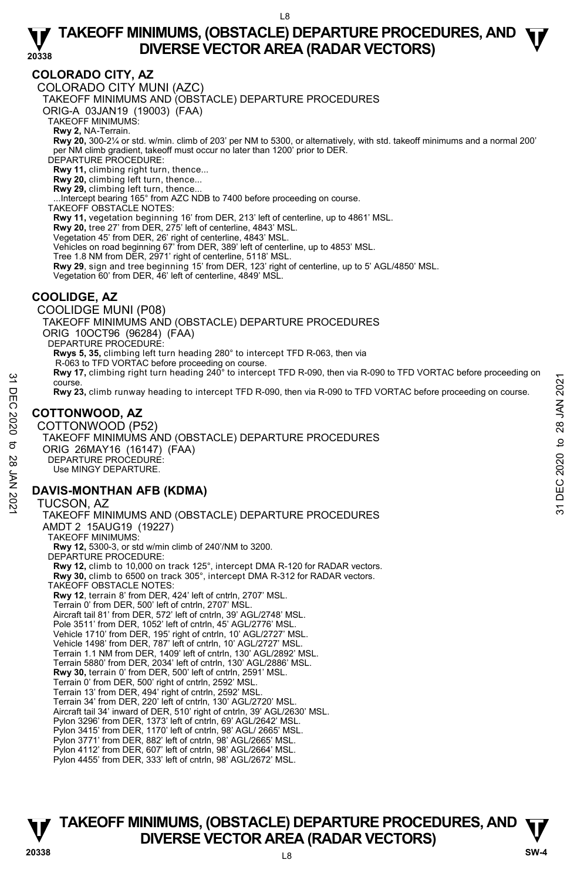## COLORADO CITY, AZ

COLORADO CITY MUNI (AZC)

TAKEOFF MINIMUMS AND (OBSTACLE) DEPARTURE PROCEDURES

ORIG-A 03JAN19 (19003) (FAA)

TAKEOFF MINIMUMS:

**Rwy 2,** NA-Terrain.

**Rwy 20,** 300-2¼ or std. w/min. climb of 203' per NM to 5300, or alternatively, with std. takeoff minimums and a normal 200' per NM climb gradient, takeoff must occur no later than 1200' prior to DER.

DEPARTURE PROCEDURE:

**Rwy 11,** climbing right turn, thence...

**Rwy 20,** climbing left turn, thence...

**Rwy 29,** climbing left turn, thence...

...Intercept bearing 165° from AZC NDB to 7400 before proceeding on course.

TAKEOFF OBSTACLE NOTES:

**Rwy 11,** vegetation beginning 16' from DER, 213' left of centerline, up to 4861' MSL.

**Rwy 20,** tree 27' from DER, 275' left of centerline, 4843' MSL.

Vegetation 45' from DER, 26' right of centerline, 4843' MSL.

Vehicles on road beginning 67' from DER, 389' left of centerline, up to 4853' MSL.

Tree 1.8 NM from DER, 2971' right of centerline, 5118' MSL.

**Rwy 29**, sign and tree beginning 15' from DER, 123' right of centerline, up to 5' AGL/4850' MSL.

Vegetation 60' from DER, 46' left of centerline, 4849' MSL.

## COOLIDGE, AZ

COOLIDGE MUNI (P08)

TAKEOFF MINIMUMS AND (OBSTACLE) DEPARTURE PROCEDURES

ORIG 10OCT96 (96284) (FAA)

DEPARTURE PROCEDURE:

**Rwys 5, 35,** climbing left turn heading 280° to intercept TFD R-063, then via R-063 to TFD VORTAC before proceeding on course.

**Rwy 17,** climbing right turn heading 240° to intercept TFD R-090, then via R-090 to TFD VORTAC before proceeding on course.

**Rwy 23,** climb runway heading to intercept TFD R-090, then via R-090 to TFD VORTAC before proceeding on course.

## COTTONWOOD, AZ

COTTONWOOD (P52)

TAKEOFF MINIMUMS AND (OBSTACLE) DEPARTURE PROCEDURES

ORIG 26MAY16 (16147) (FAA)

DEPARTURE PROCEDURE:

Use MINGY DEPARTURE.

## DAVIS-MONTHAN AFB (KDMA)

TUCSON, AZ

TAKEOFF MINIMUMS AND (OBSTACLE) DEPARTURE PROCEDURES

AMDT 2 15AUG19 (19227)

TAKEOFF MINIMUMS:

**Rwy 12,** 5300-3, or std w/min climb of 240'/NM to 3200.

DEPARTURE PROCEDURE:

**Rwy 12,** climb to 10,000 on track 125°, intercept DMA R-120 for RADAR vectors.

**Rwy 30,** climb to 6500 on track 305°, intercept DMA R-312 for RADAR vectors.

TAKEOFF OBSTACLE NOTES:

**Rwy 12**, terrain 8' from DER, 424' left of cntrln, 2707' MSL.

Terrain 0' from DER, 500' left of cntrln, 2707' MSL.

Aircraft tail 81' from DER, 572' left of cntrln, 39' AGL/2748' MSL.

Pole 3511' from DER, 1052' left of cntrln, 45' AGL/2776' MSL.

Vehicle 1710' from DER, 195' right of cntrln, 10' AGL/2727' MSL.

Vehicle 1498' from DER, 787' left of cntrln, 10' AGL/2727' MSL.

Terrain 1.1 NM from DER, 1409' left of cntrln, 130' AGL/2892' MSL.

Terrain 5880' from DER, 2034' left of cntrln, 130' AGL/2886' MSL.

**Rwy 30,** terrain 0' from DER, 500' left of cntrln, 2591' MSL.

Terrain 0' from DER, 500' right of cntrln, 2592' MSL.

Terrain 13' from DER, 494' right of cntrln, 2592' MSL.

Terrain 34' from DER, 220' left of cntrln, 130' AGL/2720' MSL.

Aircraft tail 34' inward of DER, 510' right of cntrln, 39' AGL/2630' MSL.

Pylon 3296' from DER, 1373' left of cntrln, 69' AGL/2642' MSL.

Pylon 3415' from DER, 1170' left of cntrln, 98' AGL/ 2665' MSL.

Pylon 3771' from DER, 882' left of cntrln, 98' AGL/2665' MSL.

Pylon 4112' from DER, 607' left of cntrln, 98' AGL/2664' MSL.

Pylon 4455' from DER, 333' left of cntrln, 98' AGL/2672' MSL.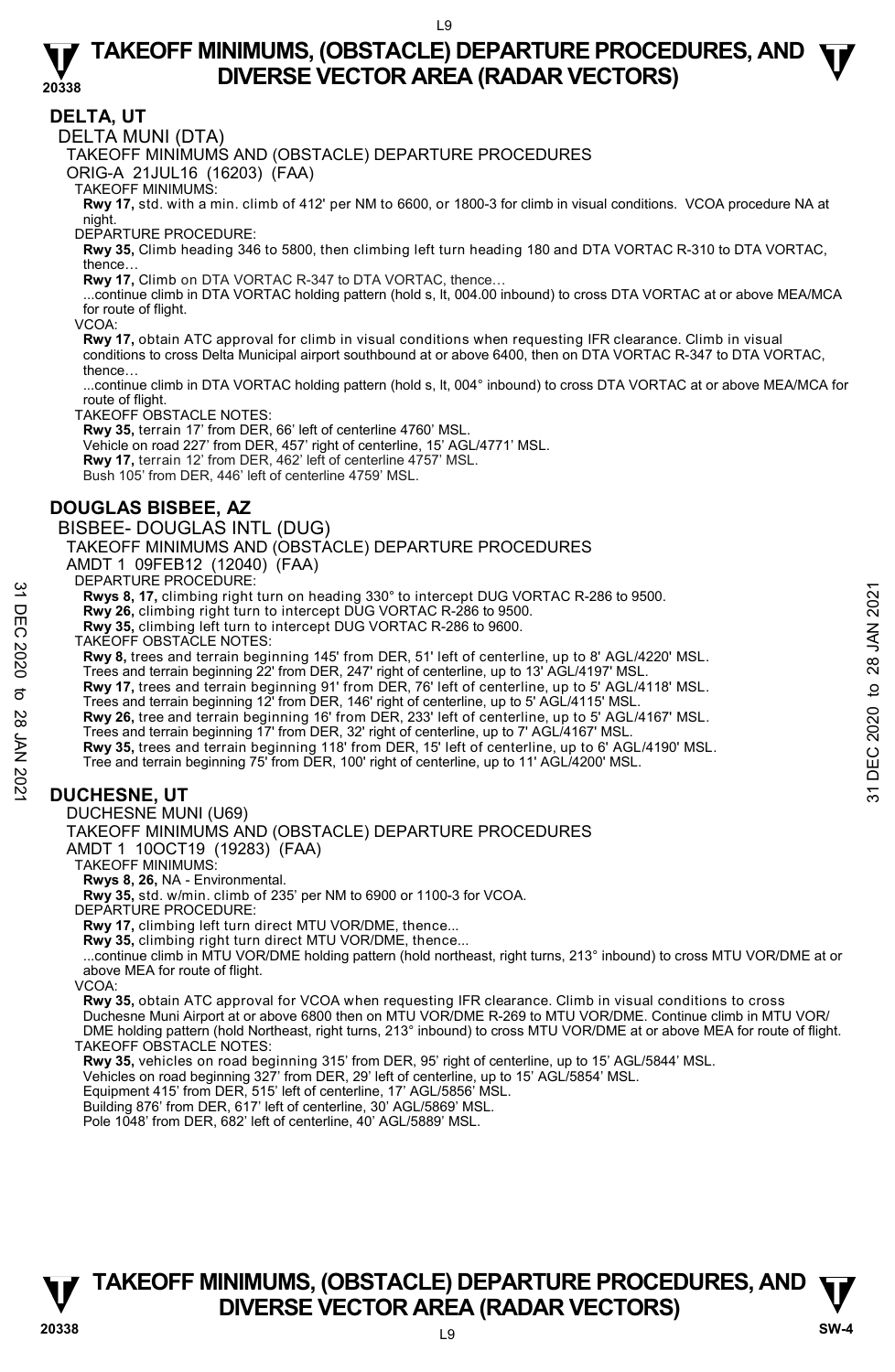## DELTA, UT

DELTA MUNI (DTA)

TAKEOFF MINIMUMS AND (OBSTACLE) DEPARTURE PROCEDURES

ORIG-A 21JUL16 (16203) (FAA)

TAKEOFF MINIMUMS:

**Rwy 17,** std. with a min. climb of 412' per NM to 6600, or 1800-3 for climb in visual conditions. VCOA procedure NA at night.

DEPARTURE PROCEDURE:

**Rwy 35,** Climb heading 346 to 5800, then climbing left turn heading 180 and DTA VORTAC R-310 to DTA VORTAC, thence…

**Rwy 17,** Climb on DTA VORTAC R-347 to DTA VORTAC, thence…

...continue climb in DTA VORTAC holding pattern (hold s, lt, 004.00 inbound) to cross DTA VORTAC at or above MEA/MCA for route of flight.

VCOA:

**Rwy 17,** obtain ATC approval for climb in visual conditions when requesting IFR clearance. Climb in visual conditions to cross Delta Municipal airport southbound at or above 6400, then on DTA VORTAC R-347 to DTA VORTAC, thence…

...continue climb in DTA VORTAC holding pattern (hold s, lt, 004° inbound) to cross DTA VORTAC at or above MEA/MCA for route of flight.

TAKEOFF OBSTACLE NOTES:

**Rwy 35,** terrain 17' from DER, 66' left of centerline 4760' MSL.

Vehicle on road 227' from DER, 457' right of centerline, 15' AGL/4771' MSL.

**Rwy 17,** terrain 12' from DER, 462' left of centerline 4757' MSL.

Bush 105' from DER, 446' left of centerline 4759' MSL.

## DOUGLAS BISBEE, AZ

BISBEE- DOUGLAS INTL (DUG)

TAKEOFF MINIMUMS AND (OBSTACLE) DEPARTURE PROCEDURES

AMDT 1 09FEB12 (12040) (FAA)

DEPARTURE PROCEDURE:

**Rwys 8, 17,** climbing right turn on heading 330° to intercept DUG VORTAC R-286 to 9500.

**Rwy 26,** climbing right turn to intercept DUG VORTAC R-286 to 9500.

**Rwy 35,** climbing left turn to intercept DUG VORTAC R-286 to 9600.

TAKEOFF OBSTACLE NOTES:

**Rwy 8,** trees and terrain beginning 145' from DER, 51' left of centerline, up to 8' AGL/4220' MSL.

Trees and terrain beginning 22' from DER, 247' right of centerline, up to 13' AGL/4197' MSL.

**Rwy 17,** trees and terrain beginning 91' from DER, 76' left of centerline, up to 5' AGL/4118' MSL.

Trees and terrain beginning 12' from DER, 146' right of centerline, up to 5' AGL/4115' MSL.

**Rwy 26,** tree and terrain beginning 16' from DER, 233' left of centerline, up to 5' AGL/4167' MSL.

Trees and terrain beginning 17' from DER, 32' right of centerline, up to 7' AGL/4167' MSL.

**Rwy 35,** trees and terrain beginning 118' from DER, 15' left of centerline, up to 6' AGL/4190' MSL.

Tree and terrain beginning 75' from DER, 100' right of centerline, up to 11' AGL/4200' MSL.

## DUCHESNE, UT

DUCHESNE MUNI (U69)

TAKEOFF MINIMUMS AND (OBSTACLE) DEPARTURE PROCEDURES

AMDT 1 10OCT19 (19283) (FAA)

TAKEOFF MINIMUMS:

**Rwys 8, 26,** NA - Environmental.

**Rwy 35,** std. w/min. climb of 235' per NM to 6900 or 1100-3 for VCOA.

DEPARTURE PROCEDURE:

**Rwy 17,** climbing left turn direct MTU VOR/DME, thence...

**Rwy 35,** climbing right turn direct MTU VOR/DME, thence...

...continue climb in MTU VOR/DME holding pattern (hold northeast, right turns, 213° inbound) to cross MTU VOR/DME at or above MEA for route of flight.

VCOA:

**Rwy 35,** obtain ATC approval for VCOA when requesting IFR clearance. Climb in visual conditions to cross Duchesne Muni Airport at or above 6800 then on MTU VOR/DME R-269 to MTU VOR/DME. Continue climb in MTU VOR/DME holding pattern (hold Northeast, right turns, 213° inbound) to cross MTU VOR/DME at or above MEA for route of flight.

TAKEOFF OBSTACLE NOTES:

**Rwy 35,** vehicles on road beginning 315' from DER, 95' right of centerline, up to 15' AGL/5844' MSL.

Vehicles on road beginning 327' from DER, 29' left of centerline, up to 15' AGL/5854' MSL.

Equipment 415' from DER, 515' left of centerline, 17' AGL/5856' MSL.

Building 876' from DER, 617' left of centerline, 30' AGL/5869' MSL.

Pole 1048' from DER, 682' left of centerline, 40' AGL/5889' MSL.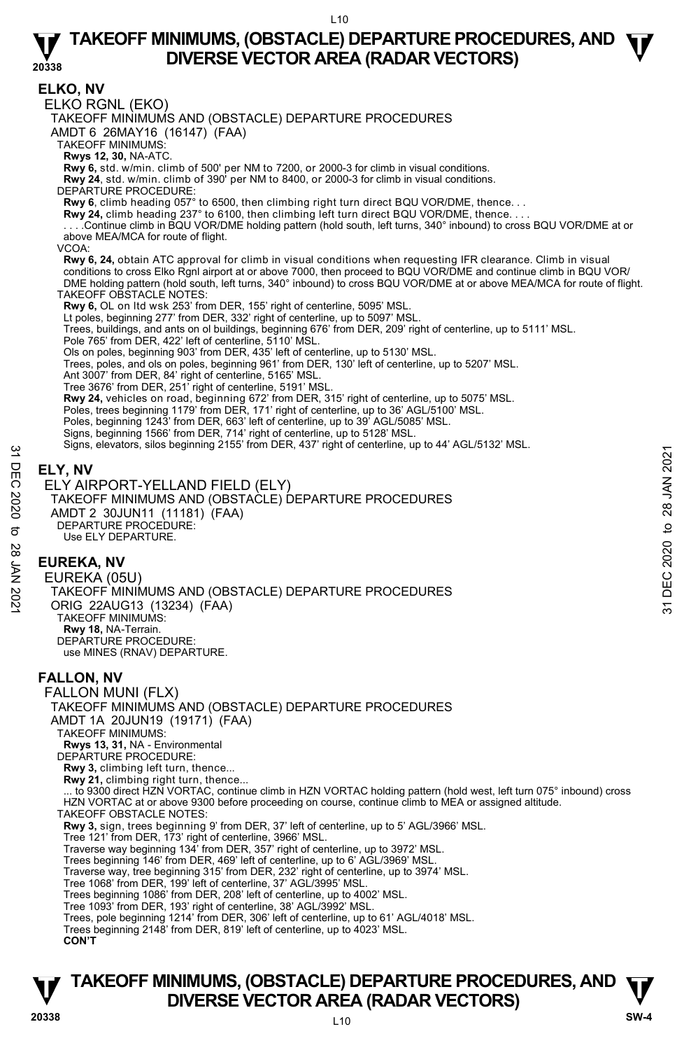## ELKO, NV

ELKO RGNL (EKO)

TAKEOFF MINIMUMS AND (OBSTACLE) DEPARTURE PROCEDURES

AMDT 6 26MAY16 (16147) (FAA)

TAKEOFF MINIMUMS:

**Rwys 12, 30,** NA-ATC.

**Rwy 6,** std. w/min. climb of 500' per NM to 7200, or 2000-3 for climb in visual conditions.

**Rwy 24**, std. w/min. climb of 390' per NM to 8400, or 2000-3 for climb in visual conditions.

DEPARTURE PROCEDURE:

**Rwy 6**, climb heading 057° to 6500, then climbing right turn direct BQU VOR/DME, thence. . .

**Rwy 24,** climb heading 237° to 6100, then climbing left turn direct BQU VOR/DME, thence. . . .

. . . .Continue climb in BQU VOR/DME holding pattern (hold south, left turns, 340° inbound) to cross BQU VOR/DME at or above MEA/MCA for route of flight.

VCOA:

**Rwy 6, 24,** obtain ATC approval for climb in visual conditions when requesting IFR clearance. Climb in visual conditions to cross Elko Rgnl airport at or above 7000, then proceed to BQU VOR/DME and continue climb in BQU VOR/ DME holding pattern (hold south, left turns, 340° inbound) to cross BQU VOR/DME at or above MEA/MCA for route of flight.

TAKEOFF OBSTACLE NOTES:

**Rwy 6,** OL on ltd wsk 253' from DER, 155' right of centerline, 5095' MSL.

Lt poles, beginning 277' from DER, 332' right of centerline, up to 5097' MSL.

Trees, buildings, and ants on ol buildings, beginning 676' from DER, 209' right of centerline, up to 5111' MSL.

Pole 765' from DER, 422' left of centerline, 5110' MSL.

Ols on poles, beginning 903' from DER, 435' left of centerline, up to 5130' MSL.

Trees, poles, and ols on poles, beginning 961' from DER, 130' left of centerline, up to 5207' MSL.

Ant 3007' from DER, 84' right of centerline, 5165' MSL.

Tree 3676' from DER, 251' right of centerline, 5191' MSL.

**Rwy 24,** vehicles on road, beginning 672' from DER, 315' right of centerline, up to 5075' MSL.

Poles, trees beginning 1179' from DER, 171' right of centerline, up to 36' AGL/5100' MSL.

Poles, beginning 1243' from DER, 663' left of centerline, up to 39' AGL/5085' MSL.

Signs, beginning 1566' from DER, 714' right of centerline, up to 5128' MSL.

Signs, elevators, silos beginning 2155' from DER, 437' right of centerline, up to 44' AGL/5132' MSL.

## ELY, NV

ELY AIRPORT-YELLAND FIELD (ELY)

TAKEOFF MINIMUMS AND (OBSTACLE) DEPARTURE PROCEDURES

AMDT 2 30JUN11 (11181) (FAA)

DEPARTURE PROCEDURE:

Use ELY DEPARTURE.

## EUREKA, NV

EUREKA (05U)

TAKEOFF MINIMUMS AND (OBSTACLE) DEPARTURE PROCEDURES

ORIG 22AUG13 (13234) (FAA)

TAKEOFF MINIMUMS:

**Rwy 18,** NA-Terrain.

DEPARTURE PROCEDURE:

use MINES (RNAV) DEPARTURE.

## FALLON, NV

FALLON MUNI (FLX)

TAKEOFF MINIMUMS AND (OBSTACLE) DEPARTURE PROCEDURES

AMDT 1A 20JUN19 (19171) (FAA)

TAKEOFF MINIMUMS:

**Rwys 13, 31,** NA - Environmental

DEPARTURE PROCEDURE:

**Rwy 3,** climbing left turn, thence...

**Rwy 21,** climbing right turn, thence...

... to 9300 direct HZN VORTAC, continue climb in HZN VORTAC holding pattern (hold west, left turn 075° inbound) cross HZN VORTAC at or above 9300 before proceeding on course, continue climb to MEA or assigned altitude.

TAKEOFF OBSTACLE NOTES:

**Rwy 3,** sign, trees beginning 9' from DER, 37' left of centerline, up to 5' AGL/3966' MSL.

Tree 121' from DER, 173' right of centerline, 3966' MSL.

Traverse way beginning 134' from DER, 357' right of centerline, up to 3972' MSL.

Trees beginning 146' from DER, 469' left of centerline, up to 6' AGL/3969' MSL.

Traverse way, tree beginning 315' from DER, 232' right of centerline, up to 3974' MSL.

Tree 1068' from DER, 199' left of centerline, 37' AGL/3995' MSL.

Trees beginning 1086' from DER, 208' left of centerline, up to 4002' MSL.

Tree 1093' from DER, 193' right of centerline, 38' AGL/3992' MSL.

Trees, pole beginning 1214' from DER, 306' left of centerline, up to 61' AGL/4018' MSL.

Trees beginning 2148' from DER, 819' left of centerline, up to 4023' MSL.

**CON'T**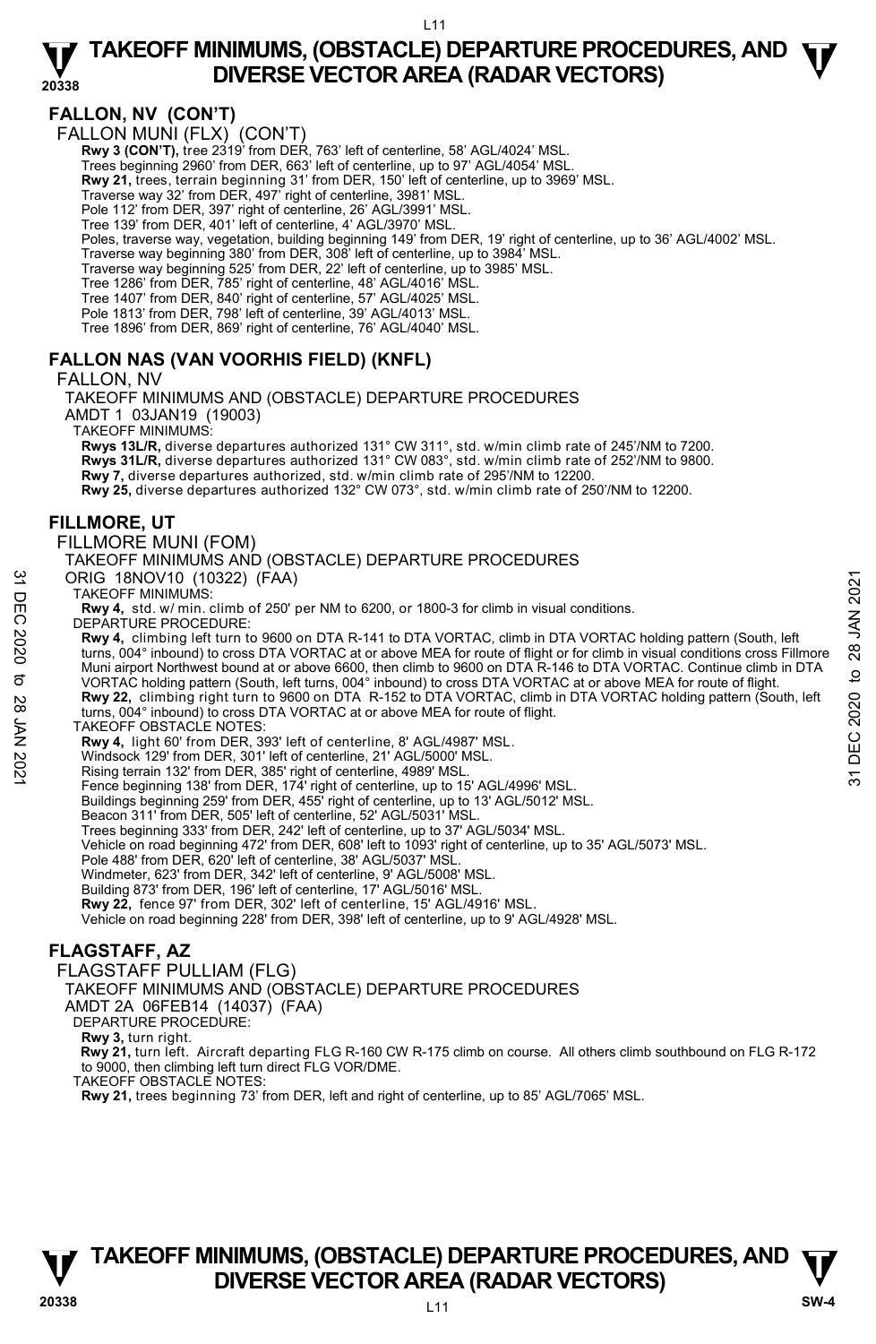## FALLON, NV (CON'T)

FALLON MUNI (FLX) (CON'T)

**Rwy 3 (CON'T),** tree 2319' from DER, 763' left of centerline, 58' AGL/4024' MSL.
Trees beginning 2960' from DER, 663' left of centerline, up to 97' AGL/4054' MSL.
**Rwy 21,** trees, terrain beginning 31' from DER, 150' left of centerline, up to 3969' MSL.
Traverse way 32' from DER, 497' right of centerline, 3981' MSL.
Pole 112' from DER, 397' right of centerline, 26' AGL/3991' MSL.
Tree 139' from DER, 401' left of centerline, 4' AGL/3970' MSL.
Poles, traverse way, vegetation, building beginning 149' from DER, 19' right of centerline, up to 36' AGL/4002' MSL.
Traverse way beginning 380' from DER, 308' left of centerline, up to 3984' MSL.
Traverse way beginning 525' from DER, 22' left of centerline, up to 3985' MSL.
Tree 1286' from DER, 785' right of centerline, 48' AGL/4016' MSL.
Tree 1407' from DER, 840' right of centerline, 57' AGL/4025' MSL.
Pole 1813' from DER, 798' left of centerline, 39' AGL/4013' MSL.
Tree 1896' from DER, 869' right of centerline, 76' AGL/4040' MSL.

## FALLON NAS (VAN VOORHIS FIELD) (KNFL)

FALLON, NV

TAKEOFF MINIMUMS AND (OBSTACLE) DEPARTURE PROCEDURES

AMDT 1 03JAN19 (19003)

TAKEOFF MINIMUMS:

**Rwys 13L/R,** diverse departures authorized 131° CW 311°, std. w/min climb rate of 245'/NM to 7200.
**Rwys 31L/R,** diverse departures authorized 131° CW 083°, std. w/min climb rate of 252'/NM to 9800.
**Rwy 7,** diverse departures authorized, std. w/min climb rate of 295'/NM to 12200.
**Rwy 25,** diverse departures authorized 132° CW 073°, std. w/min climb rate of 250'/NM to 12200.

## FILLMORE, UT

FILLMORE MUNI (FOM)

TAKEOFF MINIMUMS AND (OBSTACLE) DEPARTURE PROCEDURES

ORIG 18NOV10 (10322) (FAA)

TAKEOFF MINIMUMS:

**Rwy 4,** std. w/ min. climb of 250' per NM to 6200, or 1800-3 for climb in visual conditions.

DEPARTURE PROCEDURE:

**Rwy 4,** climbing left turn to 9600 on DTA R-141 to DTA VORTAC, climb in DTA VORTAC holding pattern (South, left turns, 004° inbound) to cross DTA VORTAC at or above MEA for route of flight or for climb in visual conditions cross Fillmore Muni airport Northwest bound at or above 6600, then climb to 9600 on DTA R-146 to DTA VORTAC. Continue climb in DTA VORTAC holding pattern (South, left turns, 004° inbound) to cross DTA VORTAC at or above MEA for route of flight.
**Rwy 22,** climbing right turn to 9600 on DTA R-152 to DTA VORTAC, climb in DTA VORTAC holding pattern (South, left turns, 004° inbound) to cross DTA VORTAC at or above MEA for route of flight.

TAKEOFF OBSTACLE NOTES:

**Rwy 4,** light 60' from DER, 393' left of centerline, 8' AGL/4987' MSL.
Windsock 129' from DER, 301' left of centerline, 21' AGL/5000' MSL.
Rising terrain 132' from DER, 385' right of centerline, 4989' MSL.
Fence beginning 138' from DER, 174' right of centerline, up to 15' AGL/4996' MSL.
Buildings beginning 259' from DER, 455' right of centerline, up to 13' AGL/5012' MSL.
Beacon 311' from DER, 505' left of centerline, 52' AGL/5031' MSL.
Trees beginning 333' from DER, 242' left of centerline, up to 37' AGL/5034' MSL.
Vehicle on road beginning 472' from DER, 608' left to 1093' right of centerline, up to 35' AGL/5073' MSL.
Pole 488' from DER, 620' left of centerline, 38' AGL/5037' MSL.
Windmeter, 623' from DER, 342' left of centerline, 9' AGL/5008' MSL.
Building 873' from DER, 196' left of centerline, 17' AGL/5016' MSL.
**Rwy 22,** fence 97' from DER, 302' left of centerline, 15' AGL/4916' MSL.
Vehicle on road beginning 228' from DER, 398' left of centerline, up to 9' AGL/4928' MSL.

## FLAGSTAFF, AZ

FLAGSTAFF PULLIAM (FLG)

TAKEOFF MINIMUMS AND (OBSTACLE) DEPARTURE PROCEDURES

AMDT 2A 06FEB14 (14037) (FAA)

DEPARTURE PROCEDURE:

**Rwy 3,** turn right.
**Rwy 21,** turn left. Aircraft departing FLG R-160 CW R-175 climb on course. All others climb southbound on FLG R-172 to 9000, then climbing left turn direct FLG VOR/DME.

TAKEOFF OBSTACLE NOTES:

**Rwy 21,** trees beginning 73' from DER, left and right of centerline, up to 85' AGL/7065' MSL.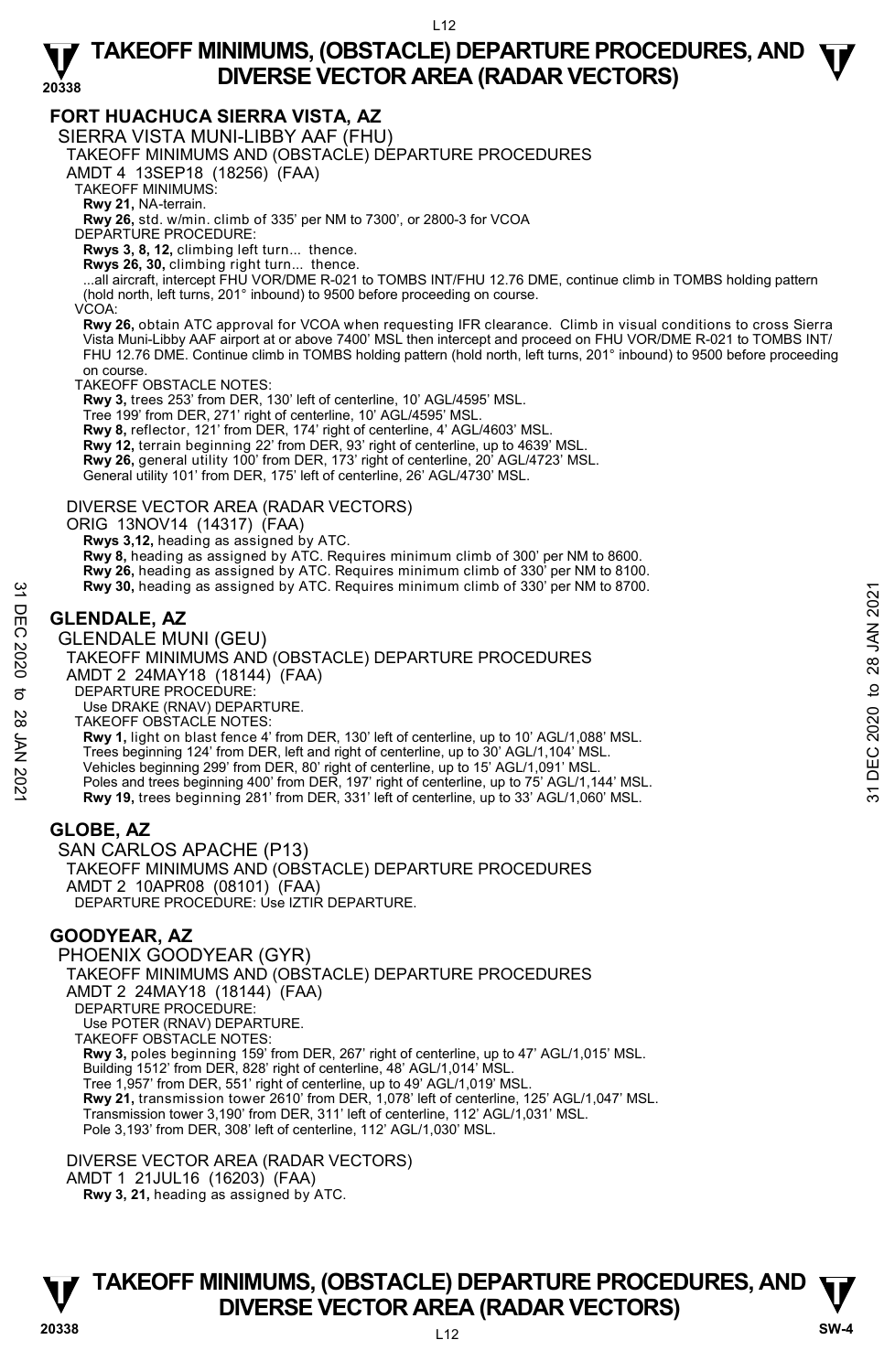## FORT HUACHUCA SIERRA VISTA, AZ

SIERRA VISTA MUNI-LIBBY AAF (FHU)

TAKEOFF MINIMUMS AND (OBSTACLE) DEPARTURE PROCEDURES

AMDT 4 13SEP18 (18256) (FAA)

TAKEOFF MINIMUMS:

**Rwy 21,** NA-terrain.

**Rwy 26,** std. w/min. climb of 335' per NM to 7300', or 2800-3 for VCOA

DEPARTURE PROCEDURE:

**Rwys 3, 8, 12,** climbing left turn... thence.

**Rwys 26, 30,** climbing right turn... thence.

...all aircraft, intercept FHU VOR/DME R-021 to TOMBS INT/FHU 12.76 DME, continue climb in TOMBS holding pattern (hold north, left turns, 201° inbound) to 9500 before proceeding on course.

VCOA:

**Rwy 26,** obtain ATC approval for VCOA when requesting IFR clearance. Climb in visual conditions to cross Sierra Vista Muni-Libby AAF airport at or above 7400' MSL then intercept and proceed on FHU VOR/DME R-021 to TOMBS INT/ FHU 12.76 DME. Continue climb in TOMBS holding pattern (hold north, left turns, 201° inbound) to 9500 before proceeding on course.

TAKEOFF OBSTACLE NOTES:

**Rwy 3,** trees 253' from DER, 130' left of centerline, 10' AGL/4595' MSL.
Tree 199' from DER, 271' right of centerline, 10' AGL/4595' MSL.

**Rwy 8,** reflector, 121' from DER, 174' right of centerline, 4' AGL/4603' MSL.

**Rwy 12,** terrain beginning 22' from DER, 93' right of centerline, up to 4639' MSL.

**Rwy 26,** general utility 100' from DER, 173' right of centerline, 20' AGL/4723' MSL.
General utility 101' from DER, 175' left of centerline, 26' AGL/4730' MSL.

DIVERSE VECTOR AREA (RADAR VECTORS)

ORIG 13NOV14 (14317) (FAA)

**Rwys 3,12,** heading as assigned by ATC.

**Rwy 8,** heading as assigned by ATC. Requires minimum climb of 300' per NM to 8600.

**Rwy 26,** heading as assigned by ATC. Requires minimum climb of 330' per NM to 8100.

**Rwy 30,** heading as assigned by ATC. Requires minimum climb of 330' per NM to 8700.

## GLENDALE, AZ

GLENDALE MUNI (GEU)

TAKEOFF MINIMUMS AND (OBSTACLE) DEPARTURE PROCEDURES

AMDT 2 24MAY18 (18144) (FAA)

DEPARTURE PROCEDURE:

Use DRAKE (RNAV) DEPARTURE.

TAKEOFF OBSTACLE NOTES:

**Rwy 1,** light on blast fence 4' from DER, 130' left of centerline, up to 10' AGL/1,088' MSL.
Trees beginning 124' from DER, left and right of centerline, up to 30' AGL/1,104' MSL.
Vehicles beginning 299' from DER, 80' right of centerline, up to 15' AGL/1,091' MSL.
Poles and trees beginning 400' from DER, 197' right of centerline, up to 75' AGL/1,144' MSL.

**Rwy 19,** trees beginning 281' from DER, 331' left of centerline, up to 33' AGL/1,060' MSL.

## GLOBE, AZ

SAN CARLOS APACHE (P13)

TAKEOFF MINIMUMS AND (OBSTACLE) DEPARTURE PROCEDURES

AMDT 2 10APR08 (08101) (FAA)

DEPARTURE PROCEDURE: Use IZTIR DEPARTURE.

## GOODYEAR, AZ

PHOENIX GOODYEAR (GYR)

TAKEOFF MINIMUMS AND (OBSTACLE) DEPARTURE PROCEDURES

AMDT 2 24MAY18 (18144) (FAA)

DEPARTURE PROCEDURE:

Use POTER (RNAV) DEPARTURE.

TAKEOFF OBSTACLE NOTES:

**Rwy 3,** poles beginning 159' from DER, 267' right of centerline, up to 47' AGL/1,015' MSL.
Building 1512' from DER, 828' right of centerline, 48' AGL/1,014' MSL.
Tree 1,957' from DER, 551' right of centerline, up to 49' AGL/1,019' MSL.

**Rwy 21,** transmission tower 2610' from DER, 1,078' left of centerline, 125' AGL/1,047' MSL.
Transmission tower 3,190' from DER, 311' left of centerline, 112' AGL/1,031' MSL.
Pole 3,193' from DER, 308' left of centerline, 112' AGL/1,030' MSL.

DIVERSE VECTOR AREA (RADAR VECTORS)

AMDT 1 21JUL16 (16203) (FAA)

**Rwy 3, 21,** heading as assigned by ATC.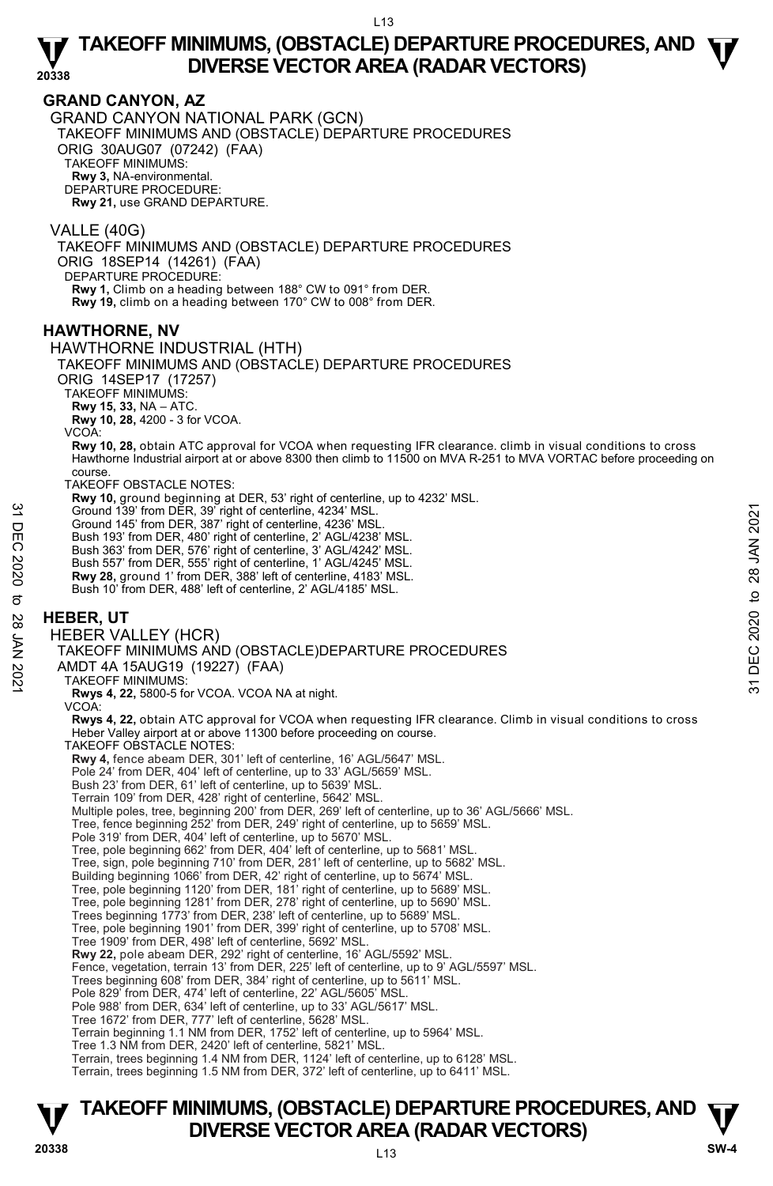# TAKEOFF MINIMUMS, (OBSTACLE) DEPARTURE PROCEDURES, AND DIVERSE VECTOR AREA (RADAR VECTORS)

## GRAND CANYON, AZ

GRAND CANYON NATIONAL PARK (GCN)
TAKEOFF MINIMUMS AND (OBSTACLE) DEPARTURE PROCEDURES
ORIG 30AUG07 (07242) (FAA)
TAKEOFF MINIMUMS:
**Rwy 3,** NA-environmental.
DEPARTURE PROCEDURE:
**Rwy 21,** use GRAND DEPARTURE.

VALLE (40G)
TAKEOFF MINIMUMS AND (OBSTACLE) DEPARTURE PROCEDURES
ORIG 18SEP14 (14261) (FAA)
DEPARTURE PROCEDURE:
**Rwy 1,** Climb on a heading between 188° CW to 091° from DER.
**Rwy 19,** climb on a heading between 170° CW to 008° from DER.

## HAWTHORNE, NV

HAWTHORNE INDUSTRIAL (HTH)
TAKEOFF MINIMUMS AND (OBSTACLE) DEPARTURE PROCEDURES
ORIG 14SEP17 (17257)
TAKEOFF MINIMUMS:
**Rwy 15, 33,** NA – ATC.
**Rwy 10, 28,** 4200 - 3 for VCOA.
VCOA:
**Rwy 10, 28,** obtain ATC approval for VCOA when requesting IFR clearance. climb in visual conditions to cross Hawthorne Industrial airport at or above 8300 then climb to 11500 on MVA R-251 to MVA VORTAC before proceeding on course.
TAKEOFF OBSTACLE NOTES:
**Rwy 10,** ground beginning at DER, 53' right of centerline, up to 4232' MSL.
Ground 139' from DER, 39' right of centerline, 4234' MSL.
Ground 145' from DER, 387' right of centerline, 4236' MSL.
Bush 193' from DER, 480' right of centerline, 2' AGL/4238' MSL.
Bush 363' from DER, 576' right of centerline, 3' AGL/4242' MSL.
Bush 557' from DER, 555' right of centerline, 1' AGL/4245' MSL.
**Rwy 28,** ground 1' from DER, 388' left of centerline, 4183' MSL.
Bush 10' from DER, 488' left of centerline, 2' AGL/4185' MSL.

## HEBER, UT

HEBER VALLEY (HCR)
TAKEOFF MINIMUMS AND (OBSTACLE)DEPARTURE PROCEDURES
AMDT 4A 15AUG19 (19227) (FAA)
TAKEOFF MINIMUMS:
**Rwys 4, 22,** 5800-5 for VCOA. VCOA NA at night.
VCOA:
**Rwys 4, 22,** obtain ATC approval for VCOA when requesting IFR clearance. Climb in visual conditions to cross Heber Valley airport at or above 11300 before proceeding on course.
TAKEOFF OBSTACLE NOTES:
**Rwy 4,** fence abeam DER, 301' left of centerline, 16' AGL/5647' MSL.
Pole 24' from DER, 404' left of centerline, up to 33' AGL/5659' MSL.
Bush 23' from DER, 61' left of centerline, up to 5639' MSL.
Terrain 109' from DER, 428' right of centerline, 5642' MSL.
Multiple poles, tree, beginning 200' from DER, 269' left of centerline, up to 36' AGL/5666' MSL.
Tree, fence beginning 252' from DER, 249' right of centerline, up to 5659' MSL.
Pole 319' from DER, 404' left of centerline, up to 5670' MSL.
Tree, pole beginning 662' from DER, 404' left of centerline, up to 5681' MSL.
Tree, sign, pole beginning 710' from DER, 281' left of centerline, up to 5682' MSL.
Building beginning 1066' from DER, 42' right of centerline, up to 5674' MSL.
Tree, pole beginning 1120' from DER, 181' right of centerline, up to 5689' MSL.
Tree, pole beginning 1281' from DER, 278' right of centerline, up to 5690' MSL.
Trees beginning 1773' from DER, 238' left of centerline, up to 5689' MSL.
Tree, pole beginning 1901' from DER, 399' right of centerline, up to 5708' MSL.
Tree 1909' from DER, 498' left of centerline, 5692' MSL.
**Rwy 22,** pole abeam DER, 292' right of centerline, 16' AGL/5592' MSL.
Fence, vegetation, terrain 13' from DER, 225' left of centerline, up to 9' AGL/5597' MSL.
Trees beginning 608' from DER, 384' right of centerline, up to 5611' MSL.
Pole 829' from DER, 474' left of centerline, 22' AGL/5605' MSL.
Pole 988' from DER, 634' left of centerline, up to 33' AGL/5617' MSL.
Tree 1672' from DER, 777' left of centerline, 5628' MSL.
Terrain beginning 1.1 NM from DER, 1752' left of centerline, up to 5964' MSL.
Tree 1.3 NM from DER, 2420' left of centerline, 5821' MSL.
Terrain, trees beginning 1.4 NM from DER, 1124' left of centerline, up to 6128' MSL.
Terrain, trees beginning 1.5 NM from DER, 372' left of centerline, up to 6411' MSL.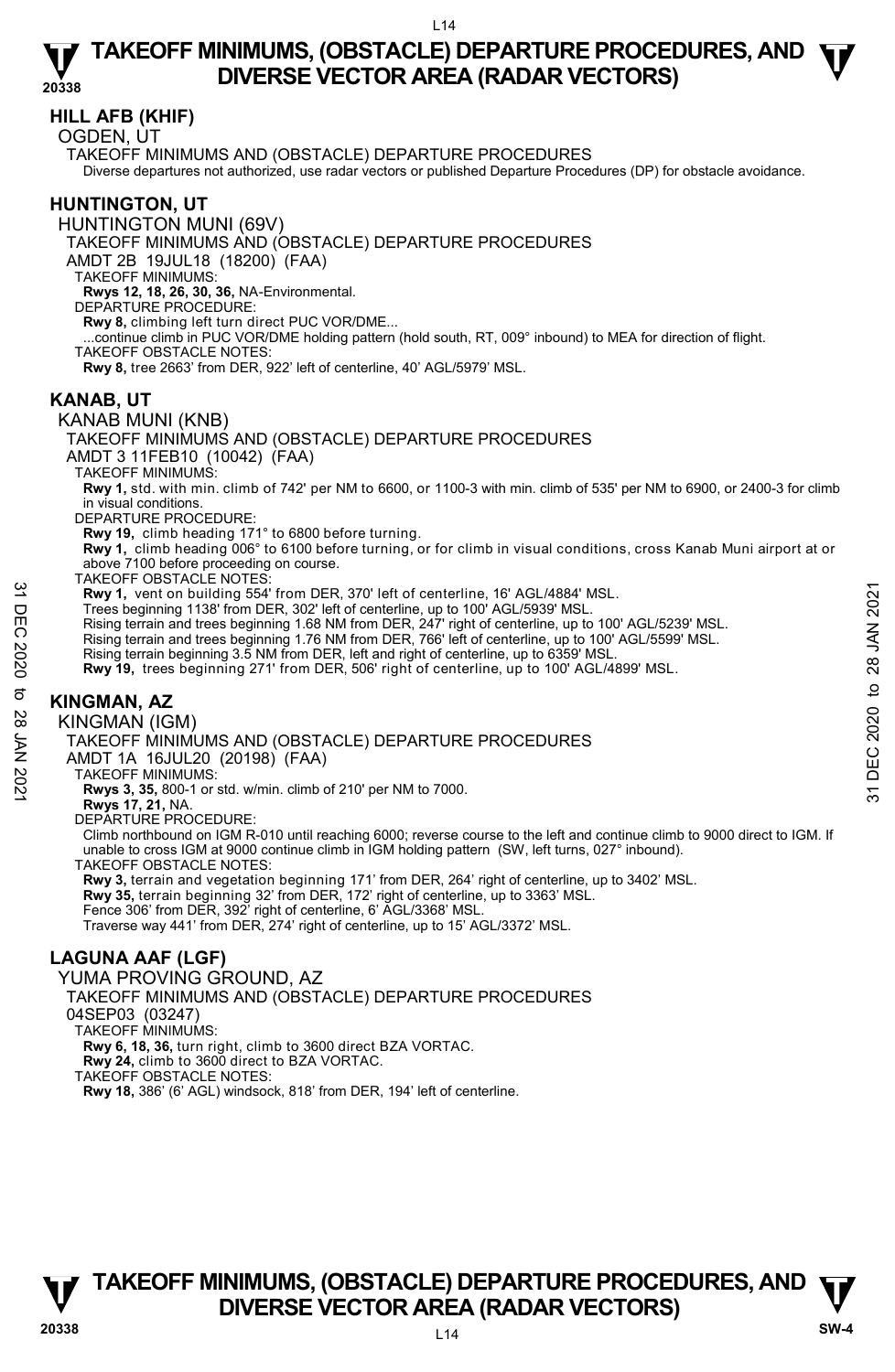## HILL AFB (KHIF)

OGDEN, UT

TAKEOFF MINIMUMS AND (OBSTACLE) DEPARTURE PROCEDURES

Diverse departures not authorized, use radar vectors or published Departure Procedures (DP) for obstacle avoidance.

## HUNTINGTON, UT

HUNTINGTON MUNI (69V)

TAKEOFF MINIMUMS AND (OBSTACLE) DEPARTURE PROCEDURES

AMDT 2B 19JUL18 (18200) (FAA)

TAKEOFF MINIMUMS:

**Rwys 12, 18, 26, 30, 36,** NA-Environmental.

DEPARTURE PROCEDURE:

**Rwy 8,** climbing left turn direct PUC VOR/DME...

...continue climb in PUC VOR/DME holding pattern (hold south, RT, 009° inbound) to MEA for direction of flight.

TAKEOFF OBSTACLE NOTES:

**Rwy 8,** tree 2663' from DER, 922' left of centerline, 40' AGL/5979' MSL.

## KANAB, UT

KANAB MUNI (KNB)

TAKEOFF MINIMUMS AND (OBSTACLE) DEPARTURE PROCEDURES

AMDT 3 11FEB10 (10042) (FAA)

TAKEOFF MINIMUMS:

**Rwy 1,** std. with min. climb of 742' per NM to 6600, or 1100-3 with min. climb of 535' per NM to 6900, or 2400-3 for climb in visual conditions.

DEPARTURE PROCEDURE:

**Rwy 19,** climb heading 171° to 6800 before turning.

**Rwy 1,** climb heading 006° to 6100 before turning, or for climb in visual conditions, cross Kanab Muni airport at or above 7100 before proceeding on course.

TAKEOFF OBSTACLE NOTES:

**Rwy 1,** vent on building 554' from DER, 370' left of centerline, 16' AGL/4884' MSL.

Trees beginning 1138' from DER, 302' left of centerline, up to 100' AGL/5939' MSL.

Rising terrain and trees beginning 1.68 NM from DER, 247' right of centerline, up to 100' AGL/5239' MSL.

Rising terrain and trees beginning 1.76 NM from DER, 766' left of centerline, up to 100' AGL/5599' MSL.

Rising terrain beginning 3.5 NM from DER, left and right of centerline, up to 6359' MSL.

**Rwy 19,** trees beginning 271' from DER, 506' right of centerline, up to 100' AGL/4899' MSL.

## KINGMAN, AZ

KINGMAN (IGM)

TAKEOFF MINIMUMS AND (OBSTACLE) DEPARTURE PROCEDURES

AMDT 1A 16JUL20 (20198) (FAA)

TAKEOFF MINIMUMS:

**Rwys 3, 35,** 800-1 or std. w/min. climb of 210' per NM to 7000.

**Rwys 17, 21,** NA.

DEPARTURE PROCEDURE:

Climb northbound on IGM R-010 until reaching 6000; reverse course to the left and continue climb to 9000 direct to IGM. If unable to cross IGM at 9000 continue climb in IGM holding pattern (SW, left turns, 027° inbound).

TAKEOFF OBSTACLE NOTES:

**Rwy 3,** terrain and vegetation beginning 171' from DER, 264' right of centerline, up to 3402' MSL.

**Rwy 35,** terrain beginning 32' from DER, 172' right of centerline, up to 3363' MSL.

Fence 306' from DER, 392' right of centerline, 6' AGL/3368' MSL.

Traverse way 441' from DER, 274' right of centerline, up to 15' AGL/3372' MSL.

## LAGUNA AAF (LGF)

YUMA PROVING GROUND, AZ

TAKEOFF MINIMUMS AND (OBSTACLE) DEPARTURE PROCEDURES

04SEP03 (03247)

TAKEOFF MINIMUMS:

**Rwy 6, 18, 36,** turn right, climb to 3600 direct BZA VORTAC.

**Rwy 24,** climb to 3600 direct to BZA VORTAC.

TAKEOFF OBSTACLE NOTES:

**Rwy 18,** 386' (6' AGL) windsock, 818' from DER, 194' left of centerline.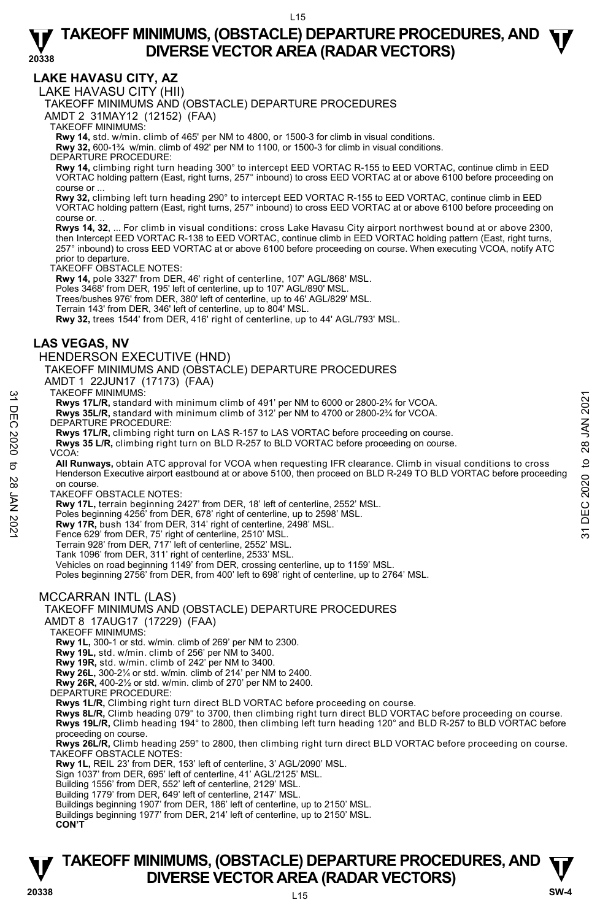# TAKEOFF MINIMUMS, (OBSTACLE) DEPARTURE PROCEDURES, AND DIVERSE VECTOR AREA (RADAR VECTORS)

## LAKE HAVASU CITY, AZ

### LAKE HAVASU CITY (HII)

TAKEOFF MINIMUMS AND (OBSTACLE) DEPARTURE PROCEDURES

AMDT 2 31MAY12 (12152) (FAA)

TAKEOFF MINIMUMS:

**Rwy 14,** std. w/min. climb of 465' per NM to 4800, or 1500-3 for climb in visual conditions.
**Rwy 32,** 600-1¾ w/min. climb of 492' per NM to 1100, or 1500-3 for climb in visual conditions.

DEPARTURE PROCEDURE:

**Rwy 14,** climbing right turn heading 300° to intercept EED VORTAC R-155 to EED VORTAC, continue climb in EED VORTAC holding pattern (East, right turns, 257° inbound) to cross EED VORTAC at or above 6100 before proceeding on course or ...

**Rwy 32,** climbing left turn heading 290° to intercept EED VORTAC R-155 to EED VORTAC, continue climb in EED VORTAC holding pattern (East, right turns, 257° inbound) to cross EED VORTAC at or above 6100 before proceeding on course or. ..

**Rwys 14, 32**, ... For climb in visual conditions: cross Lake Havasu City airport northwest bound at or above 2300, then Intercept EED VORTAC R-138 to EED VORTAC, continue climb in EED VORTAC holding pattern (East, right turns, 257° inbound) to cross EED VORTAC at or above 6100 before proceeding on course. When executing VCOA, notify ATC prior to departure.

TAKEOFF OBSTACLE NOTES:

**Rwy 14,** pole 3327' from DER, 46' right of centerline, 107' AGL/868' MSL.
Poles 3468' from DER, 195' left of centerline, up to 107' AGL/890' MSL.
Trees/bushes 976' from DER, 380' left of centerline, up to 46' AGL/829' MSL.
Terrain 143' from DER, 346' left of centerline, up to 804' MSL.
**Rwy 32,** trees 1544' from DER, 416' right of centerline, up to 44' AGL/793' MSL.

## LAS VEGAS, NV

### HENDERSON EXECUTIVE (HND)

TAKEOFF MINIMUMS AND (OBSTACLE) DEPARTURE PROCEDURES

AMDT 1 22JUN17 (17173) (FAA)

TAKEOFF MINIMUMS:

**Rwys 17L/R,** standard with minimum climb of 491' per NM to 6000 or 2800-2¾ for VCOA.
**Rwys 35L/R,** standard with minimum climb of 312' per NM to 4700 or 2800-2¾ for VCOA.

DEPARTURE PROCEDURE:

**Rwys 17L/R,** climbing right turn on LAS R-157 to LAS VORTAC before proceeding on course.
**Rwys 35 L/R,** climbing right turn on BLD R-257 to BLD VORTAC before proceeding on course.

VCOA:

**All Runways,** obtain ATC approval for VCOA when requesting IFR clearance. Climb in visual conditions to cross Henderson Executive airport eastbound at or above 5100, then proceed on BLD R-249 TO BLD VORTAC before proceeding on course.

TAKEOFF OBSTACLE NOTES:

**Rwy 17L,** terrain beginning 2427' from DER, 18' left of centerline, 2552' MSL.
Poles beginning 4256' from DER, 678' right of centerline, up to 2598' MSL.
**Rwy 17R,** bush 134' from DER, 314' right of centerline, 2498' MSL.
Fence 629' from DER, 75' right of centerline, 2510' MSL.
Terrain 928' from DER, 717' left of centerline, 2552' MSL.
Tank 1096' from DER, 311' right of centerline, 2533' MSL.
Vehicles on road beginning 1149' from DER, crossing centerline, up to 1159' MSL.
Poles beginning 2756' from DER, from 400' left to 698' right of centerline, up to 2764' MSL.

### MCCARRAN INTL (LAS)

TAKEOFF MINIMUMS AND (OBSTACLE) DEPARTURE PROCEDURES

AMDT 8 17AUG17 (17229) (FAA)

TAKEOFF MINIMUMS:

**Rwy 1L,** 300-1 or std. w/min. climb of 269' per NM to 2300.
**Rwy 19L,** std. w/min. climb of 256' per NM to 3400.
**Rwy 19R,** std. w/min. climb of 242' per NM to 3400.
**Rwy 26L,** 300-2¼ or std. w/min. climb of 214' per NM to 2400.
**Rwy 26R,** 400-2½ or std. w/min. climb of 270' per NM to 2400.

DEPARTURE PROCEDURE:

**Rwys 1L/R,** Climbing right turn direct BLD VORTAC before proceeding on course.
**Rwys 8L/R,** Climb heading 079° to 3700, then climbing right turn direct BLD VORTAC before proceeding on course.
**Rwys 19L/R,** Climb heading 194° to 2800, then climbing left turn heading 120° and BLD R-257 to BLD VORTAC before proceeding on course.
**Rwys 26L/R,** Climb heading 259° to 2800, then climbing right turn direct BLD VORTAC before proceeding on course.

TAKEOFF OBSTACLE NOTES:

**Rwy 1L,** REIL 23' from DER, 153' left of centerline, 3' AGL/2090' MSL.
Sign 1037' from DER, 695' left of centerline, 41' AGL/2125' MSL.
Building 1556' from DER, 552' left of centerline, 2129' MSL.
Building 1779' from DER, 649' left of centerline, 2147' MSL.
Buildings beginning 1907' from DER, 186' left of centerline, up to 2150' MSL.
Buildings beginning 1977' from DER, 214' left of centerline, up to 2150' MSL.
**CON'T**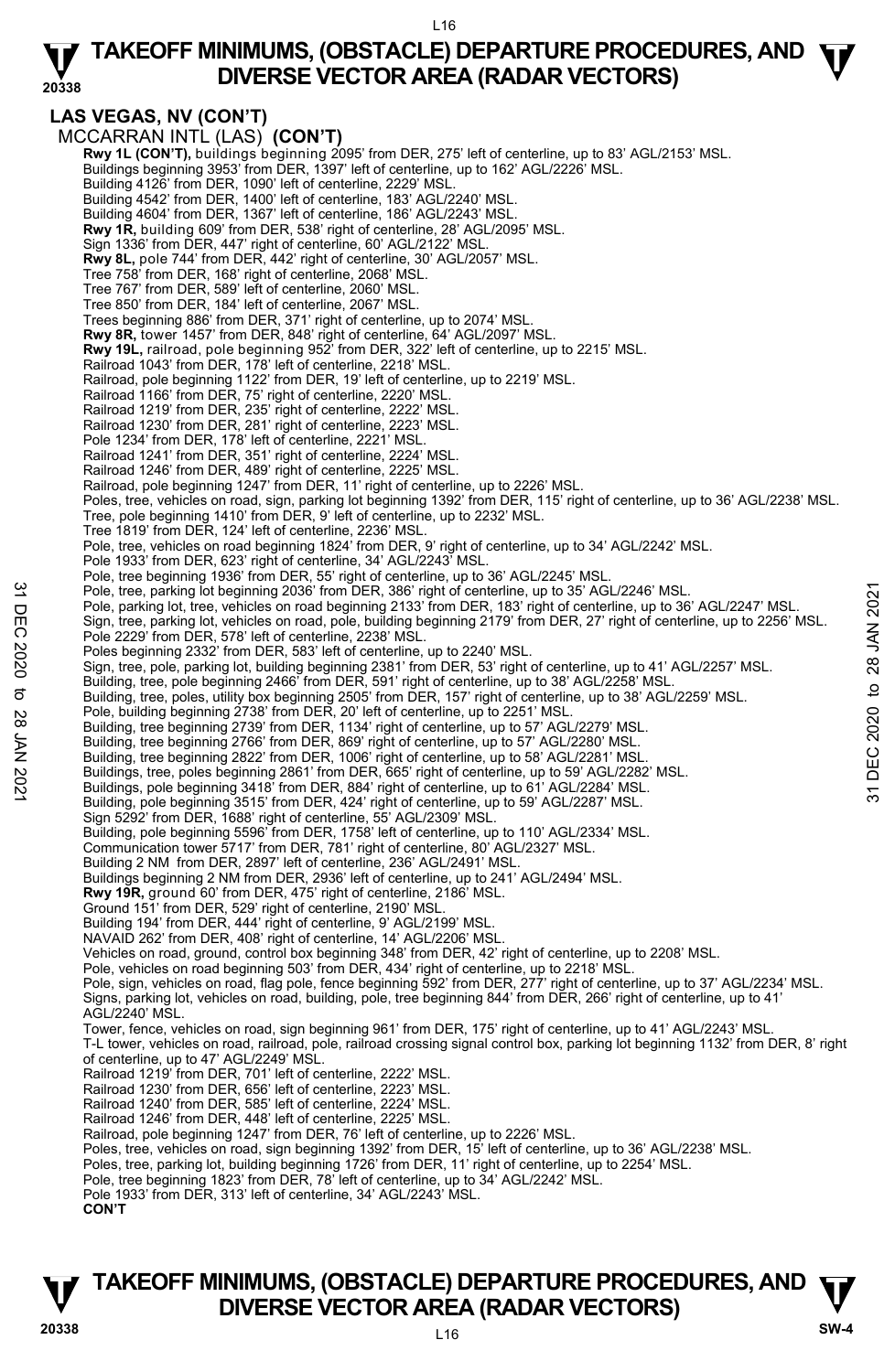## LAS VEGAS, NV (CON'T)

MCCARRAN INTL (LAS) **(CON'T)**

**Rwy 1L (CON'T),** buildings beginning 2095' from DER, 275' left of centerline, up to 83' AGL/2153' MSL.
Buildings beginning 3953' from DER, 1397' left of centerline, up to 162' AGL/2226' MSL.
Building 4126' from DER, 1090' left of centerline, 2229' MSL.
Building 4542' from DER, 1400' left of centerline, 183' AGL/2240' MSL.
Building 4604' from DER, 1367' left of centerline, 186' AGL/2243' MSL.
**Rwy 1R,** building 609' from DER, 538' right of centerline, 28' AGL/2095' MSL.
Sign 1336' from DER, 447' right of centerline, 60' AGL/2122' MSL.
**Rwy 8L,** pole 744' from DER, 442' right of centerline, 30' AGL/2057' MSL.
Tree 758' from DER, 168' right of centerline, 2068' MSL.
Tree 767' from DER, 589' left of centerline, 2060' MSL.
Tree 850' from DER, 184' left of centerline, 2067' MSL.
Trees beginning 886' from DER, 371' right of centerline, up to 2074' MSL.
**Rwy 8R,** tower 1457' from DER, 848' right of centerline, 64' AGL/2097' MSL.
**Rwy 19L,** railroad, pole beginning 952' from DER, 322' left of centerline, up to 2215' MSL.
Railroad 1043' from DER, 178' left of centerline, 2218' MSL.
Railroad, pole beginning 1122' from DER, 19' left of centerline, up to 2219' MSL.
Railroad 1166' from DER, 75' right of centerline, 2220' MSL.
Railroad 1219' from DER, 235' right of centerline, 2222' MSL.
Railroad 1230' from DER, 281' right of centerline, 2223' MSL.
Pole 1234' from DER, 178' left of centerline, 2221' MSL.
Railroad 1241' from DER, 351' right of centerline, 2224' MSL.
Railroad 1246' from DER, 489' right of centerline, 2225' MSL.
Railroad, pole beginning 1247' from DER, 11' right of centerline, up to 2226' MSL.
Poles, tree, vehicles on road, sign, parking lot beginning 1392' from DER, 115' right of centerline, up to 36' AGL/2238' MSL.
Tree, pole beginning 1410' from DER, 9' left of centerline, up to 2232' MSL.
Tree 1819' from DER, 124' left of centerline, 2236' MSL.
Pole, tree, vehicles on road beginning 1824' from DER, 9' right of centerline, up to 34' AGL/2242' MSL.
Pole 1933' from DER, 623' right of centerline, 34' AGL/2243' MSL.
Pole, tree beginning 1936' from DER, 55' right of centerline, up to 36' AGL/2245' MSL.
Pole, tree, parking lot beginning 2036' from DER, 386' right of centerline, up to 35' AGL/2246' MSL.
Pole, parking lot, tree, vehicles on road beginning 2133' from DER, 183' right of centerline, up to 36' AGL/2247' MSL.
Sign, tree, parking lot, vehicles on road, pole, building beginning 2179' from DER, 27' right of centerline, up to 2256' MSL.
Pole 2229' from DER, 578' left of centerline, 2238' MSL.
Poles beginning 2332' from DER, 583' left of centerline, up to 2240' MSL.
Sign, tree, pole, parking lot, building beginning 2381' from DER, 53' right of centerline, up to 41' AGL/2257' MSL.
Building, tree, pole beginning 2466' from DER, 591' right of centerline, up to 38' AGL/2258' MSL.
Building, tree, poles, utility box beginning 2505' from DER, 157' right of centerline, up to 38' AGL/2259' MSL.
Pole, building beginning 2738' from DER, 20' left of centerline, up to 2251' MSL.
Building, tree beginning 2739' from DER, 1134' right of centerline, up to 57' AGL/2279' MSL.
Building, tree beginning 2766' from DER, 869' right of centerline, up to 57' AGL/2280' MSL.
Building, tree beginning 2822' from DER, 1006' right of centerline, up to 58' AGL/2281' MSL.
Buildings, tree, poles beginning 2861' from DER, 665' right of centerline, up to 59' AGL/2282' MSL.
Buildings, pole beginning 3418' from DER, 884' right of centerline, up to 61' AGL/2284' MSL.
Building, pole beginning 3515' from DER, 424' right of centerline, up to 59' AGL/2287' MSL.
Sign 5292' from DER, 1688' right of centerline, 55' AGL/2309' MSL.
Building, pole beginning 5596' from DER, 1758' left of centerline, up to 110' AGL/2334' MSL.
Communication tower 5717' from DER, 781' right of centerline, 80' AGL/2327' MSL.
Building 2 NM from DER, 2897' left of centerline, 236' AGL/2491' MSL.
Buildings beginning 2 NM from DER, 2936' left of centerline, up to 241' AGL/2494' MSL.
**Rwy 19R,** ground 60' from DER, 475' right of centerline, 2186' MSL.
Ground 151' from DER, 529' right of centerline, 2190' MSL.
Building 194' from DER, 444' right of centerline, 9' AGL/2199' MSL.
NAVAID 262' from DER, 408' right of centerline, 14' AGL/2206' MSL.
Vehicles on road, ground, control box beginning 348' from DER, 42' right of centerline, up to 2208' MSL.
Pole, vehicles on road beginning 503' from DER, 434' right of centerline, up to 2218' MSL.
Pole, sign, vehicles on road, flag pole, fence beginning 592' from DER, 277' right of centerline, up to 37' AGL/2234' MSL.
Signs, parking lot, vehicles on road, building, pole, tree beginning 844' from DER, 266' right of centerline, up to 41' AGL/2240' MSL.
Tower, fence, vehicles on road, sign beginning 961' from DER, 175' right of centerline, up to 41' AGL/2243' MSL.
T-L tower, vehicles on road, railroad, pole, railroad crossing signal control box, parking lot beginning 1132' from DER, 8' right of centerline, up to 47' AGL/2249' MSL.
Railroad 1219' from DER, 701' left of centerline, 2222' MSL.
Railroad 1230' from DER, 656' left of centerline, 2223' MSL.
Railroad 1240' from DER, 585' left of centerline, 2224' MSL.
Railroad 1246' from DER, 448' left of centerline, 2225' MSL.
Railroad, pole beginning 1247' from DER, 76' left of centerline, up to 2226' MSL.
Poles, tree, vehicles on road, sign beginning 1392' from DER, 15' left of centerline, up to 36' AGL/2238' MSL.
Poles, tree, parking lot, building beginning 1726' from DER, 11' right of centerline, up to 2254' MSL.
Pole, tree beginning 1823' from DER, 78' left of centerline, up to 34' AGL/2242' MSL.
Pole 1933' from DER, 313' left of centerline, 34' AGL/2243' MSL.
**CON'T**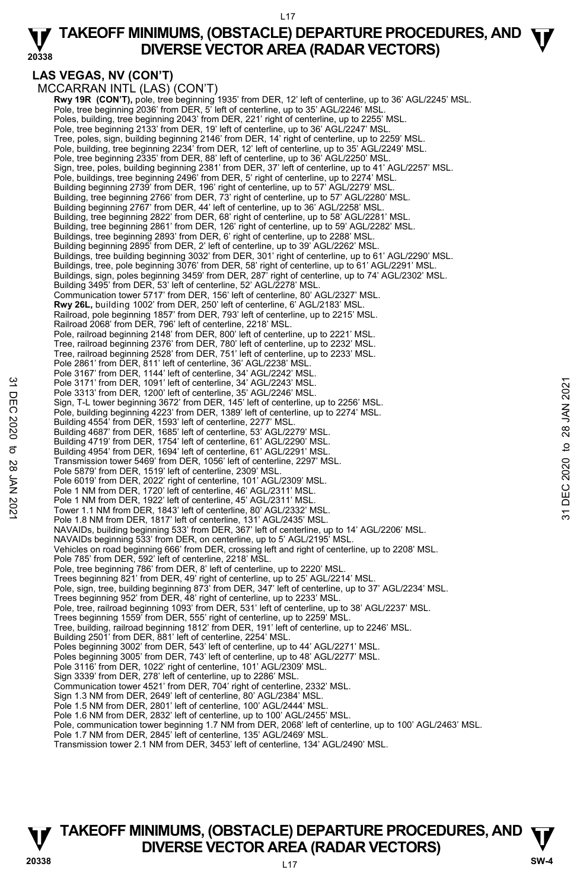# TAKEOFF MINIMUMS, (OBSTACLE) DEPARTURE PROCEDURES, AND DIVERSE VECTOR AREA (RADAR VECTORS)

## LAS VEGAS, NV (CON'T)

MCCARRAN INTL (LAS) (CON'T)

**Rwy 19R (CON'T),** pole, tree beginning 1935' from DER, 12' left of centerline, up to 36' AGL/2245' MSL.
Pole, tree beginning 2036' from DER, 5' left of centerline, up to 35' AGL/2246' MSL.
Poles, building, tree beginning 2043' from DER, 221' right of centerline, up to 2255' MSL.
Pole, tree beginning 2133' from DER, 19' left of centerline, up to 36' AGL/2247' MSL.
Tree, poles, sign, building beginning 2146' from DER, 14' right of centerline, up to 2259' MSL.
Pole, building, tree beginning 2234' from DER, 12' left of centerline, up to 35' AGL/2249' MSL.
Pole, tree beginning 2335' from DER, 88' left of centerline, up to 36' AGL/2250' MSL.
Sign, tree, poles, building beginning 2381' from DER, 37' left of centerline, up to 41' AGL/2257' MSL.
Pole, buildings, tree beginning 2496' from DER, 5' right of centerline, up to 2274' MSL.
Building beginning 2739' from DER, 196' right of centerline, up to 57' AGL/2279' MSL.
Building, tree beginning 2766' from DER, 73' right of centerline, up to 57' AGL/2280' MSL.
Building beginning 2767' from DER, 44' left of centerline, up to 36' AGL/2258' MSL.
Building, tree beginning 2822' from DER, 68' right of centerline, up to 58' AGL/2281' MSL.
Building, tree beginning 2861' from DER, 126' right of centerline, up to 59' AGL/2282' MSL.
Buildings, tree beginning 2893' from DER, 6' right of centerline, up to 2288' MSL.
Building beginning 2895' from DER, 2' left of centerline, up to 39' AGL/2262' MSL.
Buildings, tree building beginning 3032' from DER, 301' right of centerline, up to 61' AGL/2290' MSL.
Buildings, tree, pole beginning 3076' from DER, 58' right of centerline, up to 61' AGL/2291' MSL.
Buildings, sign, poles beginning 3459' from DER, 287' right of centerline, up to 74' AGL/2302' MSL.
Building 3495' from DER, 53' left of centerline, 52' AGL/2278' MSL.
Communication tower 5717' from DER, 156' left of centerline, 80' AGL/2327' MSL.

**Rwy 26L,** building 1002' from DER, 250' left of centerline, 6' AGL/2183' MSL.
Railroad, pole beginning 1857' from DER, 793' left of centerline, up to 2215' MSL.
Railroad 2068' from DER, 796' left of centerline, 2218' MSL.
Pole, railroad beginning 2148' from DER, 800' left of centerline, up to 2221' MSL.
Tree, railroad beginning 2376' from DER, 780' left of centerline, up to 2232' MSL.
Tree, railroad beginning 2528' from DER, 751' left of centerline, up to 2233' MSL.
Pole 2861' from DER, 811' left of centerline, 36' AGL/2238' MSL.
Pole 3167' from DER, 1144' left of centerline, 34' AGL/2242' MSL.
Pole 3171' from DER, 1091' left of centerline, 34' AGL/2243' MSL.
Pole 3313' from DER, 1200' left of centerline, 35' AGL/2246' MSL.
Sign, T-L tower beginning 3672' from DER, 145' left of centerline, up to 2256' MSL.
Pole, building beginning 4223' from DER, 1389' left of centerline, up to 2274' MSL.
Building 4554' from DER, 1593' left of centerline, 2277' MSL.
Building 4687' from DER, 1685' left of centerline, 53' AGL/2279' MSL.
Building 4719' from DER, 1754' left of centerline, 61' AGL/2290' MSL.
Building 4954' from DER, 1694' left of centerline, 61' AGL/2291' MSL.
Transmission tower 5469' from DER, 1056' left of centerline, 2297' MSL.
Pole 5879' from DER, 1519' left of centerline, 2309' MSL.
Pole 6019' from DER, 2022' right of centerline, 101' AGL/2309' MSL.
Pole 1 NM from DER, 1720' left of centerline, 46' AGL/2311' MSL.
Pole 1 NM from DER, 1922' left of centerline, 45' AGL/2311' MSL.
Tower 1.1 NM from DER, 1843' left of centerline, 80' AGL/2332' MSL.
Pole 1.8 NM from DER, 1817' left of centerline, 131' AGL/2435' MSL.
NAVAIDs, building beginning 533' from DER, 367' left of centerline, up to 14' AGL/2206' MSL.
NAVAIDs beginning 533' from DER, on centerline, up to 5' AGL/2195' MSL.
Vehicles on road beginning 666' from DER, crossing left and right of centerline, up to 2208' MSL.
Pole 785' from DER, 592' left of centerline, 2218' MSL.
Pole, tree beginning 786' from DER, 8' left of centerline, up to 2220' MSL.
Trees beginning 821' from DER, 49' right of centerline, up to 25' AGL/2214' MSL.
Pole, sign, tree, building beginning 873' from DER, 347' left of centerline, up to 37' AGL/2234' MSL.
Trees beginning 952' from DER, 48' right of centerline, up to 2233' MSL.
Pole, tree, railroad beginning 1093' from DER, 531' left of centerline, up to 38' AGL/2237' MSL.
Trees beginning 1559' from DER, 555' right of centerline, up to 2259' MSL.
Tree, building, railroad beginning 1812' from DER, 191' left of centerline, up to 2246' MSL.
Building 2501' from DER, 881' left of centerline, 2254' MSL.
Poles beginning 3002' from DER, 543' left of centerline, up to 44' AGL/2271' MSL.
Poles beginning 3005' from DER, 743' left of centerline, up to 48' AGL/2277' MSL.
Pole 3116' from DER, 1022' right of centerline, 101' AGL/2309' MSL.
Sign 3339' from DER, 278' left of centerline, up to 2286' MSL.
Communication tower 4521' from DER, 704' right of centerline, 2332' MSL.
Sign 1.3 NM from DER, 2649' left of centerline, 80' AGL/2384' MSL.
Pole 1.5 NM from DER, 2801' left of centerline, 100' AGL/2444' MSL.
Pole 1.6 NM from DER, 2832' left of centerline, up to 100' AGL/2455' MSL.
Pole, communication tower beginning 1.7 NM from DER, 2068' left of centerline, up to 100' AGL/2463' MSL.
Pole 1.7 NM from DER, 2845' left of centerline, 135' AGL/2469' MSL.
Transmission tower 2.1 NM from DER, 3453' left of centerline, 134' AGL/2490' MSL.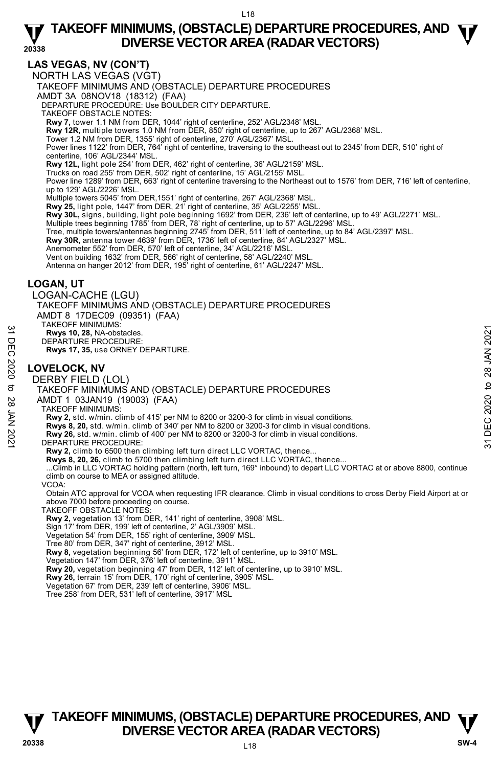## LAS VEGAS, NV (CON'T)

NORTH LAS VEGAS (VGT)

TAKEOFF MINIMUMS AND (OBSTACLE) DEPARTURE PROCEDURES

AMDT 3A 08NOV18 (18312) (FAA)

DEPARTURE PROCEDURE: Use BOULDER CITY DEPARTURE.

TAKEOFF OBSTACLE NOTES:

**Rwy 7,** tower 1.1 NM from DER, 1044' right of centerline, 252' AGL/2348' MSL.
**Rwy 12R,** multiple towers 1.0 NM from DER, 850' right of centerline, up to 267' AGL/2368' MSL.
Tower 1.2 NM from DER, 1355' right of centerline, 270' AGL/2367' MSL.
Power lines 1122' from DER, 764' right of centerline, traversing to the southeast out to 2345' from DER, 510' right of centerline, 106' AGL/2344' MSL.
**Rwy 12L,** light pole 254' from DER, 462' right of centerline, 36' AGL/2159' MSL.
Trucks on road 255' from DER, 502' right of centerline, 15' AGL/2155' MSL.
Power line 1289' from DER, 663' right of centerline traversing to the Northeast out to 1576' from DER, 716' left of centerline, up to 129' AGL/2226' MSL.
Multiple towers 5045' from DER,1551' right of centerline, 267' AGL/2368' MSL.
**Rwy 25,** light pole, 1447' from DER, 21' right of centerline, 35' AGL/2255' MSL.
**Rwy 30L,** signs, building, light pole beginning 1692' from DER, 236' left of centerline, up to 49' AGL/2271' MSL.
Multiple trees beginning 1785' from DER, 78' right of centerline, up to 57' AGL/2296' MSL.
Tree, multiple towers/antennas beginning 2745' from DER, 511' left of centerline, up to 84' AGL/2397' MSL.
**Rwy 30R,** antenna tower 4639' from DER, 1736' left of centerline, 84' AGL/2327' MSL.
Anemometer 552' from DER, 570' left of centerline, 34' AGL/2216' MSL.
Vent on building 1632' from DER, 566' right of centerline, 58' AGL/2240' MSL.
Antenna on hanger 2012' from DER, 195' right of centerline, 61' AGL/2247' MSL.

## LOGAN, UT

LOGAN-CACHE (LGU)

TAKEOFF MINIMUMS AND (OBSTACLE) DEPARTURE PROCEDURES

AMDT 8 17DEC09 (09351) (FAA)

TAKEOFF MINIMUMS:

**Rwys 10, 28,** NA-obstacles.

DEPARTURE PROCEDURE:

**Rwys 17, 35,** use ORNEY DEPARTURE.

## LOVELOCK, NV

DERBY FIELD (LOL)

TAKEOFF MINIMUMS AND (OBSTACLE) DEPARTURE PROCEDURES

AMDT 1 03JAN19 (19003) (FAA)

TAKEOFF MINIMUMS:

**Rwy 2,** std. w/min. climb of 415' per NM to 8200 or 3200-3 for climb in visual conditions.
**Rwys 8, 20,** std. w/min. climb of 340' per NM to 8200 or 3200-3 for climb in visual conditions.
**Rwy 26,** std. w/min. climb of 400' per NM to 8200 or 3200-3 for climb in visual conditions.

DEPARTURE PROCEDURE:

**Rwy 2,** climb to 6500 then climbing left turn direct LLC VORTAC, thence...
**Rwys 8, 20, 26,** climb to 5700 then climbing left turn direct LLC VORTAC, thence...
...Climb in LLC VORTAC holding pattern (north, left turn, 169° inbound) to depart LLC VORTAC at or above 8800, continue climb on course to MEA or assigned altitude.

VCOA:

Obtain ATC approval for VCOA when requesting IFR clearance. Climb in visual conditions to cross Derby Field Airport at or above 7000 before proceeding on course.

TAKEOFF OBSTACLE NOTES:

**Rwy 2,** vegetation 13' from DER, 141' right of centerline, 3908' MSL.
Sign 17' from DER, 199' left of centerline, 2' AGL/3909' MSL.
Vegetation 54' from DER, 155' right of centerline, 3909' MSL.
Tree 80' from DER, 347' right of centerline, 3912' MSL.
**Rwy 8,** vegetation beginning 56' from DER, 172' left of centerline, up to 3910' MSL.
Vegetation 147' from DER, 376' left of centerline, 3911' MSL.
**Rwy 20,** vegetation beginning 47' from DER, 112' left of centerline, up to 3910' MSL.
**Rwy 26,** terrain 15' from DER, 170' right of centerline, 3905' MSL.
Vegetation 67' from DER, 239' left of centerline, 3906' MSL.
Tree 258' from DER, 531' left of centerline, 3917' MSL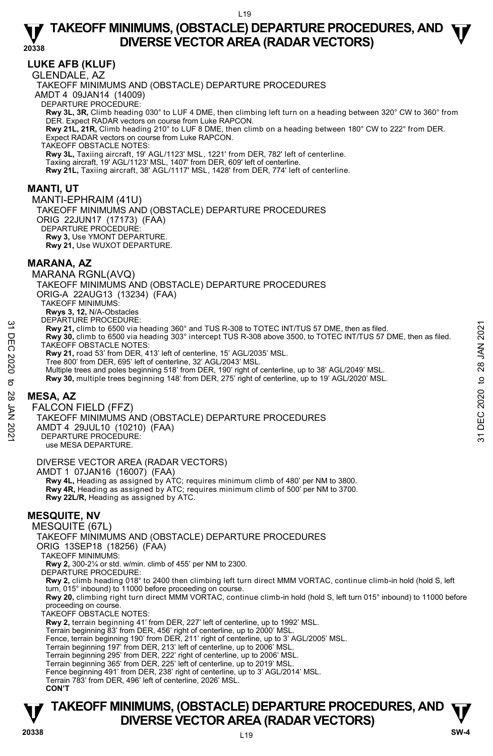## LUKE AFB (KLUF)

GLENDALE, AZ

TAKEOFF MINIMUMS AND (OBSTACLE) DEPARTURE PROCEDURES

AMDT 4 09JAN14 (14009)

DEPARTURE PROCEDURE:

**Rwy 3L, 3R,** Climb heading 030° to LUF 4 DME, then climbing left turn on a heading between 320° CW to 360° from DER. Expect RADAR vectors on course from Luke RAPCON.

**Rwy 21L, 21R,** Climb heading 210° to LUF 8 DME, then climb on a heading between 180° CW to 222° from DER. Expect RADAR vectors on course from Luke RAPCON.

TAKEOFF OBSTACLE NOTES:

**Rwy 3L,** Taxiing aircraft, 19' AGL/1123' MSL, 1221' from DER, 782' left of centerline.
Taxiing aircraft, 19' AGL/1123' MSL, 1407' from DER, 609' left of centerline.

**Rwy 21L,** Taxiing aircraft, 38' AGL/1117' MSL, 1428' from DER, 774' left of centerline.

## MANTI, UT

MANTI-EPHRAIM (41U)

TAKEOFF MINIMUMS AND (OBSTACLE) DEPARTURE PROCEDURES

ORIG 22JUN17 (17173) (FAA)

DEPARTURE PROCEDURE:

**Rwy 3,** Use YMONT DEPARTURE.

**Rwy 21,** Use WUXOT DEPARTURE.

## MARANA, AZ

MARANA RGNL(AVQ)

TAKEOFF MINIMUMS AND (OBSTACLE) DEPARTURE PROCEDURES

ORIG-A 22AUG13 (13234) (FAA)

TAKEOFF MINIMUMS:

**Rwys 3, 12,** N/A-Obstacles

DEPARTURE PROCEDURE:

**Rwy 21,** climb to 6500 via heading 360° and TUS R-308 to TOTEC INT/TUS 57 DME, then as filed.

**Rwy 30,** climb to 6500 via heading 303° intercept TUS R-308 above 3500, to TOTEC INT/TUS 57 DME, then as filed.

TAKEOFF OBSTACLE NOTES:

**Rwy 21,** road 53' from DER, 413' left of centerline, 15' AGL/2035' MSL.
Tree 800' from DER, 695' left of centerline, 32' AGL/2043' MSL.
Multiple trees and poles beginning 518' from DER, 190' right of centerline, up to 38' AGL/2049' MSL.

**Rwy 30,** multiple trees beginning 148' from DER, 275' right of centerline, up to 19' AGL/2020' MSL.

## MESA, AZ

FALCON FIELD (FFZ)

TAKEOFF MINIMUMS AND (OBSTACLE) DEPARTURE PROCEDURES

AMDT 4 29JUL10 (10210) (FAA)

DEPARTURE PROCEDURE:

use MESA DEPARTURE.

DIVERSE VECTOR AREA (RADAR VECTORS)

AMDT 1 07JAN16 (16007) (FAA)

**Rwy 4L,** Heading as assigned by ATC; requires minimum climb of 480' per NM to 3800.

**Rwy 4R,** Heading as assigned by ATC; requires minimum climb of 500' per NM to 3700.

**Rwy 22L/R,** Heading as assigned by ATC.

## MESQUITE, NV

MESQUITE (67L)

TAKEOFF MINIMUMS AND (OBSTACLE) DEPARTURE PROCEDURES

ORIG 13SEP18 (18256) (FAA)

TAKEOFF MINIMUMS:

**Rwy 2,** 300-2¼ or std. w/min. climb of 455' per NM to 2300.

DEPARTURE PROCEDURE:

**Rwy 2,** climb heading 018° to 2400 then climbing left turn direct MMM VORTAC, continue climb-in hold (hold S, left turn, 015° inbound) to 11000 before proceeding on course.

**Rwy 20,** climbing right turn direct MMM VORTAC, continue climb-in hold (hold S, left turn 015° inbound) to 11000 before proceeding on course.

TAKEOFF OBSTACLE NOTES:

**Rwy 2,** terrain beginning 41' from DER, 227' left of centerline, up to 1992' MSL.
Terrain beginning 83' from DER, 456' right of centerline, up to 2000' MSL.
Fence, terrain beginning 190' from DER, 211' right of centerline, up to 3' AGL/2005' MSL.
Terrain beginning 197' from DER, 213' left of centerline, up to 2006' MSL.
Terrain beginning 295' from DER, 222' right of centerline, up to 2006' MSL.
Terrain beginning 365' from DER, 225' left of centerline, up to 2019' MSL.
Fence beginning 491' from DER, 238' right of centerline, up to 3' AGL/2014' MSL.
Terrain 783' from DER, 496' left of centerline, 2026' MSL.

**CON'T**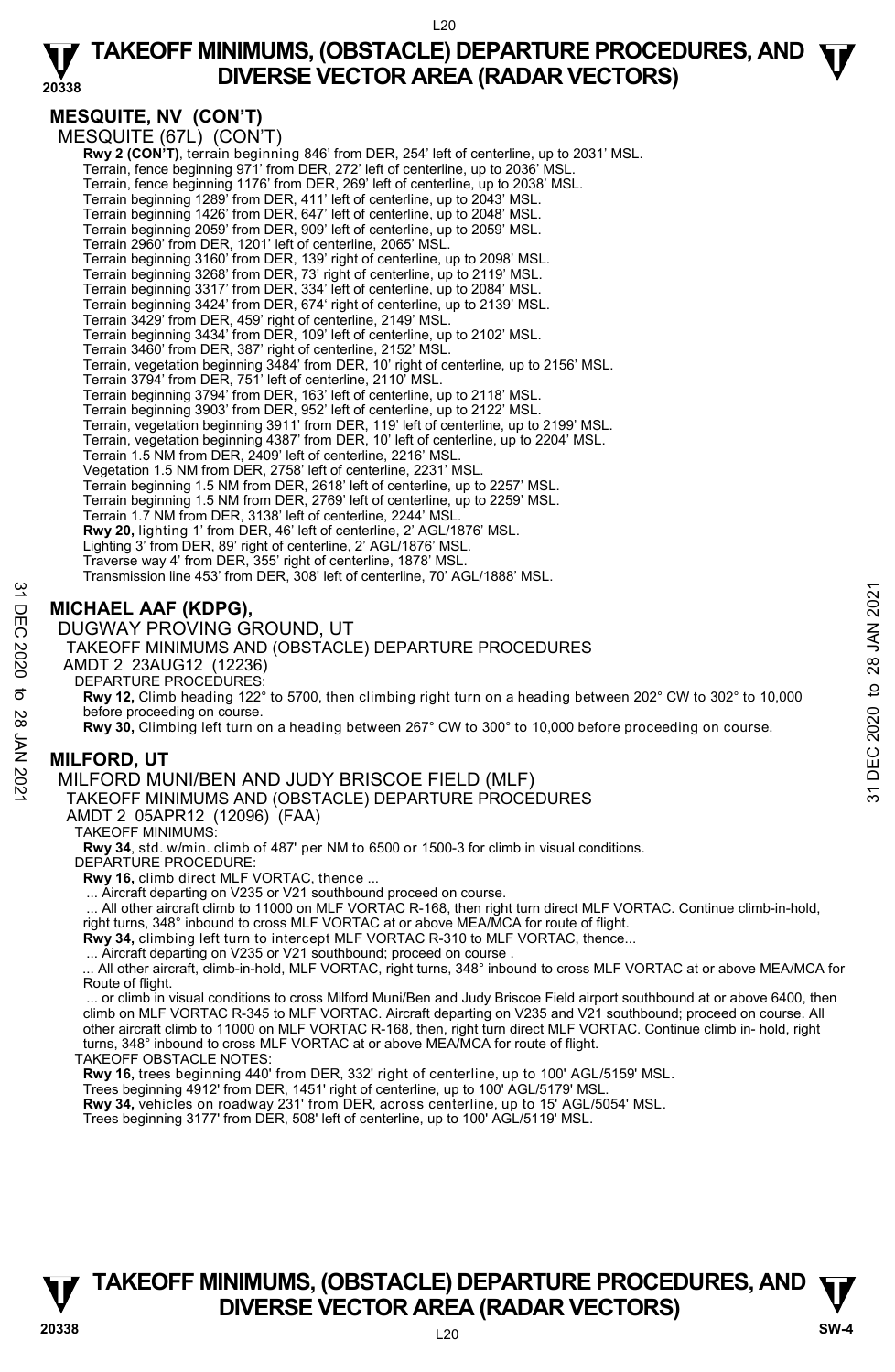## MESQUITE, NV (CON'T)

MESQUITE (67L) (CON'T)

**Rwy 2 (CON'T)**, terrain beginning 846' from DER, 254' left of centerline, up to 2031' MSL.
Terrain, fence beginning 971' from DER, 272' left of centerline, up to 2036' MSL.
Terrain, fence beginning 1176' from DER, 269' left of centerline, up to 2038' MSL.
Terrain beginning 1289' from DER, 411' left of centerline, up to 2043' MSL.
Terrain beginning 1426' from DER, 647' left of centerline, up to 2048' MSL.
Terrain beginning 2059' from DER, 909' left of centerline, up to 2059' MSL.
Terrain 2960' from DER, 1201' left of centerline, 2065' MSL.
Terrain beginning 3160' from DER, 139' right of centerline, up to 2098' MSL.
Terrain beginning 3268' from DER, 73' right of centerline, up to 2119' MSL.
Terrain beginning 3317' from DER, 334' left of centerline, up to 2084' MSL.
Terrain beginning 3424' from DER, 674' right of centerline, up to 2139' MSL.
Terrain 3429' from DER, 459' right of centerline, 2149' MSL.
Terrain beginning 3434' from DER, 109' left of centerline, up to 2102' MSL.
Terrain 3460' from DER, 387' right of centerline, 2152' MSL.
Terrain, vegetation beginning 3484' from DER, 10' right of centerline, up to 2156' MSL.
Terrain 3794' from DER, 751' left of centerline, 2110' MSL.
Terrain beginning 3794' from DER, 163' left of centerline, up to 2118' MSL.
Terrain beginning 3903' from DER, 952' left of centerline, up to 2122' MSL.
Terrain, vegetation beginning 3911' from DER, 119' left of centerline, up to 2199' MSL.
Terrain, vegetation beginning 4387' from DER, 10' left of centerline, up to 2204' MSL.
Terrain 1.5 NM from DER, 2409' left of centerline, 2216' MSL.
Vegetation 1.5 NM from DER, 2758' left of centerline, 2231' MSL.
Terrain beginning 1.5 NM from DER, 2618' left of centerline, up to 2257' MSL.
Terrain beginning 1.5 NM from DER, 2769' left of centerline, up to 2259' MSL.
Terrain 1.7 NM from DER, 3138' left of centerline, 2244' MSL.
**Rwy 20,** lighting 1' from DER, 46' left of centerline, 2' AGL/1876' MSL.
Lighting 3' from DER, 89' right of centerline, 2' AGL/1876' MSL.
Traverse way 4' from DER, 355' right of centerline, 1878' MSL.
Transmission line 453' from DER, 308' left of centerline, 70' AGL/1888' MSL.

## MICHAEL AAF (KDPG),

DUGWAY PROVING GROUND, UT

TAKEOFF MINIMUMS AND (OBSTACLE) DEPARTURE PROCEDURES

AMDT 2 23AUG12 (12236)

DEPARTURE PROCEDURES:

**Rwy 12,** Climb heading 122° to 5700, then climbing right turn on a heading between 202° CW to 302° to 10,000 before proceeding on course.

**Rwy 30,** Climbing left turn on a heading between 267° CW to 300° to 10,000 before proceeding on course.

## MILFORD, UT

MILFORD MUNI/BEN AND JUDY BRISCOE FIELD (MLF)

TAKEOFF MINIMUMS AND (OBSTACLE) DEPARTURE PROCEDURES

AMDT 2 05APR12 (12096) (FAA)

TAKEOFF MINIMUMS:

**Rwy 34**, std. w/min. climb of 487' per NM to 6500 or 1500-3 for climb in visual conditions.

DEPARTURE PROCEDURE:

**Rwy 16,** climb direct MLF VORTAC, thence ...

... Aircraft departing on V235 or V21 southbound proceed on course.

... All other aircraft climb to 11000 on MLF VORTAC R-168, then right turn direct MLF VORTAC. Continue climb-in-hold, right turns, 348° inbound to cross MLF VORTAC at or above MEA/MCA for route of flight.

**Rwy 34,** climbing left turn to intercept MLF VORTAC R-310 to MLF VORTAC, thence...

... Aircraft departing on V235 or V21 southbound; proceed on course .

... All other aircraft, climb-in-hold, MLF VORTAC, right turns, 348° inbound to cross MLF VORTAC at or above MEA/MCA for Route of flight.

... or climb in visual conditions to cross Milford Muni/Ben and Judy Briscoe Field airport southbound at or above 6400, then climb on MLF VORTAC R-345 to MLF VORTAC. Aircraft departing on V235 and V21 southbound; proceed on course. All other aircraft climb to 11000 on MLF VORTAC R-168, then, right turn direct MLF VORTAC. Continue climb in- hold, right turns, 348° inbound to cross MLF VORTAC at or above MEA/MCA for route of flight.

TAKEOFF OBSTACLE NOTES:

**Rwy 16,** trees beginning 440' from DER, 332' right of centerline, up to 100' AGL/5159' MSL.
Trees beginning 4912' from DER, 1451' right of centerline, up to 100' AGL/5179' MSL.
**Rwy 34,** vehicles on roadway 231' from DER, across centerline, up to 15' AGL/5054' MSL.
Trees beginning 3177' from DER, 508' left of centerline, up to 100' AGL/5119' MSL.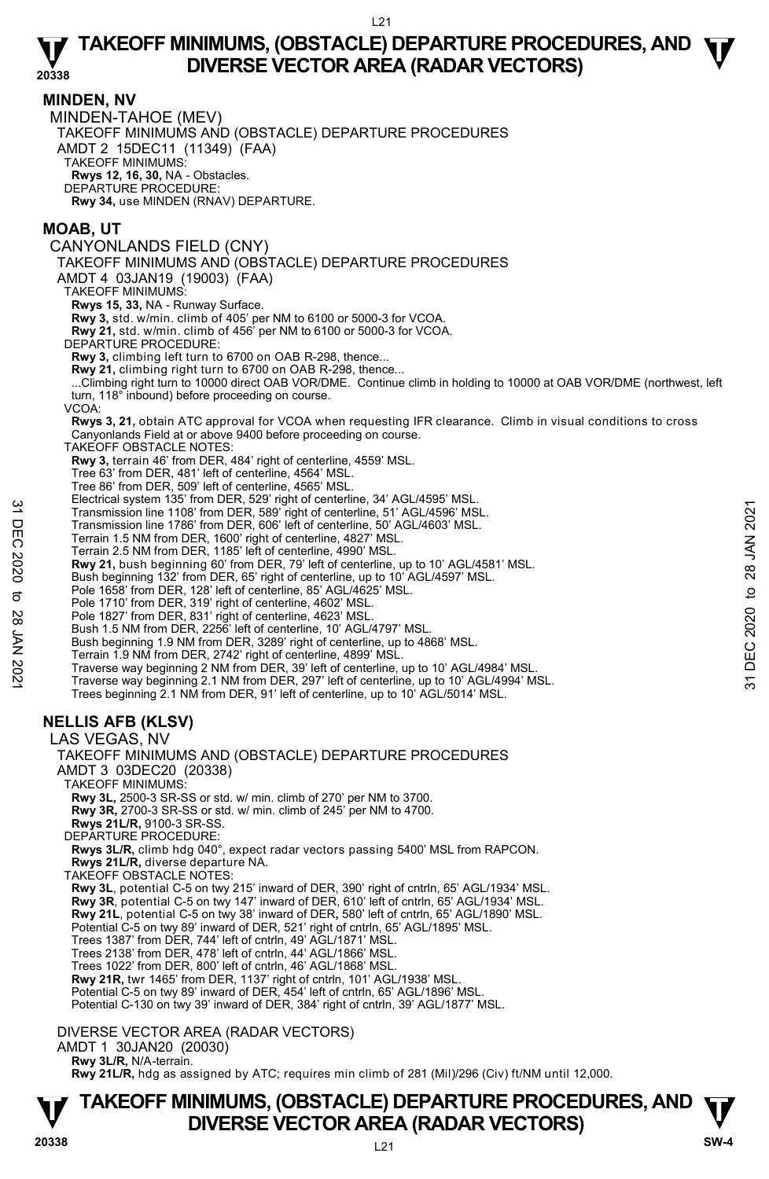## MINDEN, NV

MINDEN-TAHOE (MEV)

TAKEOFF MINIMUMS AND (OBSTACLE) DEPARTURE PROCEDURES

AMDT 2 15DEC11 (11349) (FAA)

TAKEOFF MINIMUMS:

**Rwys 12, 16, 30,** NA - Obstacles.

DEPARTURE PROCEDURE:

**Rwy 34,** use MINDEN (RNAV) DEPARTURE.

## MOAB, UT

CANYONLANDS FIELD (CNY)

TAKEOFF MINIMUMS AND (OBSTACLE) DEPARTURE PROCEDURES

AMDT 4 03JAN19 (19003) (FAA)

TAKEOFF MINIMUMS:

**Rwys 15, 33,** NA - Runway Surface.

**Rwy 3,** std. w/min. climb of 405' per NM to 6100 or 5000-3 for VCOA.

**Rwy 21,** std. w/min. climb of 456' per NM to 6100 or 5000-3 for VCOA.

DEPARTURE PROCEDURE:

**Rwy 3,** climbing left turn to 6700 on OAB R-298, thence...

**Rwy 21,** climbing right turn to 6700 on OAB R-298, thence...

...Climbing right turn to 10000 direct OAB VOR/DME. Continue climb in holding to 10000 at OAB VOR/DME (northwest, left turn, 118° inbound) before proceeding on course.

VCOA:

**Rwys 3, 21,** obtain ATC approval for VCOA when requesting IFR clearance. Climb in visual conditions to cross Canyonlands Field at or above 9400 before proceeding on course.

TAKEOFF OBSTACLE NOTES:

**Rwy 3,** terrain 46' from DER, 484' right of centerline, 4559' MSL.
Tree 63' from DER, 481' left of centerline, 4564' MSL.
Tree 86' from DER, 509' left of centerline, 4565' MSL.
Electrical system 135' from DER, 529' right of centerline, 34' AGL/4595' MSL.
Transmission line 1108' from DER, 589' right of centerline, 51' AGL/4596' MSL.
Transmission line 1786' from DER, 606' left of centerline, 50' AGL/4603' MSL.
Terrain 1.5 NM from DER, 1600' right of centerline, 4827' MSL.
Terrain 2.5 NM from DER, 1185' left of centerline, 4990' MSL.

**Rwy 21,** bush beginning 60' from DER, 79' left of centerline, up to 10' AGL/4581' MSL.
Bush beginning 132' from DER, 65' right of centerline, up to 10' AGL/4597' MSL.
Pole 1658' from DER, 128' left of centerline, 85' AGL/4625' MSL.
Pole 1710' from DER, 319' right of centerline, 4602' MSL.
Pole 1827' from DER, 831' right of centerline, 4623' MSL.
Bush 1.5 NM from DER, 2256' left of centerline, 10' AGL/4797' MSL.
Bush beginning 1.9 NM from DER, 3289' right of centerline, up to 4868' MSL.
Terrain 1.9 NM from DER, 2742' right of centerline, 4899' MSL.
Traverse way beginning 2 NM from DER, 39' left of centerline, up to 10' AGL/4984' MSL.
Traverse way beginning 2.1 NM from DER, 297' left of centerline, up to 10' AGL/4994' MSL.
Trees beginning 2.1 NM from DER, 91' left of centerline, up to 10' AGL/5014' MSL.

## NELLIS AFB (KLSV)

LAS VEGAS, NV

TAKEOFF MINIMUMS AND (OBSTACLE) DEPARTURE PROCEDURES

AMDT 3 03DEC20 (20338)

TAKEOFF MINIMUMS:

**Rwy 3L,** 2500-3 SR-SS or std. w/ min. climb of 270' per NM to 3700.

**Rwy 3R,** 2700-3 SR-SS or std. w/ min. climb of 245' per NM to 4700.

**Rwys 21L/R,** 9100-3 SR-SS.

DEPARTURE PROCEDURE:

**Rwys 3L/R,** climb hdg 040°, expect radar vectors passing 5400' MSL from RAPCON.

**Rwys 21L/R,** diverse departure NA.

TAKEOFF OBSTACLE NOTES:

**Rwy 3L**, potential C-5 on twy 215' inward of DER, 390' right of cntrln, 65' AGL/1934' MSL.

**Rwy 3R**, potential C-5 on twy 147' inward of DER, 610' left of cntrln, 65' AGL/1934' MSL.

**Rwy 21L**, potential C-5 on twy 38' inward of DER, 580' left of cntrln, 65' AGL/1890' MSL.
Potential C-5 on twy 89' inward of DER, 521' right of cntrln, 65' AGL/1895' MSL.
Trees 1387' from DER, 744' left of cntrln, 49' AGL/1871' MSL.
Trees 2138' from DER, 478' left of cntrln, 44' AGL/1866' MSL.
Trees 1022' from DER, 800' left of cntrln, 46' AGL/1868' MSL.

**Rwy 21R,** twr 1465' from DER, 1137' right of cntrln, 101' AGL/1938' MSL.
Potential C-5 on twy 89' inward of DER, 454' left of cntrln, 65' AGL/1896' MSL.
Potential C-130 on twy 39' inward of DER, 384' right of cntrln, 39' AGL/1877' MSL.

DIVERSE VECTOR AREA (RADAR VECTORS)

AMDT 1 30JAN20 (20030)

**Rwy 3L/R,** N/A-terrain.

**Rwy 21L/R,** hdg as assigned by ATC; requires min climb of 281 (Mil)/296 (Civ) ft/NM until 12,000.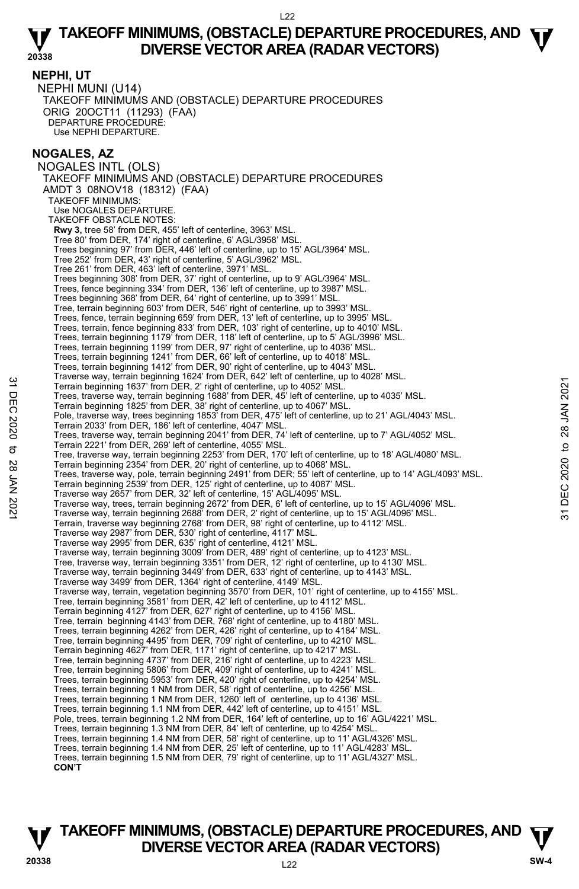## NEPHI, UT

NEPHI MUNI (U14)
TAKEOFF MINIMUMS AND (OBSTACLE) DEPARTURE PROCEDURES
ORIG 20OCT11 (11293) (FAA)
DEPARTURE PROCEDURE:
Use NEPHI DEPARTURE.

## NOGALES, AZ

NOGALES INTL (OLS)
TAKEOFF MINIMUMS AND (OBSTACLE) DEPARTURE PROCEDURES
AMDT 3 08NOV18 (18312) (FAA)
TAKEOFF MINIMUMS:
Use NOGALES DEPARTURE.
TAKEOFF OBSTACLE NOTES:
**Rwy 3,** tree 58' from DER, 455' left of centerline, 3963' MSL.
Tree 80' from DER, 174' right of centerline, 6' AGL/3958' MSL.
Trees beginning 97' from DER, 446' left of centerline, up to 15' AGL/3964' MSL.
Tree 252' from DER, 43' right of centerline, 5' AGL/3962' MSL.
Tree 261' from DER, 463' left of centerline, 3971' MSL.
Trees beginning 308' from DER, 37' right of centerline, up to 9' AGL/3964' MSL.
Trees, fence beginning 334' from DER, 136' left of centerline, up to 3987' MSL.
Trees beginning 368' from DER, 64' right of centerline, up to 3991' MSL.
Tree, terrain beginning 603' from DER, 546' right of centerline, up to 3993' MSL.
Trees, fence, terrain beginning 659' from DER, 13' left of centerline, up to 3995' MSL.
Trees, terrain, fence beginning 833' from DER, 103' right of centerline, up to 4010' MSL.
Trees, terrain beginning 1179' from DER, 118' left of centerline, up to 5' AGL/3996' MSL.
Trees, terrain beginning 1199' from DER, 97' right of centerline, up to 4036' MSL.
Trees, terrain beginning 1241' from DER, 66' left of centerline, up to 4018' MSL.
Trees, terrain beginning 1412' from DER, 90' right of centerline, up to 4043' MSL.
Traverse way, terrain beginning 1624' from DER, 642' left of centerline, up to 4028' MSL.
Terrain beginning 1637' from DER, 2' right of centerline, up to 4052' MSL.
Trees, traverse way, terrain beginning 1688' from DER, 45' left of centerline, up to 4035' MSL.
Terrain beginning 1825' from DER, 38' right of centerline, up to 4067' MSL.
Pole, traverse way, trees beginning 1853' from DER, 475' left of centerline, up to 21' AGL/4043' MSL.
Terrain 2033' from DER, 186' left of centerline, 4047' MSL.
Trees, traverse way, terrain beginning 2041' from DER, 74' left of centerline, up to 7' AGL/4052' MSL.
Terrain 2221' from DER, 269' left of centerline, 4055' MSL.
Tree, traverse way, terrain beginning 2253' from DER, 170' left of centerline, up to 18' AGL/4080' MSL.
Terrain beginning 2354' from DER, 20' right of centerline, up to 4068' MSL.
Trees, traverse way, pole, terrain beginning 2491' from DER; 55' left of centerline, up to 14' AGL/4093' MSL.
Terrain beginning 2539' from DER, 125' right of centerline, up to 4087' MSL.
Traverse way 2657' from DER, 32' left of centerline, 15' AGL/4095' MSL.
Traverse way, trees, terrain beginning 2672' from DER, 6' left of centerline, up to 15' AGL/4096' MSL.
Traverse way, terrain beginning 2688' from DER, 2' right of centerline, up to 15' AGL/4096' MSL.
Terrain, traverse way beginning 2768' from DER, 98' right of centerline, up to 4112' MSL.
Traverse way 2987' from DER, 530' right of centerline, 4117' MSL.
Traverse way 2995' from DER, 635' right of centerline, 4121' MSL.
Traverse way, terrain beginning 3009' from DER, 489' right of centerline, up to 4123' MSL.
Tree, traverse way, terrain beginning 3351' from DER, 12' right of centerline, up to 4130' MSL.
Traverse way, terrain beginning 3449' from DER, 633' right of centerline, up to 4143' MSL.
Traverse way 3499' from DER, 1364' right of centerline, 4149' MSL.
Traverse way, terrain, vegetation beginning 3570' from DER, 101' right of centerline, up to 4155' MSL.
Tree, terrain beginning 3581' from DER, 42' left of centerline, up to 4112' MSL.
Terrain beginning 4127' from DER, 627' right of centerline, up to 4156' MSL.
Tree, terrain beginning 4143' from DER, 768' right of centerline, up to 4180' MSL.
Trees, terrain beginning 4262' from DER, 426' right of centerline, up to 4184' MSL.
Tree, terrain beginning 4495' from DER, 709' right of centerline, up to 4210' MSL.
Terrain beginning 4627' from DER, 1171' right of centerline, up to 4217' MSL.
Tree, terrain beginning 4737' from DER, 216' right of centerline, up to 4223' MSL.
Tree, terrain beginning 5806' from DER, 409' right of centerline, up to 4241' MSL.
Trees, terrain beginning 5953' from DER, 420' right of centerline, up to 4254' MSL.
Trees, terrain beginning 1 NM from DER, 58' right of centerline, up to 4256' MSL.
Trees, terrain beginning 1 NM from DER, 1260' left of centerline, up to 4136' MSL.
Trees, terrain beginning 1.1 NM from DER, 442' left of centerline, up to 4151' MSL.
Pole, trees, terrain beginning 1.2 NM from DER, 164' left of centerline, up to 16' AGL/4221' MSL.
Trees, terrain beginning 1.3 NM from DER, 84' left of centerline, up to 4254' MSL.
Trees, terrain beginning 1.4 NM from DER, 58' right of centerline, up to 11' AGL/4326' MSL.
Trees, terrain beginning 1.4 NM from DER, 25' left of centerline, up to 11' AGL/4283' MSL.
Trees, terrain beginning 1.5 NM from DER, 79' right of centerline, up to 11' AGL/4327' MSL.
**CON'T**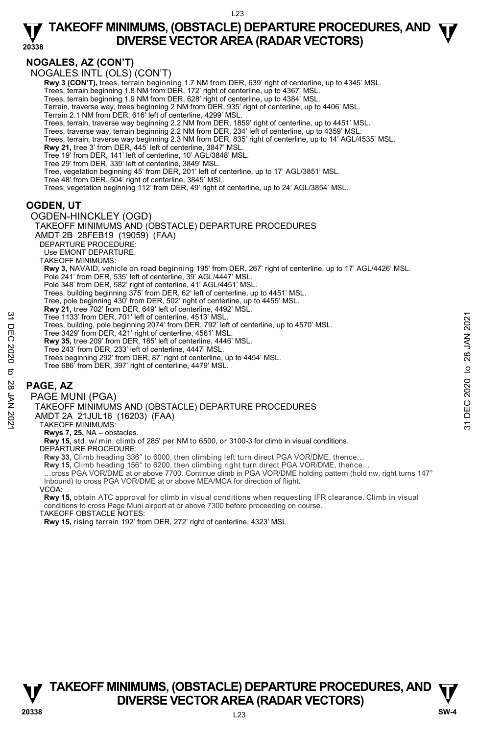## NOGALES, AZ (CON'T)

NOGALES INTL (OLS) (CON'T)

**Rwy 3 (CON'T),** trees, terrain beginning 1.7 NM from DER, 639' right of centerline, up to 4345' MSL.
Trees, terrain beginning 1.8 NM from DER, 172' right of centerline, up to 4367' MSL.
Trees, terrain beginning 1.9 NM from DER, 628' right of centerline, up to 4384' MSL.
Terrain, traverse way, trees beginning 2 NM from DER, 935' right of centerline, up to 4406' MSL.
Terrain 2.1 NM from DER, 616' left of centerline, 4299' MSL.
Trees, terrain, traverse way beginning 2.2 NM from DER, 1859' right of centerline, up to 4451' MSL.
Trees, traverse way, terrain beginning 2.2 NM from DER, 234' left of centerline, up to 4359' MSL.
Trees, terrain, traverse way beginning 2.3 NM from DER, 835' right of centerline, up to 14' AGL/4535' MSL.
**Rwy 21,** tree 3' from DER, 445' left of centerline, 3847' MSL.
Tree 19' from DER, 141' left of centerline, 10' AGL/3848' MSL.
Tree 29' from DER, 339' left of centerline, 3849' MSL.
Tree, vegetation beginning 45' from DER, 201' left of centerline, up to 17' AGL/3851' MSL.
Tree 48' from DER, 504' right of centerline, 3845' MSL.
Trees, vegetation beginning 112' from DER, 49' right of centerline, up to 24' AGL/3854' MSL.

## OGDEN, UT

OGDEN-HINCKLEY (OGD)

TAKEOFF MINIMUMS AND (OBSTACLE) DEPARTURE PROCEDURES
AMDT 2B 28FEB19 (19059) (FAA)

DEPARTURE PROCEDURE:
Use EMONT DEPARTURE.

TAKEOFF MINIMUMS:
**Rwy 3,** NAVAID, vehicle on road beginning 195' from DER, 267' right of centerline, up to 17' AGL/4426' MSL.
Pole 241' from DER, 535' left of centerline, 39' AGL/4447' MSL.
Pole 348' from DER, 582' right of centerline, 41' AGL/4451' MSL.
Trees, building beginning 375' from DER, 62' left of centerline, up to 4451' MSL.
Tree, pole beginning 430' from DER, 502' right of centerline, up to 4455' MSL.
**Rwy 21,** tree 702' from DER, 649' left of centerline, 4492' MSL.
Tree 1133' from DER, 701' left of centerline, 4513' MSL.
Trees, building, pole beginning 2074' from DER, 792' left of centerline, up to 4570' MSL.
Tree 3429' from DER, 421' right of centerline, 4561' MSL.
**Rwy 35,** tree 209' from DER, 185' left of centerline, 4446' MSL.
Tree 243' from DER, 233' left of centerline, 4447' MSL.
Trees beginning 292' from DER, 87' right of centerline, up to 4454' MSL.
Tree 686' from DER, 397' right of centerline, 4479' MSL.

## PAGE, AZ

PAGE MUNI (PGA)

TAKEOFF MINIMUMS AND (OBSTACLE) DEPARTURE PROCEDURES
AMDT 2A 21JUL16 (16203) (FAA)

TAKEOFF MINIMUMS:
**Rwys 7, 25,** NA – obstacles.
**Rwy 15,** std. w/ min. climb of 285' per NM to 6500, or 3100-3 for climb in visual conditions.

DEPARTURE PROCEDURE:
**Rwy 33,** Climb heading 336° to 6000, then climbing left turn direct PGA VOR/DME, thence…
**Rwy 15,** Climb heading 156° to 6200, then climbing right turn direct PGA VOR/DME, thence…
…cross PGA VOR/DME at or above 7700. Continue climb in PGA VOR/DME holding pattern (hold nw, right turns 147° Inbound) to cross PGA VOR/DME at or above MEA/MCA for direction of flight.

VCOA:
**Rwy 15,** obtain ATC approval for climb in visual conditions when requesting IFR clearance. Climb in visual conditions to cross Page Muni airport at or above 7300 before proceeding on course.

TAKEOFF OBSTACLE NOTES:
**Rwy 15,** rising terrain 192' from DER, 272' right of centerline, 4323' MSL.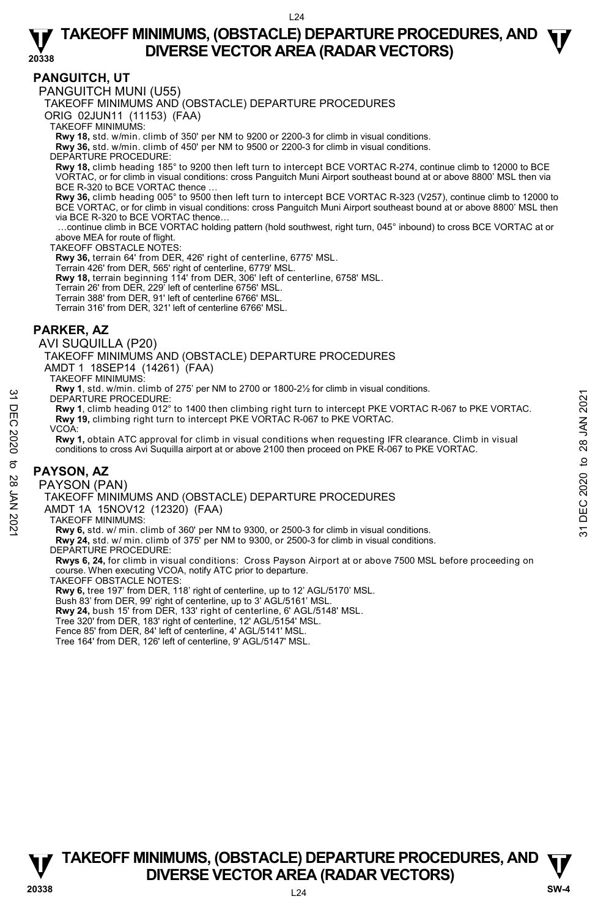## PANGUITCH, UT

### PANGUITCH MUNI (U55)

TAKEOFF MINIMUMS AND (OBSTACLE) DEPARTURE PROCEDURES

ORIG 02JUN11 (11153) (FAA)

TAKEOFF MINIMUMS:

**Rwy 18,** std. w/min. climb of 350' per NM to 9200 or 2200-3 for climb in visual conditions.
**Rwy 36,** std. w/min. climb of 450' per NM to 9500 or 2200-3 for climb in visual conditions.

DEPARTURE PROCEDURE:

**Rwy 18,** climb heading 185° to 9200 then left turn to intercept BCE VORTAC R-274, continue climb to 12000 to BCE VORTAC, or for climb in visual conditions: cross Panguitch Muni Airport southeast bound at or above 8800' MSL then via BCE R-320 to BCE VORTAC thence …

**Rwy 36,** climb heading 005° to 9500 then left turn to intercept BCE VORTAC R-323 (V257), continue climb to 12000 to BCE VORTAC, or for climb in visual conditions: cross Panguitch Muni Airport southeast bound at or above 8800' MSL then via BCE R-320 to BCE VORTAC thence…

…continue climb in BCE VORTAC holding pattern (hold southwest, right turn, 045° inbound) to cross BCE VORTAC at or above MEA for route of flight.

TAKEOFF OBSTACLE NOTES:

**Rwy 36,** terrain 64' from DER, 426' right of centerline, 6775' MSL.
Terrain 426' from DER, 565' right of centerline, 6779' MSL.
**Rwy 18,** terrain beginning 114' from DER, 306' left of centerline, 6758' MSL.
Terrain 26' from DER, 229' left of centerline 6756' MSL.
Terrain 388' from DER, 91' left of centerline 6766' MSL.
Terrain 316' from DER, 321' left of centerline 6766' MSL.

## PARKER, AZ

### AVI SUQUILLA (P20)

TAKEOFF MINIMUMS AND (OBSTACLE) DEPARTURE PROCEDURES

AMDT 1 18SEP14 (14261) (FAA)

TAKEOFF MINIMUMS:

**Rwy 1**, std. w/min. climb of 275' per NM to 2700 or 1800-2½ for climb in visual conditions.

DEPARTURE PROCEDURE:

**Rwy 1**, climb heading 012° to 1400 then climbing right turn to intercept PKE VORTAC R-067 to PKE VORTAC.
**Rwy 19,** climbing right turn to intercept PKE VORTAC R-067 to PKE VORTAC.

VCOA:

**Rwy 1,** obtain ATC approval for climb in visual conditions when requesting IFR clearance. Climb in visual conditions to cross Avi Suquilla airport at or above 2100 then proceed on PKE R-067 to PKE VORTAC.

## PAYSON, AZ

### PAYSON (PAN)

TAKEOFF MINIMUMS AND (OBSTACLE) DEPARTURE PROCEDURES

AMDT 1A 15NOV12 (12320) (FAA)

TAKEOFF MINIMUMS:

**Rwy 6,** std. w/ min. climb of 360' per NM to 9300, or 2500-3 for climb in visual conditions.
**Rwy 24,** std. w/ min. climb of 375' per NM to 9300, or 2500-3 for climb in visual conditions.

DEPARTURE PROCEDURE:

**Rwys 6, 24,** for climb in visual conditions: Cross Payson Airport at or above 7500 MSL before proceeding on course. When executing VCOA, notify ATC prior to departure.

TAKEOFF OBSTACLE NOTES:

**Rwy 6,** tree 197' from DER, 118' right of centerline, up to 12' AGL/5170' MSL.
Bush 83' from DER, 99' right of centerline, up to 3' AGL/5161' MSL.
**Rwy 24,** bush 15' from DER, 133' right of centerline, 6' AGL/5148' MSL.
Tree 320' from DER, 183' right of centerline, 12' AGL/5154' MSL.
Fence 85' from DER, 84' left of centerline, 4' AGL/5141' MSL.
Tree 164' from DER, 126' left of centerline, 9' AGL/5147' MSL.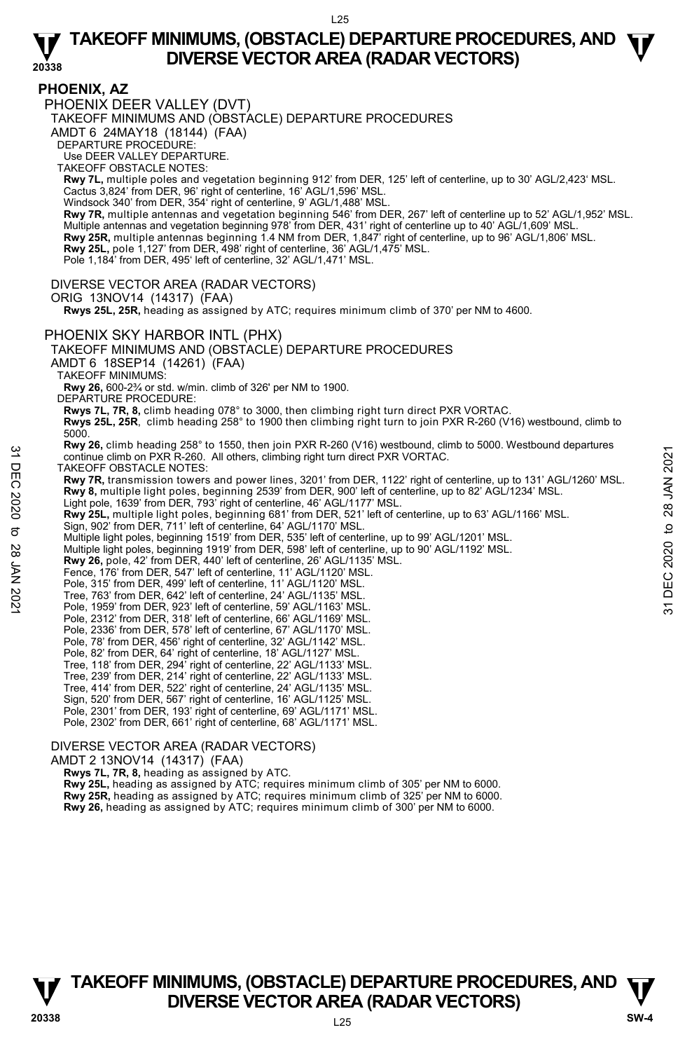# TAKEOFF MINIMUMS, (OBSTACLE) DEPARTURE PROCEDURES, AND DIVERSE VECTOR AREA (RADAR VECTORS)

## PHOENIX, AZ

### PHOENIX DEER VALLEY (DVT)

TAKEOFF MINIMUMS AND (OBSTACLE) DEPARTURE PROCEDURES

AMDT 6 24MAY18 (18144) (FAA)

DEPARTURE PROCEDURE:

Use DEER VALLEY DEPARTURE.

TAKEOFF OBSTACLE NOTES:

**Rwy 7L,** multiple poles and vegetation beginning 912' from DER, 125' left of centerline, up to 30' AGL/2,423' MSL.
Cactus 3,824' from DER, 96' right of centerline, 16' AGL/1,596' MSL.
Windsock 340' from DER, 354' right of centerline, 9' AGL/1,488' MSL.
**Rwy 7R,** multiple antennas and vegetation beginning 546' from DER, 267' left of centerline up to 52' AGL/1,952' MSL.
Multiple antennas and vegetation beginning 978' from DER, 431' right of centerline up to 40' AGL/1,609' MSL.
**Rwy 25R,** multiple antennas beginning 1.4 NM from DER, 1,847' right of centerline, up to 96' AGL/1,806' MSL.
**Rwy 25L,** pole 1,127' from DER, 498' right of centerline, 36' AGL/1,475' MSL.
Pole 1,184' from DER, 495' left of centerline, 32' AGL/1,471' MSL.

DIVERSE VECTOR AREA (RADAR VECTORS)

ORIG 13NOV14 (14317) (FAA)

**Rwys 25L, 25R,** heading as assigned by ATC; requires minimum climb of 370' per NM to 4600.

### PHOENIX SKY HARBOR INTL (PHX)

TAKEOFF MINIMUMS AND (OBSTACLE) DEPARTURE PROCEDURES

AMDT 6 18SEP14 (14261) (FAA)

TAKEOFF MINIMUMS:

**Rwy 26,** 600-2¾ or std. w/min. climb of 326' per NM to 1900.

DEPARTURE PROCEDURE:

**Rwys 7L, 7R, 8,** climb heading 078° to 3000, then climbing right turn direct PXR VORTAC.
**Rwys 25L, 25R**, climb heading 258° to 1900 then climbing right turn to join PXR R-260 (V16) westbound, climb to 5000.
**Rwy 26,** climb heading 258° to 1550, then join PXR R-260 (V16) westbound, climb to 5000. Westbound departures continue climb on PXR R-260. All others, climbing right turn direct PXR VORTAC.

TAKEOFF OBSTACLE NOTES:

**Rwy 7R,** transmission towers and power lines, 3201' from DER, 1122' right of centerline, up to 131' AGL/1260' MSL.
**Rwy 8,** multiple light poles, beginning 2539' from DER, 900' left of centerline, up to 82' AGL/1234' MSL.
Light pole, 1639' from DER, 793' right of centerline, 46' AGL/1177' MSL.
**Rwy 25L,** multiple light poles, beginning 681' from DER, 521' left of centerline, up to 63' AGL/1166' MSL.
Sign, 902' from DER, 711' left of centerline, 64' AGL/1170' MSL.
Multiple light poles, beginning 1519' from DER, 535' left of centerline, up to 99' AGL/1201' MSL.
Multiple light poles, beginning 1919' from DER, 598' left of centerline, up to 90' AGL/1192' MSL.
**Rwy 26,** pole, 42' from DER, 440' left of centerline, 26' AGL/1135' MSL.
Fence, 176' from DER, 547' left of centerline, 11' AGL/1120' MSL.
Pole, 315' from DER, 499' left of centerline, 11' AGL/1120' MSL.
Tree, 763' from DER, 642' left of centerline, 24' AGL/1135' MSL.
Pole, 1959' from DER, 923' left of centerline, 59' AGL/1163' MSL.
Pole, 2312' from DER, 318' left of centerline, 66' AGL/1169' MSL.
Pole, 2336' from DER, 578' left of centerline, 67' AGL/1170' MSL.
Pole, 78' from DER, 456' right of centerline, 32' AGL/1142' MSL.
Pole, 82' from DER, 64' right of centerline, 18' AGL/1127' MSL.
Tree, 118' from DER, 294' right of centerline, 22' AGL/1133' MSL.
Tree, 239' from DER, 214' right of centerline, 22' AGL/1133' MSL.
Tree, 414' from DER, 522' right of centerline, 24' AGL/1135' MSL.
Sign, 520' from DER, 567' right of centerline, 16' AGL/1125' MSL.
Pole, 2301' from DER, 193' right of centerline, 69' AGL/1171' MSL.
Pole, 2302' from DER, 661' right of centerline, 68' AGL/1171' MSL.

DIVERSE VECTOR AREA (RADAR VECTORS)

AMDT 2 13NOV14 (14317) (FAA)

**Rwys 7L, 7R, 8,** heading as assigned by ATC.
**Rwy 25L,** heading as assigned by ATC; requires minimum climb of 305' per NM to 6000.
**Rwy 25R,** heading as assigned by ATC; requires minimum climb of 325' per NM to 6000.
**Rwy 26,** heading as assigned by ATC; requires minimum climb of 300' per NM to 6000.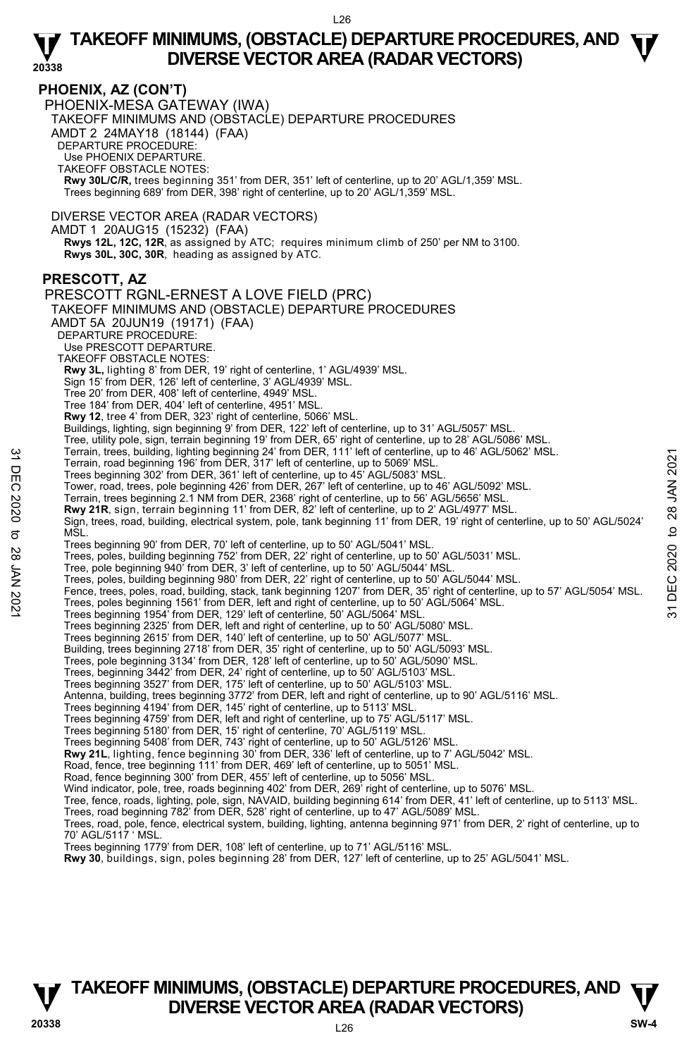## PHOENIX, AZ (CON'T)

PHOENIX-MESA GATEWAY (IWA)

TAKEOFF MINIMUMS AND (OBSTACLE) DEPARTURE PROCEDURES

AMDT 2 24MAY18 (18144) (FAA)

DEPARTURE PROCEDURE:

Use PHOENIX DEPARTURE.

TAKEOFF OBSTACLE NOTES:

**Rwy 30L/C/R,** trees beginning 351' from DER, 351' left of centerline, up to 20' AGL/1,359' MSL.
Trees beginning 689' from DER, 398' right of centerline, up to 20' AGL/1,359' MSL.

DIVERSE VECTOR AREA (RADAR VECTORS)

AMDT 1 20AUG15 (15232) (FAA)

**Rwys 12L, 12C, 12R**, as assigned by ATC; requires minimum climb of 250' per NM to 3100.
**Rwys 30L, 30C, 30R**, heading as assigned by ATC.

## PRESCOTT, AZ

PRESCOTT RGNL-ERNEST A LOVE FIELD (PRC)

TAKEOFF MINIMUMS AND (OBSTACLE) DEPARTURE PROCEDURES

AMDT 5A 20JUN19 (19171) (FAA)

DEPARTURE PROCEDURE:

Use PRESCOTT DEPARTURE.

TAKEOFF OBSTACLE NOTES:

**Rwy 3L,** lighting 8' from DER, 19' right of centerline, 1' AGL/4939' MSL.
Sign 15' from DER, 126' left of centerline, 3' AGL/4939' MSL.
Tree 20' from DER, 408' left of centerline, 4949' MSL.
Tree 184' from DER, 404' left of centerline, 4951' MSL.
**Rwy 12**, tree 4' from DER, 323' right of centerline, 5066' MSL.
Buildings, lighting, sign beginning 9' from DER, 122' left of centerline, up to 31' AGL/5057' MSL.
Tree, utility pole, sign, terrain beginning 19' from DER, 65' right of centerline, up to 28' AGL/5086' MSL.
Terrain, trees, building, lighting beginning 24' from DER, 111' left of centerline, up to 46' AGL/5062' MSL.
Terrain, road beginning 196' from DER, 317' left of centerline, up to 5069' MSL.
Trees beginning 302' from DER, 361' left of centerline, up to 45' AGL/5083' MSL.
Tower, road, trees, pole beginning 426' from DER, 267' left of centerline, up to 46' AGL/5092' MSL.
Terrain, trees beginning 2.1 NM from DER, 2368' right of centerline, up to 56' AGL/5656' MSL.
**Rwy 21R**, sign, terrain beginning 11' from DER, 82' left of centerline, up to 2' AGL/4977' MSL.
Sign, trees, road, building, electrical system, pole, tank beginning 11' from DER, 19' right of centerline, up to 50' AGL/5024' MSL.
Trees beginning 90' from DER, 70' left of centerline, up to 50' AGL/5041' MSL.
Trees, poles, building beginning 752' from DER, 22' right of centerline, up to 50' AGL/5031' MSL.
Tree, pole beginning 940' from DER, 3' left of centerline, up to 50' AGL/5044' MSL.
Trees, poles, building beginning 980' from DER, 22' right of centerline, up to 50' AGL/5044' MSL.
Fence, trees, poles, road, building, stack, tank beginning 1207' from DER, 35' right of centerline, up to 57' AGL/5054' MSL.
Trees, poles beginning 1561' from DER, left and right of centerline, up to 50' AGL/5064' MSL.
Trees beginning 1954' from DER, 129' left of centerline, 50' AGL/5064' MSL.
Trees beginning 2325' from DER, left and right of centerline, up to 50' AGL/5080' MSL.
Trees beginning 2615' from DER, 140' left of centerline, up to 50' AGL/5077' MSL.
Building, trees beginning 2718' from DER, 35' right of centerline, up to 50' AGL/5093' MSL.
Trees, pole beginning 3134' from DER, 128' left of centerline, up to 50' AGL/5090' MSL.
Trees, beginning 3442' from DER, 24' right of centerline, up to 50' AGL/5103' MSL.
Trees beginning 3527' from DER, 175' left of centerline, up to 50' AGL/5103' MSL.
Antenna, building, trees beginning 3772' from DER, left and right of centerline, up to 90' AGL/5116' MSL.
Trees beginning 4194' from DER, 145' right of centerline, up to 5113' MSL.
Trees beginning 4759' from DER, left and right of centerline, up to 75' AGL/5117' MSL.
Trees beginning 5180' from DER, 15' right of centerline, 70' AGL/5119' MSL.
Trees beginning 5408' from DER, 743' right of centerline, up to 50' AGL/5126' MSL.
**Rwy 21L**, lighting, fence beginning 30' from DER, 336' left of centerline, up to 7' AGL/5042' MSL.
Road, fence, tree beginning 111' from DER, 469' left of centerline, up to 5051' MSL.
Road, fence beginning 300' from DER, 455' left of centerline, up to 5056' MSL.
Wind indicator, pole, tree, roads beginning 402' from DER, 269' right of centerline, up to 5076' MSL.
Tree, fence, roads, lighting, pole, sign, NAVAID, building beginning 614' from DER, 41' left of centerline, up to 5113' MSL.
Trees, road beginning 782' from DER, 528' right of centerline, up to 47' AGL/5089' MSL.
Trees, road, pole, fence, electrical system, building, lighting, antenna beginning 971' from DER, 2' right of centerline, up to 70' AGL/5117 ' MSL.
Trees beginning 1779' from DER, 108' left of centerline, up to 71' AGL/5116' MSL.
**Rwy 30**, buildings, sign, poles beginning 28' from DER, 127' left of centerline, up to 25' AGL/5041' MSL.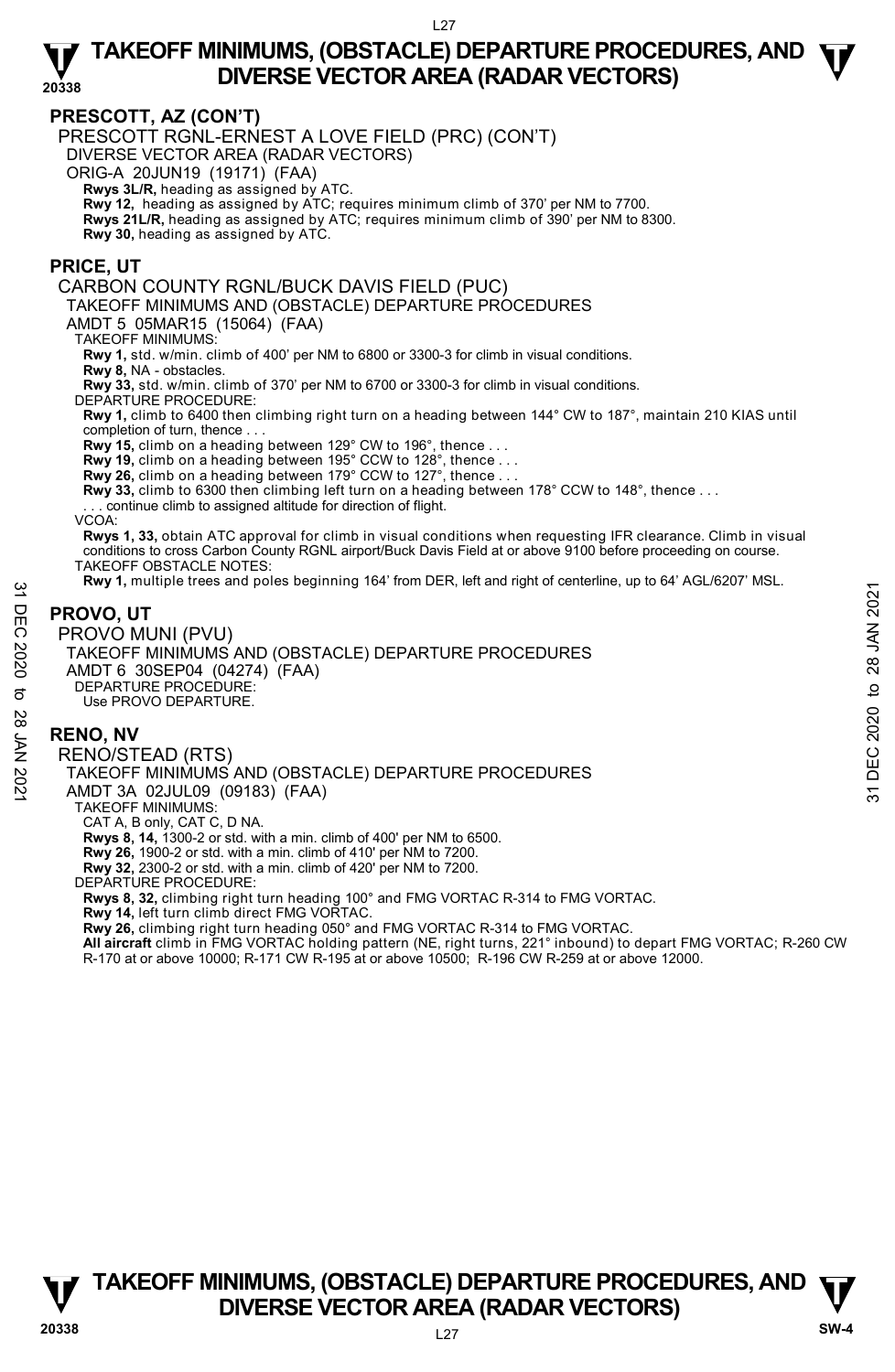## PRESCOTT, AZ (CON'T)

PRESCOTT RGNL-ERNEST A LOVE FIELD (PRC) (CON'T)
DIVERSE VECTOR AREA (RADAR VECTORS)
ORIG-A 20JUN19 (19171) (FAA)

**Rwys 3L/R,** heading as assigned by ATC.
**Rwy 12,** heading as assigned by ATC; requires minimum climb of 370' per NM to 7700.
**Rwys 21L/R,** heading as assigned by ATC; requires minimum climb of 390' per NM to 8300.
**Rwy 30,** heading as assigned by ATC.

## PRICE, UT

CARBON COUNTY RGNL/BUCK DAVIS FIELD (PUC)
TAKEOFF MINIMUMS AND (OBSTACLE) DEPARTURE PROCEDURES
AMDT 5 05MAR15 (15064) (FAA)

TAKEOFF MINIMUMS:
**Rwy 1,** std. w/min. climb of 400' per NM to 6800 or 3300-3 for climb in visual conditions.
**Rwy 8,** NA - obstacles.
**Rwy 33,** std. w/min. climb of 370' per NM to 6700 or 3300-3 for climb in visual conditions.

DEPARTURE PROCEDURE:
**Rwy 1,** climb to 6400 then climbing right turn on a heading between 144° CW to 187°, maintain 210 KIAS until completion of turn, thence . . .
**Rwy 15,** climb on a heading between 129° CW to 196°, thence . . .
**Rwy 19,** climb on a heading between 195° CCW to 128°, thence . . .
**Rwy 26,** climb on a heading between 179° CCW to 127°, thence . . .
**Rwy 33,** climb to 6300 then climbing left turn on a heading between 178° CCW to 148°, thence . . .
. . . continue climb to assigned altitude for direction of flight.

VCOA:
**Rwys 1, 33,** obtain ATC approval for climb in visual conditions when requesting IFR clearance. Climb in visual conditions to cross Carbon County RGNL airport/Buck Davis Field at or above 9100 before proceeding on course.

TAKEOFF OBSTACLE NOTES:
**Rwy 1,** multiple trees and poles beginning 164' from DER, left and right of centerline, up to 64' AGL/6207' MSL.

## PROVO, UT

PROVO MUNI (PVU)
TAKEOFF MINIMUMS AND (OBSTACLE) DEPARTURE PROCEDURES
AMDT 6 30SEP04 (04274) (FAA)

DEPARTURE PROCEDURE:
Use PROVO DEPARTURE.

## RENO, NV

RENO/STEAD (RTS)
TAKEOFF MINIMUMS AND (OBSTACLE) DEPARTURE PROCEDURES
AMDT 3A 02JUL09 (09183) (FAA)

TAKEOFF MINIMUMS:
CAT A, B only, CAT C, D NA.
**Rwys 8, 14,** 1300-2 or std. with a min. climb of 400' per NM to 6500.
**Rwy 26,** 1900-2 or std. with a min. climb of 410' per NM to 7200.
**Rwy 32,** 2300-2 or std. with a min. climb of 420' per NM to 7200.

DEPARTURE PROCEDURE:
**Rwys 8, 32,** climbing right turn heading 100° and FMG VORTAC R-314 to FMG VORTAC.
**Rwy 14,** left turn climb direct FMG VORTAC.
**Rwy 26,** climbing right turn heading 050° and FMG VORTAC R-314 to FMG VORTAC.
**All aircraft** climb in FMG VORTAC holding pattern (NE, right turns, 221° inbound) to depart FMG VORTAC; R-260 CW R-170 at or above 10000; R-171 CW R-195 at or above 10500; R-196 CW R-259 at or above 12000.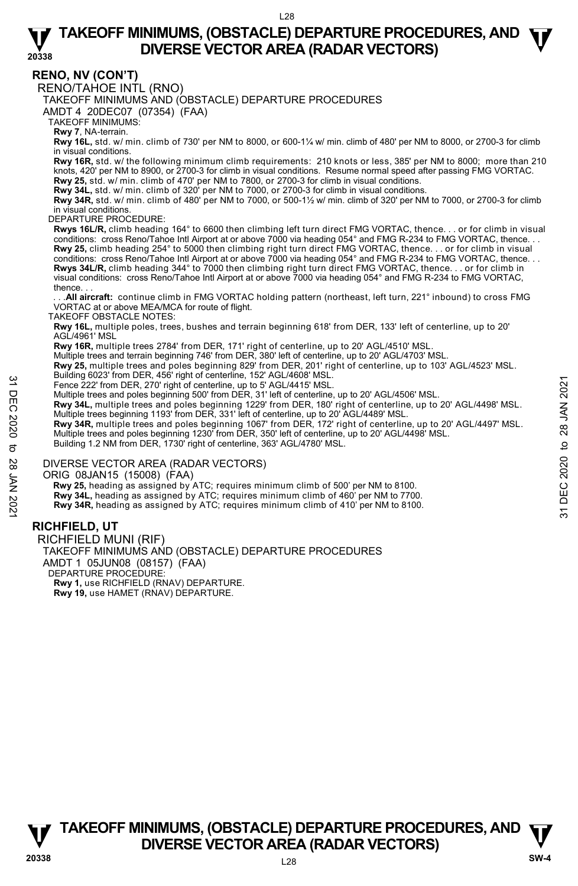## RENO, NV (CON'T)

RENO/TAHOE INTL (RNO)

TAKEOFF MINIMUMS AND (OBSTACLE) DEPARTURE PROCEDURES

AMDT 4 20DEC07 (07354) (FAA)

TAKEOFF MINIMUMS:

**Rwy 7**, NA-terrain.

**Rwy 16L,** std. w/ min. climb of 730' per NM to 8000, or 600-1¼ w/ min. climb of 480' per NM to 8000, or 2700-3 for climb in visual conditions.

**Rwy 16R,** std. w/ the following minimum climb requirements: 210 knots or less, 385' per NM to 8000; more than 210 knots, 420' per NM to 8900, or 2700-3 for climb in visual conditions. Resume normal speed after passing FMG VORTAC.

**Rwy 25,** std. w/ min. climb of 470' per NM to 7800, or 2700-3 for climb in visual conditions.

**Rwy 34L,** std. w/ min. climb of 320' per NM to 7000, or 2700-3 for climb in visual conditions.

**Rwy 34R,** std. w/ min. climb of 480' per NM to 7000, or 500-1½ w/ min. climb of 320' per NM to 7000, or 2700-3 for climb in visual conditions.

DEPARTURE PROCEDURE:

**Rwys 16L/R,** climb heading 164° to 6600 then climbing left turn direct FMG VORTAC, thence. . . or for climb in visual conditions: cross Reno/Tahoe Intl Airport at or above 7000 via heading 054° and FMG R-234 to FMG VORTAC, thence. . .

**Rwy 25,** climb heading 254° to 5000 then climbing right turn direct FMG VORTAC, thence. . . or for climb in visual conditions: cross Reno/Tahoe Intl Airport at or above 7000 via heading 054° and FMG R-234 to FMG VORTAC, thence. . .

**Rwys 34L/R,** climb heading 344° to 7000 then climbing right turn direct FMG VORTAC, thence. . . or for climb in visual conditions: cross Reno/Tahoe Intl Airport at or above 7000 via heading 054° and FMG R-234 to FMG VORTAC, thence. . .

. . .**All aircraft:** continue climb in FMG VORTAC holding pattern (northeast, left turn, 221° inbound) to cross FMG VORTAC at or above MEA/MCA for route of flight.

TAKEOFF OBSTACLE NOTES:

**Rwy 16L,** multiple poles, trees, bushes and terrain beginning 618' from DER, 133' left of centerline, up to 20' AGL/4961' MSL

**Rwy 16R,** multiple trees 2784' from DER, 171' right of centerline, up to 20' AGL/4510' MSL.
Multiple trees and terrain beginning 746' from DER, 380' left of centerline, up to 20' AGL/4703' MSL.

**Rwy 25,** multiple trees and poles beginning 829' from DER, 201' right of centerline, up to 103' AGL/4523' MSL.
Building 6023' from DER, 456' right of centerline, 152' AGL/4608' MSL.
Fence 222' from DER, 270' right of centerline, up to 5' AGL/4415' MSL.
Multiple trees and poles beginning 500' from DER, 31' left of centerline, up to 20' AGL/4506' MSL.

**Rwy 34L,** multiple trees and poles beginning 1229' from DER, 180' right of centerline, up to 20' AGL/4498' MSL.
Multiple trees beginning 1193' from DER, 331' left of centerline, up to 20' AGL/4489' MSL.

**Rwy 34R,** multiple trees and poles beginning 1067' from DER, 172' right of centerline, up to 20' AGL/4497' MSL.
Multiple trees and poles beginning 1230' from DER, 350' left of centerline, up to 20' AGL/4498' MSL.
Building 1.2 NM from DER, 1730' right of centerline, 363' AGL/4780' MSL.

DIVERSE VECTOR AREA (RADAR VECTORS)

ORIG 08JAN15 (15008) (FAA)

**Rwy 25,** heading as assigned by ATC; requires minimum climb of 500' per NM to 8100.
**Rwy 34L,** heading as assigned by ATC; requires minimum climb of 460' per NM to 7700.
**Rwy 34R,** heading as assigned by ATC; requires minimum climb of 410' per NM to 8100.

## RICHFIELD, UT

RICHFIELD MUNI (RIF)

TAKEOFF MINIMUMS AND (OBSTACLE) DEPARTURE PROCEDURES

AMDT 1 05JUN08 (08157) (FAA)

DEPARTURE PROCEDURE:

**Rwy 1,** use RICHFIELD (RNAV) DEPARTURE.
**Rwy 19,** use HAMET (RNAV) DEPARTURE.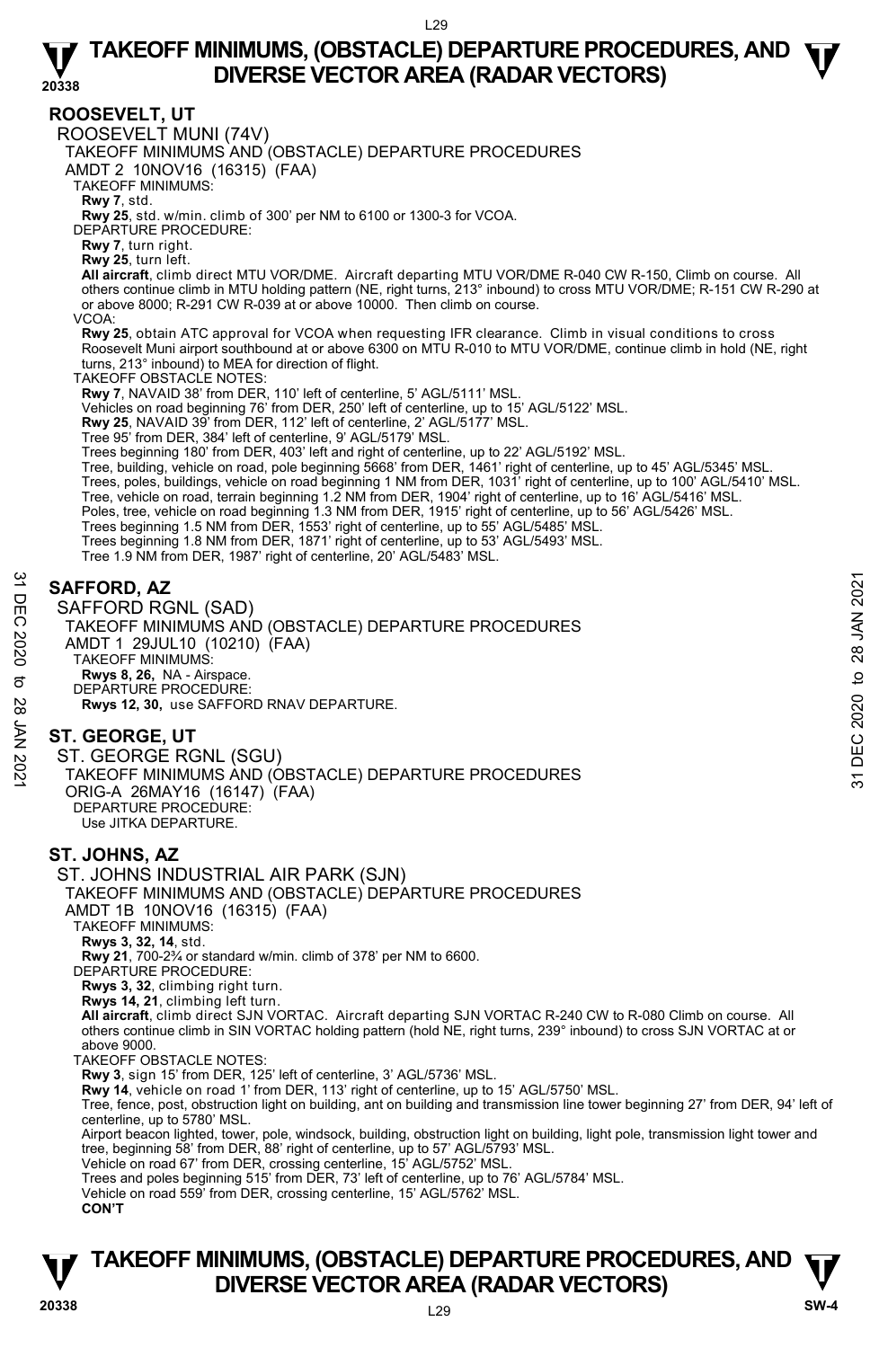## ROOSEVELT, UT

ROOSEVELT MUNI (74V)

TAKEOFF MINIMUMS AND (OBSTACLE) DEPARTURE PROCEDURES

AMDT 2 10NOV16 (16315) (FAA)

TAKEOFF MINIMUMS:

**Rwy 7**, std.

**Rwy 25**, std. w/min. climb of 300' per NM to 6100 or 1300-3 for VCOA.

DEPARTURE PROCEDURE:

**Rwy 7**, turn right.

**Rwy 25**, turn left.

**All aircraft**, climb direct MTU VOR/DME. Aircraft departing MTU VOR/DME R-040 CW R-150, Climb on course. All others continue climb in MTU holding pattern (NE, right turns, 213° inbound) to cross MTU VOR/DME; R-151 CW R-290 at or above 8000; R-291 CW R-039 at or above 10000. Then climb on course.

VCOA:

**Rwy 25**, obtain ATC approval for VCOA when requesting IFR clearance. Climb in visual conditions to cross Roosevelt Muni airport southbound at or above 6300 on MTU R-010 to MTU VOR/DME, continue climb in hold (NE, right turns, 213° inbound) to MEA for direction of flight.

TAKEOFF OBSTACLE NOTES:

**Rwy 7**, NAVAID 38' from DER, 110' left of centerline, 5' AGL/5111' MSL.

Vehicles on road beginning 76' from DER, 250' left of centerline, up to 15' AGL/5122' MSL.

**Rwy 25**, NAVAID 39' from DER, 112' left of centerline, 2' AGL/5177' MSL.

Tree 95' from DER, 384' left of centerline, 9' AGL/5179' MSL.

Trees beginning 180' from DER, 403' left and right of centerline, up to 22' AGL/5192' MSL.

Tree, building, vehicle on road, pole beginning 5668' from DER, 1461' right of centerline, up to 45' AGL/5345' MSL.

Trees, poles, buildings, vehicle on road beginning 1 NM from DER, 1031' right of centerline, up to 100' AGL/5410' MSL.

Tree, vehicle on road, terrain beginning 1.2 NM from DER, 1904' right of centerline, up to 16' AGL/5416' MSL.

Poles, tree, vehicle on road beginning 1.3 NM from DER, 1915' right of centerline, up to 56' AGL/5426' MSL.

Trees beginning 1.5 NM from DER, 1553' right of centerline, up to 55' AGL/5485' MSL.

Trees beginning 1.8 NM from DER, 1871' right of centerline, up to 53' AGL/5493' MSL.

Tree 1.9 NM from DER, 1987' right of centerline, 20' AGL/5483' MSL.

## SAFFORD, AZ

SAFFORD RGNL (SAD)

TAKEOFF MINIMUMS AND (OBSTACLE) DEPARTURE PROCEDURES

AMDT 1 29JUL10 (10210) (FAA)

TAKEOFF MINIMUMS:

**Rwys 8, 26,** NA - Airspace.

DEPARTURE PROCEDURE:

**Rwys 12, 30,** use SAFFORD RNAV DEPARTURE.

## ST. GEORGE, UT

ST. GEORGE RGNL (SGU)

TAKEOFF MINIMUMS AND (OBSTACLE) DEPARTURE PROCEDURES

ORIG-A 26MAY16 (16147) (FAA)

DEPARTURE PROCEDURE:

Use JITKA DEPARTURE.

## ST. JOHNS, AZ

ST. JOHNS INDUSTRIAL AIR PARK (SJN)

TAKEOFF MINIMUMS AND (OBSTACLE) DEPARTURE PROCEDURES

AMDT 1B 10NOV16 (16315) (FAA)

TAKEOFF MINIMUMS:

**Rwys 3, 32, 14**, std.

**Rwy 21**, 700-2¾ or standard w/min. climb of 378' per NM to 6600.

DEPARTURE PROCEDURE:

**Rwys 3, 32**, climbing right turn.

**Rwys 14, 21**, climbing left turn.

**All aircraft**, climb direct SJN VORTAC. Aircraft departing SJN VORTAC R-240 CW to R-080 Climb on course. All others continue climb in SIN VORTAC holding pattern (hold NE, right turns, 239° inbound) to cross SJN VORTAC at or above 9000.

TAKEOFF OBSTACLE NOTES:

**Rwy 3**, sign 15' from DER, 125' left of centerline, 3' AGL/5736' MSL.

**Rwy 14**, vehicle on road 1' from DER, 113' right of centerline, up to 15' AGL/5750' MSL.

Tree, fence, post, obstruction light on building, ant on building and transmission line tower beginning 27' from DER, 94' left of centerline, up to 5780' MSL.

Airport beacon lighted, tower, pole, windsock, building, obstruction light on building, light pole, transmission light tower and tree, beginning 58' from DER, 88' right of centerline, up to 57' AGL/5793' MSL.

Vehicle on road 67' from DER, crossing centerline, 15' AGL/5752' MSL.

Trees and poles beginning 515' from DER, 73' left of centerline, up to 76' AGL/5784' MSL.

Vehicle on road 559' from DER, crossing centerline, 15' AGL/5762' MSL.

**CON'T**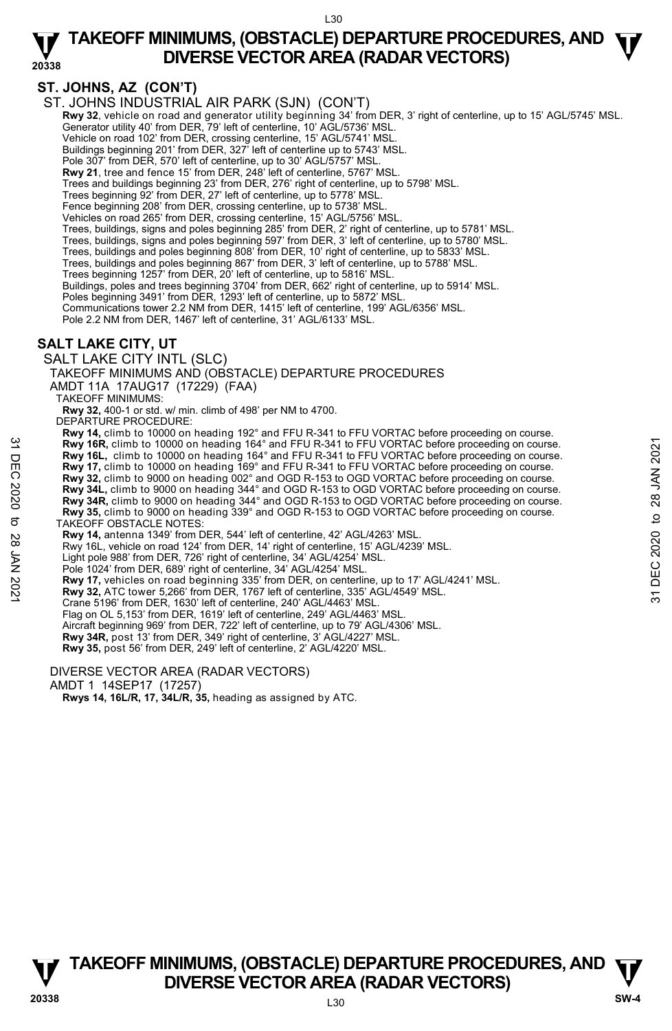## ST. JOHNS, AZ (CON'T)

ST. JOHNS INDUSTRIAL AIR PARK (SJN) (CON'T)

**Rwy 32**, vehicle on road and generator utility beginning 34' from DER, 3' right of centerline, up to 15' AGL/5745' MSL.
Generator utility 40' from DER, 79' left of centerline, 10' AGL/5736' MSL.
Vehicle on road 102' from DER, crossing centerline, 15' AGL/5741' MSL.
Buildings beginning 201' from DER, 327' left of centerline up to 5743' MSL.
Pole 307' from DER, 570' left of centerline, up to 30' AGL/5757' MSL.
**Rwy 21**, tree and fence 15' from DER, 248' left of centerline, 5767' MSL.
Trees and buildings beginning 23' from DER, 276' right of centerline, up to 5798' MSL.
Trees beginning 92' from DER, 27' left of centerline, up to 5778' MSL.
Fence beginning 208' from DER, crossing centerline, up to 5738' MSL.
Vehicles on road 265' from DER, crossing centerline, 15' AGL/5756' MSL.
Trees, buildings, signs and poles beginning 285' from DER, 2' right of centerline, up to 5781' MSL.
Trees, buildings, signs and poles beginning 597' from DER, 3' left of centerline, up to 5780' MSL.
Trees, buildings and poles beginning 808' from DER, 10' right of centerline, up to 5833' MSL.
Trees, buildings and poles beginning 867' from DER, 3' left of centerline, up to 5788' MSL.
Trees beginning 1257' from DER, 20' left of centerline, up to 5816' MSL.
Buildings, poles and trees beginning 3704' from DER, 662' right of centerline, up to 5914' MSL.
Poles beginning 3491' from DER, 1293' left of centerline, up to 5872' MSL.
Communications tower 2.2 NM from DER, 1415' left of centerline, 199' AGL/6356' MSL.
Pole 2.2 NM from DER, 1467' left of centerline, 31' AGL/6133' MSL.

## SALT LAKE CITY, UT

SALT LAKE CITY INTL (SLC)

TAKEOFF MINIMUMS AND (OBSTACLE) DEPARTURE PROCEDURES

AMDT 11A 17AUG17 (17229) (FAA)

TAKEOFF MINIMUMS:

**Rwy 32,** 400-1 or std. w/ min. climb of 498' per NM to 4700.

DEPARTURE PROCEDURE:

**Rwy 14,** climb to 10000 on heading 192° and FFU R-341 to FFU VORTAC before proceeding on course.
**Rwy 16R,** climb to 10000 on heading 164° and FFU R-341 to FFU VORTAC before proceeding on course.
**Rwy 16L,** climb to 10000 on heading 164° and FFU R-341 to FFU VORTAC before proceeding on course.
**Rwy 17,** climb to 10000 on heading 169° and FFU R-341 to FFU VORTAC before proceeding on course.
**Rwy 32,** climb to 9000 on heading 002° and OGD R-153 to OGD VORTAC before proceeding on course.
**Rwy 34L,** climb to 9000 on heading 344° and OGD R-153 to OGD VORTAC before proceeding on course.
**Rwy 34R,** climb to 9000 on heading 344° and OGD R-153 to OGD VORTAC before proceeding on course.
**Rwy 35,** climb to 9000 on heading 339° and OGD R-153 to OGD VORTAC before proceeding on course.

TAKEOFF OBSTACLE NOTES:

**Rwy 14,** antenna 1349' from DER, 544' left of centerline, 42' AGL/4263' MSL.
Rwy 16L, vehicle on road 124' from DER, 14' right of centerline, 15' AGL/4239' MSL.
Light pole 988' from DER, 726' right of centerline, 34' AGL/4254' MSL.
Pole 1024' from DER, 689' right of centerline, 34' AGL/4254' MSL.
**Rwy 17,** vehicles on road beginning 335' from DER, on centerline, up to 17' AGL/4241' MSL.
**Rwy 32,** ATC tower 5,266' from DER, 1767 left of centerline, 335' AGL/4549' MSL.
Crane 5196' from DER, 1630' left of centerline, 240' AGL/4463' MSL.
Flag on OL 5,153' from DER, 1619' left of centerline, 249' AGL/4463' MSL.
Aircraft beginning 969' from DER, 722' left of centerline, up to 79' AGL/4306' MSL.
**Rwy 34R,** post 13' from DER, 349' right of centerline, 3' AGL/4227' MSL.
**Rwy 35,** post 56' from DER, 249' left of centerline, 2' AGL/4220' MSL.

DIVERSE VECTOR AREA (RADAR VECTORS)

AMDT 1 14SEP17 (17257)

**Rwys 14, 16L/R, 17, 34L/R, 35,** heading as assigned by ATC.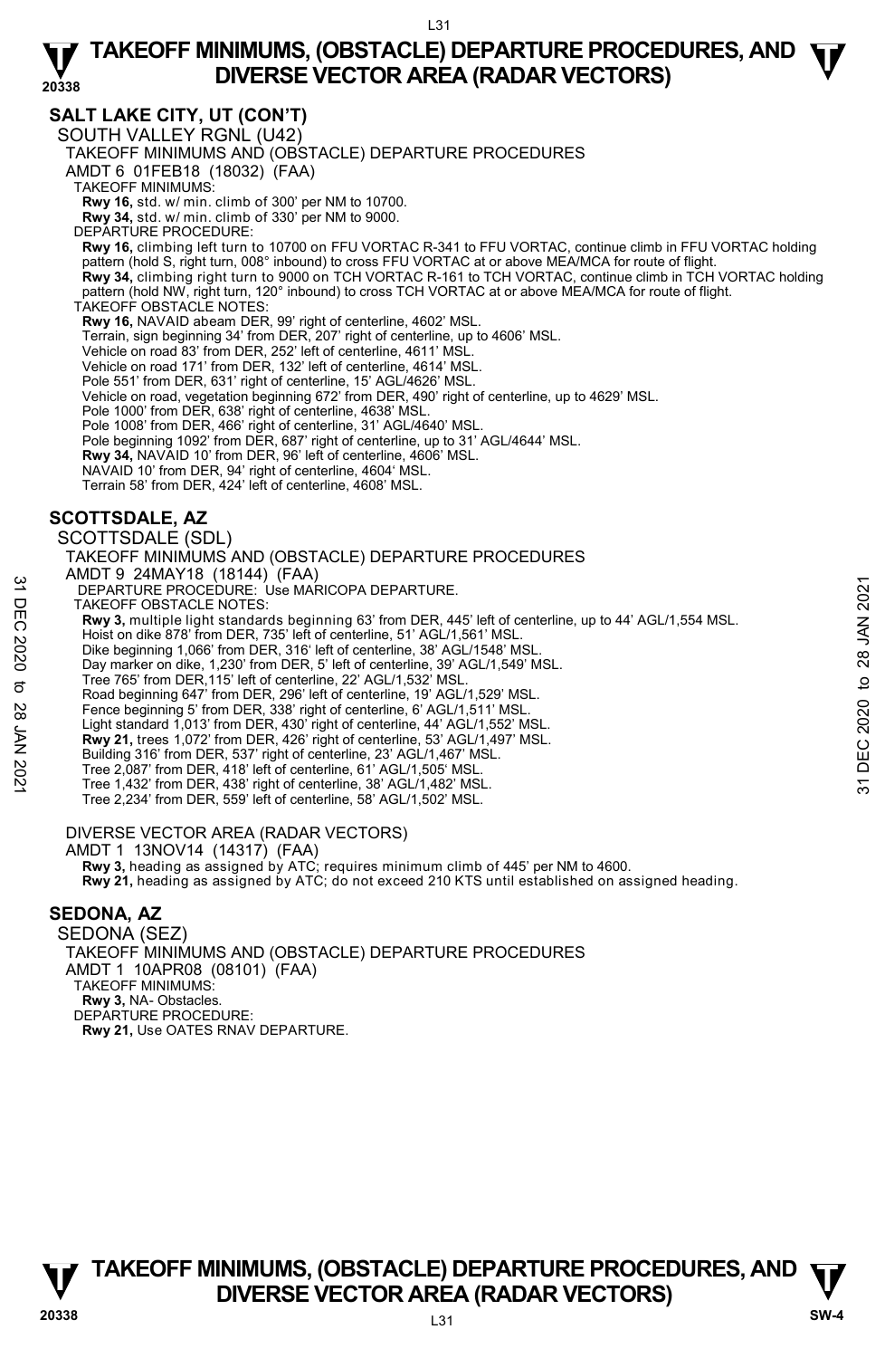## SALT LAKE CITY, UT (CON'T)

SOUTH VALLEY RGNL (U42)

TAKEOFF MINIMUMS AND (OBSTACLE) DEPARTURE PROCEDURES

AMDT 6 01FEB18 (18032) (FAA)

TAKEOFF MINIMUMS:

**Rwy 16,** std. w/ min. climb of 300' per NM to 10700.

**Rwy 34,** std. w/ min. climb of 330' per NM to 9000.

DEPARTURE PROCEDURE:

**Rwy 16,** climbing left turn to 10700 on FFU VORTAC R-341 to FFU VORTAC, continue climb in FFU VORTAC holding pattern (hold S, right turn, 008° inbound) to cross FFU VORTAC at or above MEA/MCA for route of flight.

**Rwy 34,** climbing right turn to 9000 on TCH VORTAC R-161 to TCH VORTAC, continue climb in TCH VORTAC holding pattern (hold NW, right turn, 120° inbound) to cross TCH VORTAC at or above MEA/MCA for route of flight.

TAKEOFF OBSTACLE NOTES:

**Rwy 16,** NAVAID abeam DER, 99' right of centerline, 4602' MSL.

Terrain, sign beginning 34' from DER, 207' right of centerline, up to 4606' MSL.

Vehicle on road 83' from DER, 252' left of centerline, 4611' MSL.

Vehicle on road 171' from DER, 132' left of centerline, 4614' MSL.

Pole 551' from DER, 631' right of centerline, 15' AGL/4626' MSL.

Vehicle on road, vegetation beginning 672' from DER, 490' right of centerline, up to 4629' MSL.

Pole 1000' from DER, 638' right of centerline, 4638' MSL.

Pole 1008' from DER, 466' right of centerline, 31' AGL/4640' MSL.

Pole beginning 1092' from DER, 687' right of centerline, up to 31' AGL/4644' MSL.

**Rwy 34,** NAVAID 10' from DER, 96' left of centerline, 4606' MSL.

NAVAID 10' from DER, 94' right of centerline, 4604' MSL.

Terrain 58' from DER, 424' left of centerline, 4608' MSL.

## SCOTTSDALE, AZ

SCOTTSDALE (SDL)

TAKEOFF MINIMUMS AND (OBSTACLE) DEPARTURE PROCEDURES

AMDT 9 24MAY18 (18144) (FAA)

DEPARTURE PROCEDURE: Use MARICOPA DEPARTURE.

TAKEOFF OBSTACLE NOTES:

**Rwy 3,** multiple light standards beginning 63' from DER, 445' left of centerline, up to 44' AGL/1,554 MSL.

Hoist on dike 878' from DER, 735' left of centerline, 51' AGL/1,561' MSL.

Dike beginning 1,066' from DER, 316' left of centerline, 38' AGL/1548' MSL.

Day marker on dike, 1,230' from DER, 5' left of centerline, 39' AGL/1,549' MSL.

Tree 765' from DER,115' left of centerline, 22' AGL/1,532' MSL.

Road beginning 647' from DER, 296' left of centerline, 19' AGL/1,529' MSL.

Fence beginning 5' from DER, 338' right of centerline, 6' AGL/1,511' MSL.

Light standard 1,013' from DER, 430' right of centerline, 44' AGL/1,552' MSL.

**Rwy 21,** trees 1,072' from DER, 426' right of centerline, 53' AGL/1,497' MSL.

Building 316' from DER, 537' right of centerline, 23' AGL/1,467' MSL.

Tree 2,087' from DER, 418' left of centerline, 61' AGL/1,505' MSL.

Tree 1,432' from DER, 438' right of centerline, 38' AGL/1,482' MSL.

Tree 2,234' from DER, 559' left of centerline, 58' AGL/1,502' MSL.

DIVERSE VECTOR AREA (RADAR VECTORS)

AMDT 1 13NOV14 (14317) (FAA)

**Rwy 3,** heading as assigned by ATC; requires minimum climb of 445' per NM to 4600.

**Rwy 21,** heading as assigned by ATC; do not exceed 210 KTS until established on assigned heading.

## SEDONA, AZ

SEDONA (SEZ)

TAKEOFF MINIMUMS AND (OBSTACLE) DEPARTURE PROCEDURES

AMDT 1 10APR08 (08101) (FAA)

TAKEOFF MINIMUMS:

**Rwy 3,** NA- Obstacles.

DEPARTURE PROCEDURE:

**Rwy 21,** Use OATES RNAV DEPARTURE.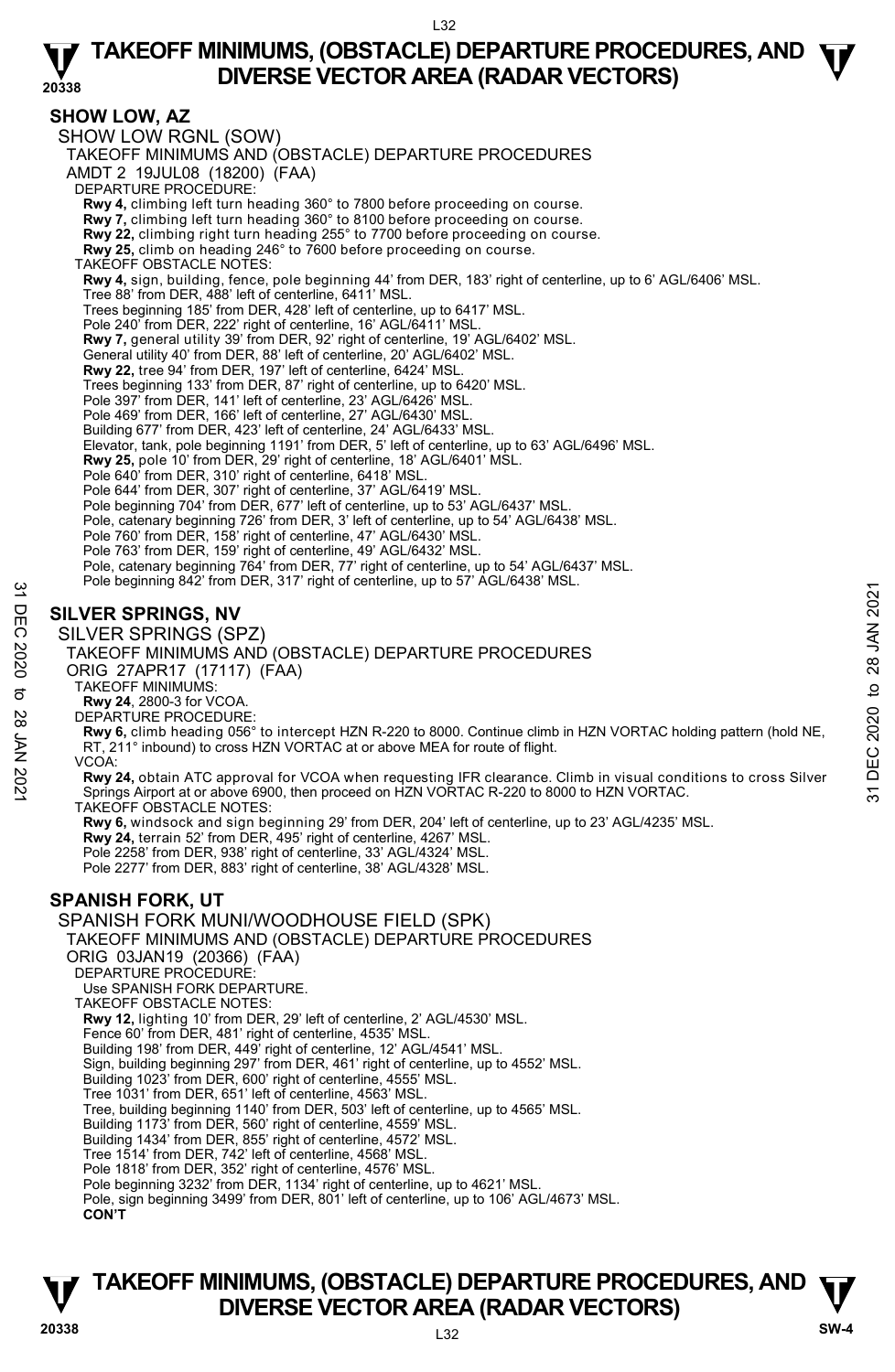## SHOW LOW, AZ

SHOW LOW RGNL (SOW)

TAKEOFF MINIMUMS AND (OBSTACLE) DEPARTURE PROCEDURES

AMDT 2 19JUL08 (18200) (FAA)

DEPARTURE PROCEDURE:

**Rwy 4,** climbing left turn heading 360° to 7800 before proceeding on course.
**Rwy 7,** climbing left turn heading 360° to 8100 before proceeding on course.
**Rwy 22,** climbing right turn heading 255° to 7700 before proceeding on course.
**Rwy 25,** climb on heading 246° to 7600 before proceeding on course.

TAKEOFF OBSTACLE NOTES:

**Rwy 4,** sign, building, fence, pole beginning 44' from DER, 183' right of centerline, up to 6' AGL/6406' MSL.
Tree 88' from DER, 488' left of centerline, 6411' MSL.
Trees beginning 185' from DER, 428' left of centerline, up to 6417' MSL.
Pole 240' from DER, 222' right of centerline, 16' AGL/6411' MSL.
**Rwy 7,** general utility 39' from DER, 92' right of centerline, 19' AGL/6402' MSL.
General utility 40' from DER, 88' left of centerline, 20' AGL/6402' MSL.
**Rwy 22,** tree 94' from DER, 197' left of centerline, 6424' MSL.
Trees beginning 133' from DER, 87' right of centerline, up to 6420' MSL.
Pole 397' from DER, 141' left of centerline, 23' AGL/6426' MSL.
Pole 469' from DER, 166' left of centerline, 27' AGL/6430' MSL.
Building 677' from DER, 423' left of centerline, 24' AGL/6433' MSL.
Elevator, tank, pole beginning 1191' from DER, 5' left of centerline, up to 63' AGL/6496' MSL.
**Rwy 25,** pole 10' from DER, 29' right of centerline, 18' AGL/6401' MSL.
Pole 640' from DER, 310' right of centerline, 6418' MSL.
Pole 644' from DER, 307' right of centerline, 37' AGL/6419' MSL.
Pole beginning 704' from DER, 677' left of centerline, up to 53' AGL/6437' MSL.
Pole, catenary beginning 726' from DER, 3' left of centerline, up to 54' AGL/6438' MSL.
Pole 760' from DER, 158' right of centerline, 47' AGL/6430' MSL.
Pole 763' from DER, 159' right of centerline, 49' AGL/6432' MSL.
Pole, catenary beginning 764' from DER, 77' right of centerline, up to 54' AGL/6437' MSL.
Pole beginning 842' from DER, 317' right of centerline, up to 57' AGL/6438' MSL.

## SILVER SPRINGS, NV

SILVER SPRINGS (SPZ)

TAKEOFF MINIMUMS AND (OBSTACLE) DEPARTURE PROCEDURES

ORIG 27APR17 (17117) (FAA)

TAKEOFF MINIMUMS:

**Rwy 24**, 2800-3 for VCOA.

DEPARTURE PROCEDURE:

**Rwy 6,** climb heading 056° to intercept HZN R-220 to 8000. Continue climb in HZN VORTAC holding pattern (hold NE, RT, 211° inbound) to cross HZN VORTAC at or above MEA for route of flight.

VCOA:

**Rwy 24,** obtain ATC approval for VCOA when requesting IFR clearance. Climb in visual conditions to cross Silver Springs Airport at or above 6900, then proceed on HZN VORTAC R-220 to 8000 to HZN VORTAC.

TAKEOFF OBSTACLE NOTES:

**Rwy 6,** windsock and sign beginning 29' from DER, 204' left of centerline, up to 23' AGL/4235' MSL.
**Rwy 24,** terrain 52' from DER, 495' right of centerline, 4267' MSL.
Pole 2258' from DER, 938' right of centerline, 33' AGL/4324' MSL.
Pole 2277' from DER, 883' right of centerline, 38' AGL/4328' MSL.

## SPANISH FORK, UT

SPANISH FORK MUNI/WOODHOUSE FIELD (SPK)

TAKEOFF MINIMUMS AND (OBSTACLE) DEPARTURE PROCEDURES

ORIG 03JAN19 (20366) (FAA)

DEPARTURE PROCEDURE:

Use SPANISH FORK DEPARTURE.

TAKEOFF OBSTACLE NOTES:

**Rwy 12,** lighting 10' from DER, 29' left of centerline, 2' AGL/4530' MSL.
Fence 60' from DER, 481' right of centerline, 4535' MSL.
Building 198' from DER, 449' right of centerline, 12' AGL/4541' MSL.
Sign, building beginning 297' from DER, 461' right of centerline, up to 4552' MSL.
Building 1023' from DER, 600' right of centerline, 4555' MSL.
Tree 1031' from DER, 651' left of centerline, 4563' MSL.
Tree, building beginning 1140' from DER, 503' left of centerline, up to 4565' MSL.
Building 1173' from DER, 560' right of centerline, 4559' MSL.
Building 1434' from DER, 855' right of centerline, 4572' MSL.
Tree 1514' from DER, 742' left of centerline, 4568' MSL.
Pole 1818' from DER, 352' right of centerline, 4576' MSL.
Pole beginning 3232' from DER, 1134' right of centerline, up to 4621' MSL.
Pole, sign beginning 3499' from DER, 801' left of centerline, up to 106' AGL/4673' MSL.
**CON'T**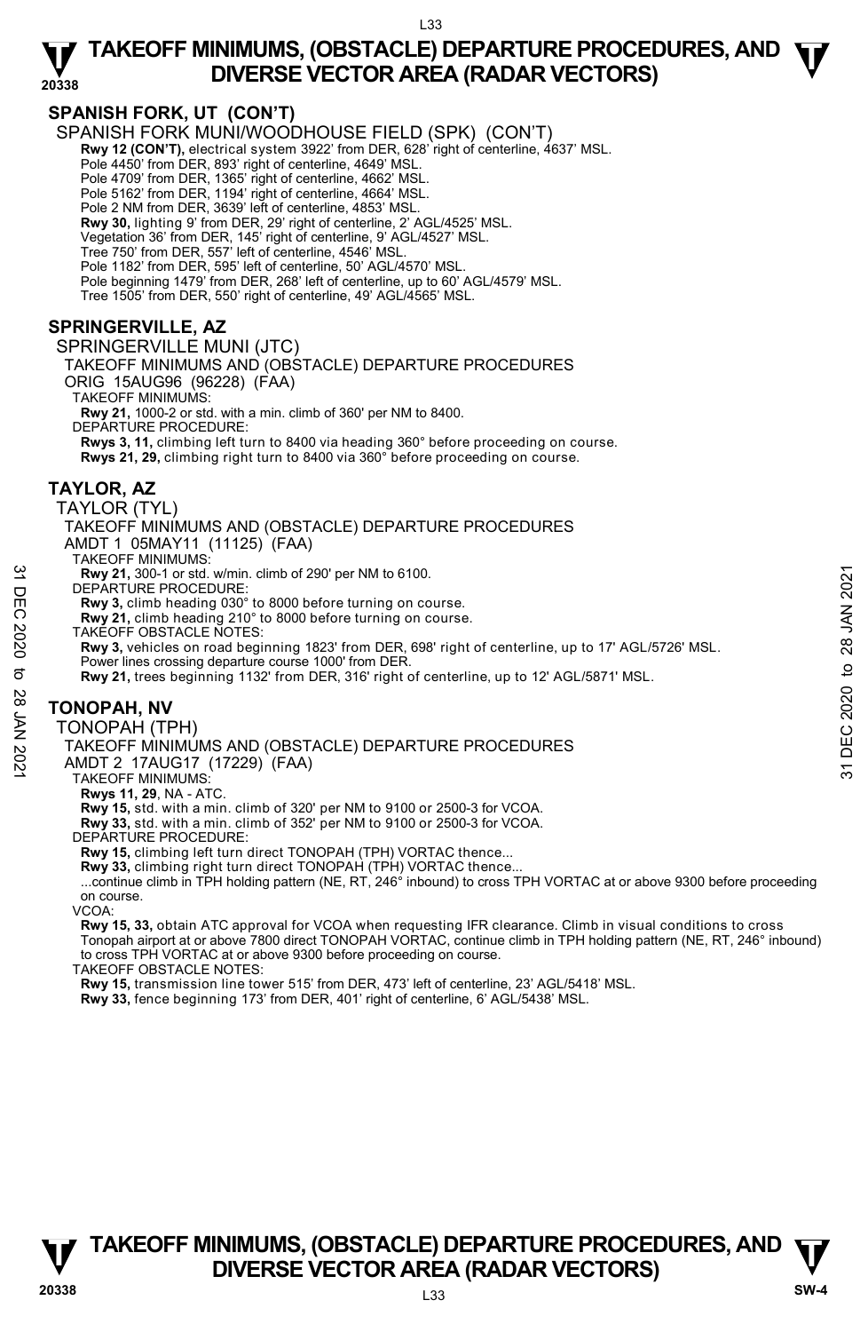## SPANISH FORK, UT (CON'T)

SPANISH FORK MUNI/WOODHOUSE FIELD (SPK) (CON'T)

**Rwy 12 (CON'T),** electrical system 3922' from DER, 628' right of centerline, 4637' MSL.
Pole 4450' from DER, 893' right of centerline, 4649' MSL.
Pole 4709' from DER, 1365' right of centerline, 4662' MSL.
Pole 5162' from DER, 1194' right of centerline, 4664' MSL.
Pole 2 NM from DER, 3639' left of centerline, 4853' MSL.
**Rwy 30,** lighting 9' from DER, 29' right of centerline, 2' AGL/4525' MSL.
Vegetation 36' from DER, 145' right of centerline, 9' AGL/4527' MSL.
Tree 750' from DER, 557' left of centerline, 4546' MSL.
Pole 1182' from DER, 595' left of centerline, 50' AGL/4570' MSL.
Pole beginning 1479' from DER, 268' left of centerline, up to 60' AGL/4579' MSL.
Tree 1505' from DER, 550' right of centerline, 49' AGL/4565' MSL.

## SPRINGERVILLE, AZ

SPRINGERVILLE MUNI (JTC)
TAKEOFF MINIMUMS AND (OBSTACLE) DEPARTURE PROCEDURES
ORIG 15AUG96 (96228) (FAA)
TAKEOFF MINIMUMS:
**Rwy 21,** 1000-2 or std. with a min. climb of 360' per NM to 8400.
DEPARTURE PROCEDURE:
**Rwys 3, 11,** climbing left turn to 8400 via heading 360° before proceeding on course.
**Rwys 21, 29,** climbing right turn to 8400 via 360° before proceeding on course.

## TAYLOR, AZ

TAYLOR (TYL)
TAKEOFF MINIMUMS AND (OBSTACLE) DEPARTURE PROCEDURES
AMDT 1 05MAY11 (11125) (FAA)
TAKEOFF MINIMUMS:
**Rwy 21,** 300-1 or std. w/min. climb of 290' per NM to 6100.
DEPARTURE PROCEDURE:
**Rwy 3,** climb heading 030° to 8000 before turning on course.
**Rwy 21,** climb heading 210° to 8000 before turning on course.
TAKEOFF OBSTACLE NOTES:
**Rwy 3,** vehicles on road beginning 1823' from DER, 698' right of centerline, up to 17' AGL/5726' MSL.
Power lines crossing departure course 1000' from DER.
**Rwy 21,** trees beginning 1132' from DER, 316' right of centerline, up to 12' AGL/5871' MSL.

## TONOPAH, NV

TONOPAH (TPH)
TAKEOFF MINIMUMS AND (OBSTACLE) DEPARTURE PROCEDURES
AMDT 2 17AUG17 (17229) (FAA)
TAKEOFF MINIMUMS:
**Rwys 11, 29**, NA - ATC.
**Rwy 15,** std. with a min. climb of 320' per NM to 9100 or 2500-3 for VCOA.
**Rwy 33,** std. with a min. climb of 352' per NM to 9100 or 2500-3 for VCOA.
DEPARTURE PROCEDURE:
**Rwy 15,** climbing left turn direct TONOPAH (TPH) VORTAC thence...
**Rwy 33,** climbing right turn direct TONOPAH (TPH) VORTAC thence...
...continue climb in TPH holding pattern (NE, RT, 246° inbound) to cross TPH VORTAC at or above 9300 before proceeding on course.
VCOA:
**Rwy 15, 33,** obtain ATC approval for VCOA when requesting IFR clearance. Climb in visual conditions to cross Tonopah airport at or above 7800 direct TONOPAH VORTAC, continue climb in TPH holding pattern (NE, RT, 246° inbound) to cross TPH VORTAC at or above 9300 before proceeding on course.
TAKEOFF OBSTACLE NOTES:
**Rwy 15,** transmission line tower 515' from DER, 473' left of centerline, 23' AGL/5418' MSL.
**Rwy 33,** fence beginning 173' from DER, 401' right of centerline, 6' AGL/5438' MSL.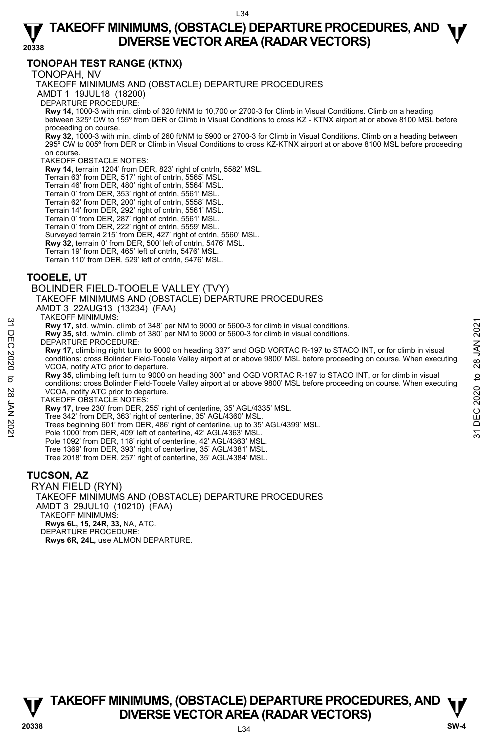## TONOPAH TEST RANGE (KTNX)

TONOPAH, NV

TAKEOFF MINIMUMS AND (OBSTACLE) DEPARTURE PROCEDURES

AMDT 1 19JUL18 (18200)

DEPARTURE PROCEDURE:

**Rwy 14,** 1000-3 with min. climb of 320 ft/NM to 10,700 or 2700-3 for Climb in Visual Conditions. Climb on a heading between 325º CW to 155º from DER or Climb in Visual Conditions to cross KZ - KTNX airport at or above 8100 MSL before proceeding on course.

**Rwy 32,** 1000-3 with min. climb of 260 ft/NM to 5900 or 2700-3 for Climb in Visual Conditions. Climb on a heading between 295º CW to 005º from DER or Climb in Visual Conditions to cross KZ-KTNX airport at or above 8100 MSL before proceeding on course.

TAKEOFF OBSTACLE NOTES:

**Rwy 14,** terrain 1204' from DER, 823' right of cntrln, 5582' MSL.
Terrain 63' from DER, 517' right of cntrln, 5565' MSL.
Terrain 46' from DER, 480' right of cntrln, 5564' MSL.
Terrain 0' from DER, 353' right of cntrln, 5561' MSL.
Terrain 62' from DER, 200' right of cntrln, 5558' MSL.
Terrain 14' from DER, 292' right of cntrln, 5561' MSL.
Terrain 0' from DER, 287' right of cntrln, 5561' MSL.
Terrain 0' from DER, 222' right of cntrln, 5559' MSL.
Surveyed terrain 215' from DER, 427' right of cntrln, 5560' MSL.
**Rwy 32,** terrain 0' from DER, 500' left of cntrln, 5476' MSL.
Terrain 19' from DER, 465' left of cntrln, 5476' MSL.
Terrain 110' from DER, 529' left of cntrln, 5476' MSL.

## TOOELE, UT

BOLINDER FIELD-TOOELE VALLEY (TVY)

TAKEOFF MINIMUMS AND (OBSTACLE) DEPARTURE PROCEDURES

AMDT 3 22AUG13 (13234) (FAA)

TAKEOFF MINIMUMS:

**Rwy 17,** std. w/min. climb of 348' per NM to 9000 or 5600-3 for climb in visual conditions.
**Rwy 35,** std. w/min. climb of 380' per NM to 9000 or 5600-3 for climb in visual conditions.

DEPARTURE PROCEDURE:

**Rwy 17,** climbing right turn to 9000 on heading 337° and OGD VORTAC R-197 to STACO INT, or for climb in visual conditions: cross Bolinder Field-Tooele Valley airport at or above 9800' MSL before proceeding on course. When executing VCOA, notify ATC prior to departure.

**Rwy 35,** climbing left turn to 9000 on heading 300° and OGD VORTAC R-197 to STACO INT, or for climb in visual conditions: cross Bolinder Field-Tooele Valley airport at or above 9800' MSL before proceeding on course. When executing VCOA, notify ATC prior to departure.

TAKEOFF OBSTACLE NOTES:

**Rwy 17,** tree 230' from DER, 255' right of centerline, 35' AGL/4335' MSL.
Tree 342' from DER, 363' right of centerline, 35' AGL/4360' MSL.
Trees beginning 601' from DER, 486' right of centerline, up to 35' AGL/4399' MSL.
Pole 1000' from DER, 409' left of centerline, 42' AGL/4363' MSL.
Pole 1092' from DER, 118' right of centerline, 42' AGL/4363' MSL.
Tree 1369' from DER, 393' right of centerline, 35' AGL/4381' MSL.
Tree 2018' from DER, 257' right of centerline, 35' AGL/4384' MSL.

## TUCSON, AZ

RYAN FIELD (RYN)

TAKEOFF MINIMUMS AND (OBSTACLE) DEPARTURE PROCEDURES

AMDT 3 29JUL10 (10210) (FAA)

TAKEOFF MINIMUMS:

**Rwys 6L, 15, 24R, 33,** NA, ATC.

DEPARTURE PROCEDURE:

**Rwys 6R, 24L,** use ALMON DEPARTURE.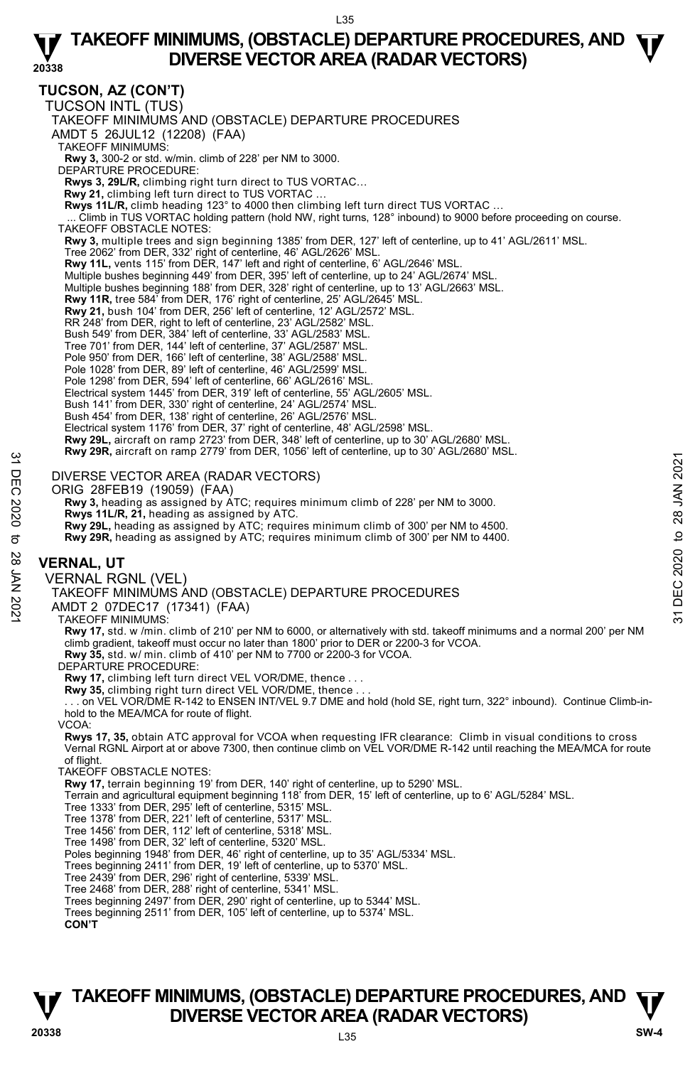## TUCSON, AZ (CON'T)

### TUCSON INTL (TUS)

TAKEOFF MINIMUMS AND (OBSTACLE) DEPARTURE PROCEDURES

AMDT 5 26JUL12 (12208) (FAA)

TAKEOFF MINIMUMS:

**Rwy 3,** 300-2 or std. w/min. climb of 228' per NM to 3000.

DEPARTURE PROCEDURE:

**Rwys 3, 29L/R,** climbing right turn direct to TUS VORTAC…

**Rwy 21,** climbing left turn direct to TUS VORTAC …

**Rwys 11L/R,** climb heading 123° to 4000 then climbing left turn direct TUS VORTAC …

... Climb in TUS VORTAC holding pattern (hold NW, right turns, 128° inbound) to 9000 before proceeding on course.

TAKEOFF OBSTACLE NOTES:

**Rwy 3,** multiple trees and sign beginning 1385' from DER, 127' left of centerline, up to 41' AGL/2611' MSL.
Tree 2062' from DER, 332' right of centerline, 46' AGL/2626' MSL.

**Rwy 11L,** vents 115' from DER, 147' left and right of centerline, 6' AGL/2646' MSL.
Multiple bushes beginning 449' from DER, 395' left of centerline, up to 24' AGL/2674' MSL.
Multiple bushes beginning 188' from DER, 328' right of centerline, up to 13' AGL/2663' MSL.

**Rwy 11R,** tree 584' from DER, 176' right of centerline, 25' AGL/2645' MSL.

**Rwy 21,** bush 104' from DER, 256' left of centerline, 12' AGL/2572' MSL.
RR 248' from DER, right to left of centerline, 23' AGL/2582' MSL.
Bush 549' from DER, 384' left of centerline, 33' AGL/2583' MSL.
Tree 701' from DER, 144' left of centerline, 37' AGL/2587' MSL.
Pole 950' from DER, 166' left of centerline, 38' AGL/2588' MSL.
Pole 1028' from DER, 89' left of centerline, 46' AGL/2599' MSL.
Pole 1298' from DER, 594' left of centerline, 66' AGL/2616' MSL.
Electrical system 1445' from DER, 319' left of centerline, 55' AGL/2605' MSL.
Bush 141' from DER, 330' right of centerline, 24' AGL/2574' MSL.
Bush 454' from DER, 138' right of centerline, 26' AGL/2576' MSL.
Electrical system 1176' from DER, 37' right of centerline, 48' AGL/2598' MSL.

**Rwy 29L,** aircraft on ramp 2723' from DER, 348' left of centerline, up to 30' AGL/2680' MSL.

**Rwy 29R,** aircraft on ramp 2779' from DER, 1056' left of centerline, up to 30' AGL/2680' MSL.

DIVERSE VECTOR AREA (RADAR VECTORS)

ORIG 28FEB19 (19059) (FAA)

**Rwy 3,** heading as assigned by ATC; requires minimum climb of 228' per NM to 3000.

**Rwys 11L/R, 21,** heading as assigned by ATC.

**Rwy 29L,** heading as assigned by ATC; requires minimum climb of 300' per NM to 4500.

**Rwy 29R,** heading as assigned by ATC; requires minimum climb of 300' per NM to 4400.

## VERNAL, UT

### VERNAL RGNL (VEL)

TAKEOFF MINIMUMS AND (OBSTACLE) DEPARTURE PROCEDURES

AMDT 2 07DEC17 (17341) (FAA)

TAKEOFF MINIMUMS:

**Rwy 17,** std. w /min. climb of 210' per NM to 6000, or alternatively with std. takeoff minimums and a normal 200' per NM climb gradient, takeoff must occur no later than 1800' prior to DER or 2200-3 for VCOA.

**Rwy 35,** std. w/ min. climb of 410' per NM to 7700 or 2200-3 for VCOA.

DEPARTURE PROCEDURE:

**Rwy 17,** climbing left turn direct VEL VOR/DME, thence . . .

**Rwy 35,** climbing right turn direct VEL VOR/DME, thence . . .

. . . on VEL VOR/DME R-142 to ENSEN INT/VEL 9.7 DME and hold (hold SE, right turn, 322° inbound). Continue Climb-in-hold to the MEA/MCA for route of flight.

VCOA:

**Rwys 17, 35,** obtain ATC approval for VCOA when requesting IFR clearance: Climb in visual conditions to cross Vernal RGNL Airport at or above 7300, then continue climb on VEL VOR/DME R-142 until reaching the MEA/MCA for route of flight.

TAKEOFF OBSTACLE NOTES:

**Rwy 17,** terrain beginning 19' from DER, 140' right of centerline, up to 5290' MSL.
Terrain and agricultural equipment beginning 118' from DER, 15' left of centerline, up to 6' AGL/5284' MSL.
Tree 1333' from DER, 295' left of centerline, 5315' MSL.
Tree 1378' from DER, 221' left of centerline, 5317' MSL.
Tree 1456' from DER, 112' left of centerline, 5318' MSL.
Tree 1498' from DER, 32' left of centerline, 5320' MSL.
Poles beginning 1948' from DER, 46' right of centerline, up to 35' AGL/5334' MSL.
Trees beginning 2411' from DER, 19' left of centerline, up to 5370' MSL.
Tree 2439' from DER, 296' right of centerline, 5339' MSL.
Tree 2468' from DER, 288' right of centerline, 5341' MSL.
Trees beginning 2497' from DER, 290' right of centerline, up to 5344' MSL.
Trees beginning 2511' from DER, 105' left of centerline, up to 5374' MSL.

**CON'T**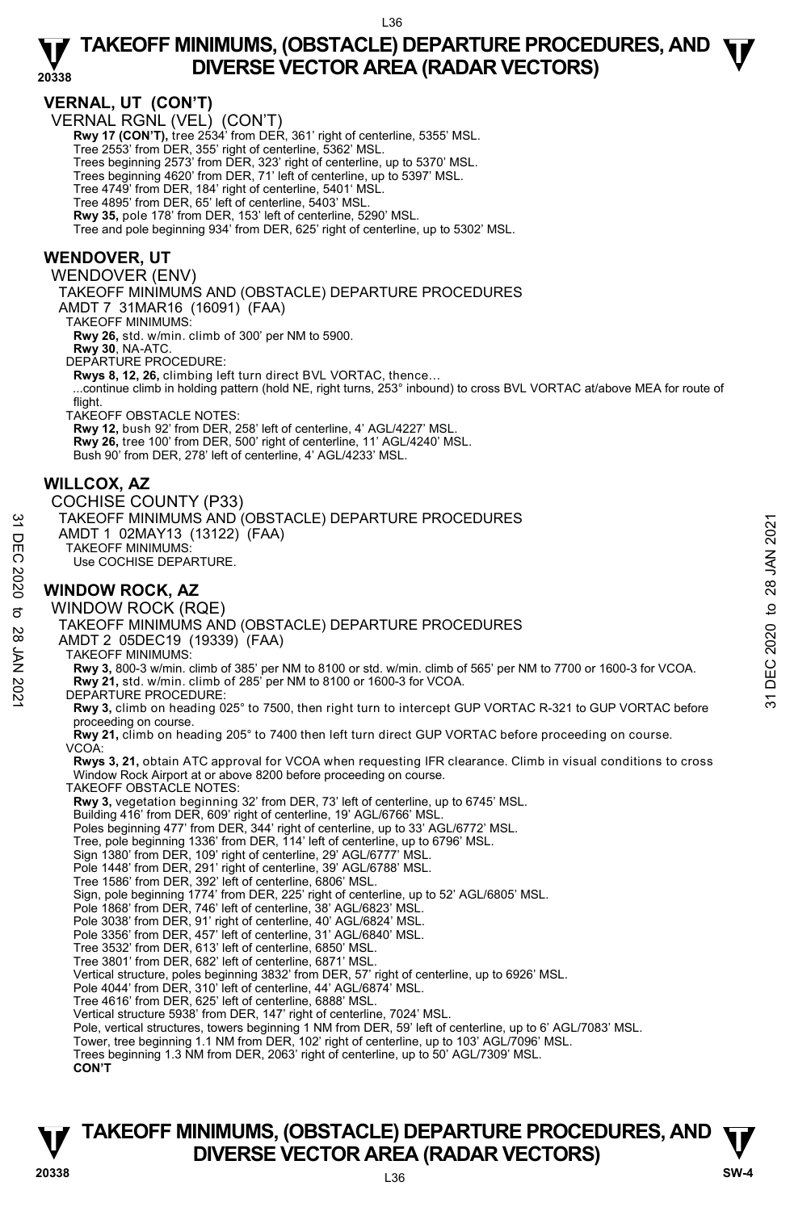## VERNAL, UT (CON'T)

VERNAL RGNL (VEL) (CON'T)

**Rwy 17 (CON'T),** tree 2534' from DER, 361' right of centerline, 5355' MSL.
Tree 2553' from DER, 355' right of centerline, 5362' MSL.
Trees beginning 2573' from DER, 323' right of centerline, up to 5370' MSL.
Trees beginning 4620' from DER, 71' left of centerline, up to 5397' MSL.
Tree 4749' from DER, 184' right of centerline, 5401' MSL.
Tree 4895' from DER, 65' left of centerline, 5403' MSL.
**Rwy 35,** pole 178' from DER, 153' left of centerline, 5290' MSL.
Tree and pole beginning 934' from DER, 625' right of centerline, up to 5302' MSL.

## WENDOVER, UT

WENDOVER (ENV)

TAKEOFF MINIMUMS AND (OBSTACLE) DEPARTURE PROCEDURES
AMDT 7 31MAR16 (16091) (FAA)

TAKEOFF MINIMUMS:
**Rwy 26,** std. w/min. climb of 300' per NM to 5900.
**Rwy 30**, NA-ATC.

DEPARTURE PROCEDURE:
**Rwys 8, 12, 26,** climbing left turn direct BVL VORTAC, thence...
...continue climb in holding pattern (hold NE, right turns, 253° inbound) to cross BVL VORTAC at/above MEA for route of flight.

TAKEOFF OBSTACLE NOTES:
**Rwy 12,** bush 92' from DER, 258' left of centerline, 4' AGL/4227' MSL.
**Rwy 26,** tree 100' from DER, 500' right of centerline, 11' AGL/4240' MSL.
Bush 90' from DER, 278' left of centerline, 4' AGL/4233' MSL.

## WILLCOX, AZ

COCHISE COUNTY (P33)

TAKEOFF MINIMUMS AND (OBSTACLE) DEPARTURE PROCEDURES
AMDT 1 02MAY13 (13122) (FAA)

TAKEOFF MINIMUMS:
Use COCHISE DEPARTURE.

## WINDOW ROCK, AZ

WINDOW ROCK (RQE)

TAKEOFF MINIMUMS AND (OBSTACLE) DEPARTURE PROCEDURES
AMDT 2 05DEC19 (19339) (FAA)

TAKEOFF MINIMUMS:
**Rwy 3,** 800-3 w/min. climb of 385' per NM to 8100 or std. w/min. climb of 565' per NM to 7700 or 1600-3 for VCOA.
**Rwy 21,** std. w/min. climb of 285' per NM to 8100 or 1600-3 for VCOA.

DEPARTURE PROCEDURE:
**Rwy 3,** climb on heading 025° to 7500, then right turn to intercept GUP VORTAC R-321 to GUP VORTAC before proceeding on course.
**Rwy 21,** climb on heading 205° to 7400 then left turn direct GUP VORTAC before proceeding on course.

VCOA:
**Rwys 3, 21,** obtain ATC approval for VCOA when requesting IFR clearance. Climb in visual conditions to cross Window Rock Airport at or above 8200 before proceeding on course.

TAKEOFF OBSTACLE NOTES:
**Rwy 3,** vegetation beginning 32' from DER, 73' left of centerline, up to 6745' MSL.
Building 416' from DER, 609' right of centerline, 19' AGL/6766' MSL.
Poles beginning 477' from DER, 344' right of centerline, up to 33' AGL/6772' MSL.
Tree, pole beginning 1336' from DER, 114' left of centerline, up to 6796' MSL.
Sign 1380' from DER, 109' right of centerline, 29' AGL/6777' MSL.
Pole 1448' from DER, 291' right of centerline, 39' AGL/6788' MSL.
Tree 1586' from DER, 392' left of centerline, 6806' MSL.
Sign, pole beginning 1774' from DER, 225' right of centerline, up to 52' AGL/6805' MSL.
Pole 1868' from DER, 746' left of centerline, 38' AGL/6823' MSL.
Pole 3038' from DER, 91' right of centerline, 40' AGL/6824' MSL.
Pole 3356' from DER, 457' left of centerline, 31' AGL/6840' MSL.
Tree 3532' from DER, 613' left of centerline, 6850' MSL.
Tree 3801' from DER, 682' left of centerline, 6871' MSL.
Vertical structure, poles beginning 3832' from DER, 57' right of centerline, up to 6926' MSL.
Pole 4044' from DER, 310' left of centerline, 44' AGL/6874' MSL.
Tree 4616' from DER, 625' left of centerline, 6888' MSL.
Vertical structure 5938' from DER, 147' right of centerline, 7024' MSL.
Pole, vertical structures, towers beginning 1 NM from DER, 59' left of centerline, up to 6' AGL/7083' MSL.
Tower, tree beginning 1.1 NM from DER, 102' right of centerline, up to 103' AGL/7096' MSL.
Trees beginning 1.3 NM from DER, 2063' right of centerline, up to 50' AGL/7309' MSL.
**CON'T**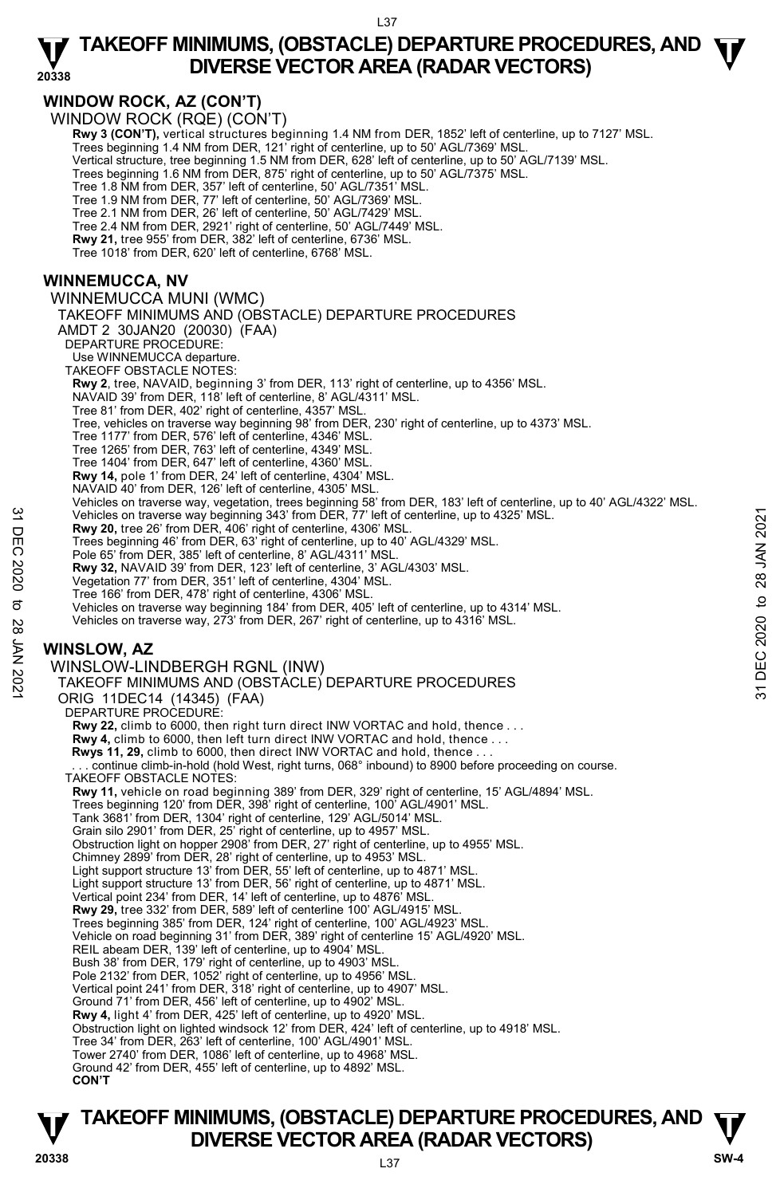## WINDOW ROCK, AZ (CON'T)

WINDOW ROCK (RQE) (CON'T)

**Rwy 3 (CON'T),** vertical structures beginning 1.4 NM from DER, 1852' left of centerline, up to 7127' MSL.
Trees beginning 1.4 NM from DER, 121' right of centerline, up to 50' AGL/7369' MSL.
Vertical structure, tree beginning 1.5 NM from DER, 628' left of centerline, up to 50' AGL/7139' MSL.
Trees beginning 1.6 NM from DER, 875' right of centerline, up to 50' AGL/7375' MSL.
Tree 1.8 NM from DER, 357' left of centerline, 50' AGL/7351' MSL.
Tree 1.9 NM from DER, 77' left of centerline, 50' AGL/7369' MSL.
Tree 2.1 NM from DER, 26' left of centerline, 50' AGL/7429' MSL.
Tree 2.4 NM from DER, 2921' right of centerline, 50' AGL/7449' MSL.
**Rwy 21,** tree 955' from DER, 382' left of centerline, 6736' MSL.
Tree 1018' from DER, 620' left of centerline, 6768' MSL.

## WINNEMUCCA, NV

WINNEMUCCA MUNI (WMC)
TAKEOFF MINIMUMS AND (OBSTACLE) DEPARTURE PROCEDURES
AMDT 2 30JAN20 (20030) (FAA)
DEPARTURE PROCEDURE:
Use WINNEMUCCA departure.
TAKEOFF OBSTACLE NOTES:

**Rwy 2**, tree, NAVAID, beginning 3' from DER, 113' right of centerline, up to 4356' MSL.
NAVAID 39' from DER, 118' left of centerline, 8' AGL/4311' MSL.
Tree 81' from DER, 402' right of centerline, 4357' MSL.
Tree, vehicles on traverse way beginning 98' from DER, 230' right of centerline, up to 4373' MSL.
Tree 1177' from DER, 576' left of centerline, 4346' MSL.
Tree 1265' from DER, 763' left of centerline, 4349' MSL.
Tree 1404' from DER, 647' left of centerline, 4360' MSL.
**Rwy 14,** pole 1' from DER, 24' left of centerline, 4304' MSL.
NAVAID 40' from DER, 126' left of centerline, 4305' MSL.
Vehicles on traverse way, vegetation, trees beginning 58' from DER, 183' left of centerline, up to 40' AGL/4322' MSL.
Vehicles on traverse way beginning 343' from DER, 77' left of centerline, up to 4325' MSL.
**Rwy 20,** tree 26' from DER, 406' right of centerline, 4306' MSL.
Trees beginning 46' from DER, 63' right of centerline, up to 40' AGL/4329' MSL.
Pole 65' from DER, 385' left of centerline, 8' AGL/4311' MSL.
**Rwy 32,** NAVAID 39' from DER, 123' left of centerline, 3' AGL/4303' MSL.
Vegetation 77' from DER, 351' left of centerline, 4304' MSL.
Tree 166' from DER, 478' right of centerline, 4306' MSL.
Vehicles on traverse way beginning 184' from DER, 405' left of centerline, up to 4314' MSL.
Vehicles on traverse way, 273' from DER, 267' right of centerline, up to 4316' MSL.

## WINSLOW, AZ

WINSLOW-LINDBERGH RGNL (INW)
TAKEOFF MINIMUMS AND (OBSTACLE) DEPARTURE PROCEDURES
ORIG 11DEC14 (14345) (FAA)
DEPARTURE PROCEDURE:

**Rwy 22,** climb to 6000, then right turn direct INW VORTAC and hold, thence . . .
**Rwy 4,** climb to 6000, then left turn direct INW VORTAC and hold, thence . . .
**Rwys 11, 29,** climb to 6000, then direct INW VORTAC and hold, thence . . .
. . . continue climb-in-hold (hold West, right turns, 068° inbound) to 8900 before proceeding on course.

TAKEOFF OBSTACLE NOTES:

**Rwy 11,** vehicle on road beginning 389' from DER, 329' right of centerline, 15' AGL/4894' MSL.
Trees beginning 120' from DER, 398' right of centerline, 100' AGL/4901' MSL.
Tank 3681' from DER, 1304' right of centerline, 129' AGL/5014' MSL.
Grain silo 2901' from DER, 25' right of centerline, up to 4957' MSL.
Obstruction light on hopper 2908' from DER, 27' right of centerline, up to 4955' MSL.
Chimney 2899' from DER, 28' right of centerline, up to 4953' MSL.
Light support structure 13' from DER, 55' left of centerline, up to 4871' MSL.
Light support structure 13' from DER, 56' right of centerline, up to 4871' MSL.
Vertical point 234' from DER, 14' left of centerline, up to 4876' MSL.
**Rwy 29,** tree 332' from DER, 589' left of centerline 100' AGL/4915' MSL.
Trees beginning 385' from DER, 124' right of centerline, 100' AGL/4923' MSL.
Vehicle on road beginning 31' from DER, 389' right of centerline 15' AGL/4920' MSL.
REIL abeam DER, 139' left of centerline, up to 4904' MSL.
Bush 38' from DER, 179' right of centerline, up to 4903' MSL.
Pole 2132' from DER, 1052' right of centerline, up to 4956' MSL.
Vertical point 241' from DER, 318' right of centerline, up to 4907' MSL.
Ground 71' from DER, 456' left of centerline, up to 4902' MSL.
**Rwy 4,** light 4' from DER, 425' left of centerline, up to 4920' MSL.
Obstruction light on lighted windsock 12' from DER, 424' left of centerline, up to 4918' MSL.
Tree 34' from DER, 263' left of centerline, 100' AGL/4901' MSL.
Tower 2740' from DER, 1086' left of centerline, up to 4968' MSL.
Ground 42' from DER, 455' left of centerline, up to 4892' MSL.
**CON'T**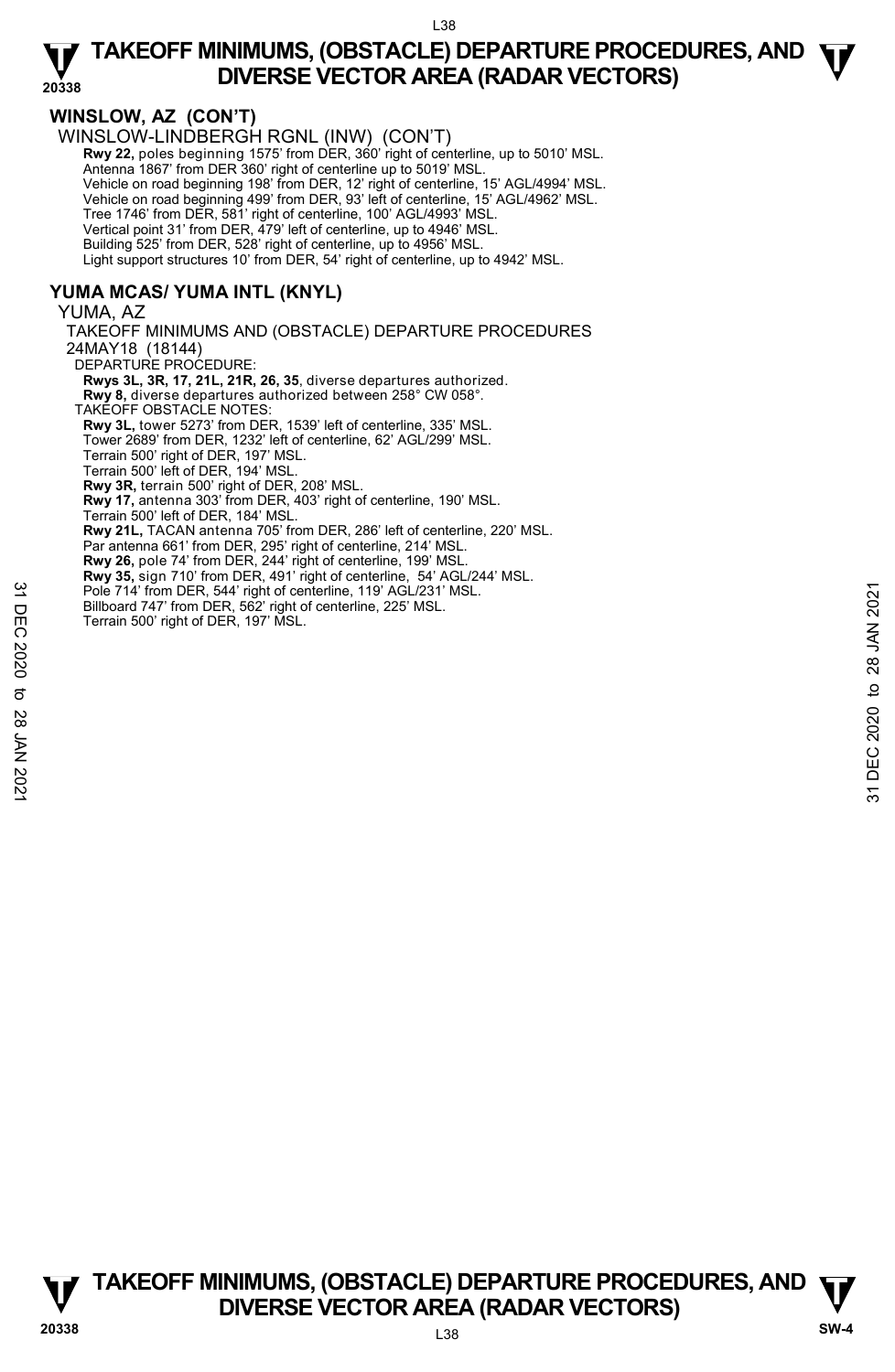## WINSLOW, AZ (CON'T)

WINSLOW-LINDBERGH RGNL (INW) (CON'T)

**Rwy 22,** poles beginning 1575' from DER, 360' right of centerline, up to 5010' MSL.
Antenna 1867' from DER 360' right of centerline up to 5019' MSL.
Vehicle on road beginning 198' from DER, 12' right of centerline, 15' AGL/4994' MSL.
Vehicle on road beginning 499' from DER, 93' left of centerline, 15' AGL/4962' MSL.
Tree 1746' from DER, 581' right of centerline, 100' AGL/4993' MSL.
Vertical point 31' from DER, 479' left of centerline, up to 4946' MSL.
Building 525' from DER, 528' right of centerline, up to 4956' MSL.
Light support structures 10' from DER, 54' right of centerline, up to 4942' MSL.

## YUMA MCAS/ YUMA INTL (KNYL)

YUMA, AZ

TAKEOFF MINIMUMS AND (OBSTACLE) DEPARTURE PROCEDURES
24MAY18 (18144)

DEPARTURE PROCEDURE:
**Rwys 3L, 3R, 17, 21L, 21R, 26, 35**, diverse departures authorized.
**Rwy 8,** diverse departures authorized between 258° CW 058°.

TAKEOFF OBSTACLE NOTES:
**Rwy 3L,** tower 5273' from DER, 1539' left of centerline, 335' MSL.
Tower 2689' from DER, 1232' left of centerline, 62' AGL/299' MSL.
Terrain 500' right of DER, 197' MSL.
Terrain 500' left of DER, 194' MSL.
**Rwy 3R,** terrain 500' right of DER, 208' MSL.
**Rwy 17,** antenna 303' from DER, 403' right of centerline, 190' MSL.
Terrain 500' left of DER, 184' MSL.
**Rwy 21L,** TACAN antenna 705' from DER, 286' left of centerline, 220' MSL.
Par antenna 661' from DER, 295' right of centerline, 214' MSL.
**Rwy 26,** pole 74' from DER, 244' right of centerline, 199' MSL.
**Rwy 35,** sign 710' from DER, 491' right of centerline, 54' AGL/244' MSL.
Pole 714' from DER, 544' right of centerline, 119' AGL/231' MSL.
Billboard 747' from DER, 562' right of centerline, 225' MSL.
Terrain 500' right of DER, 197' MSL.